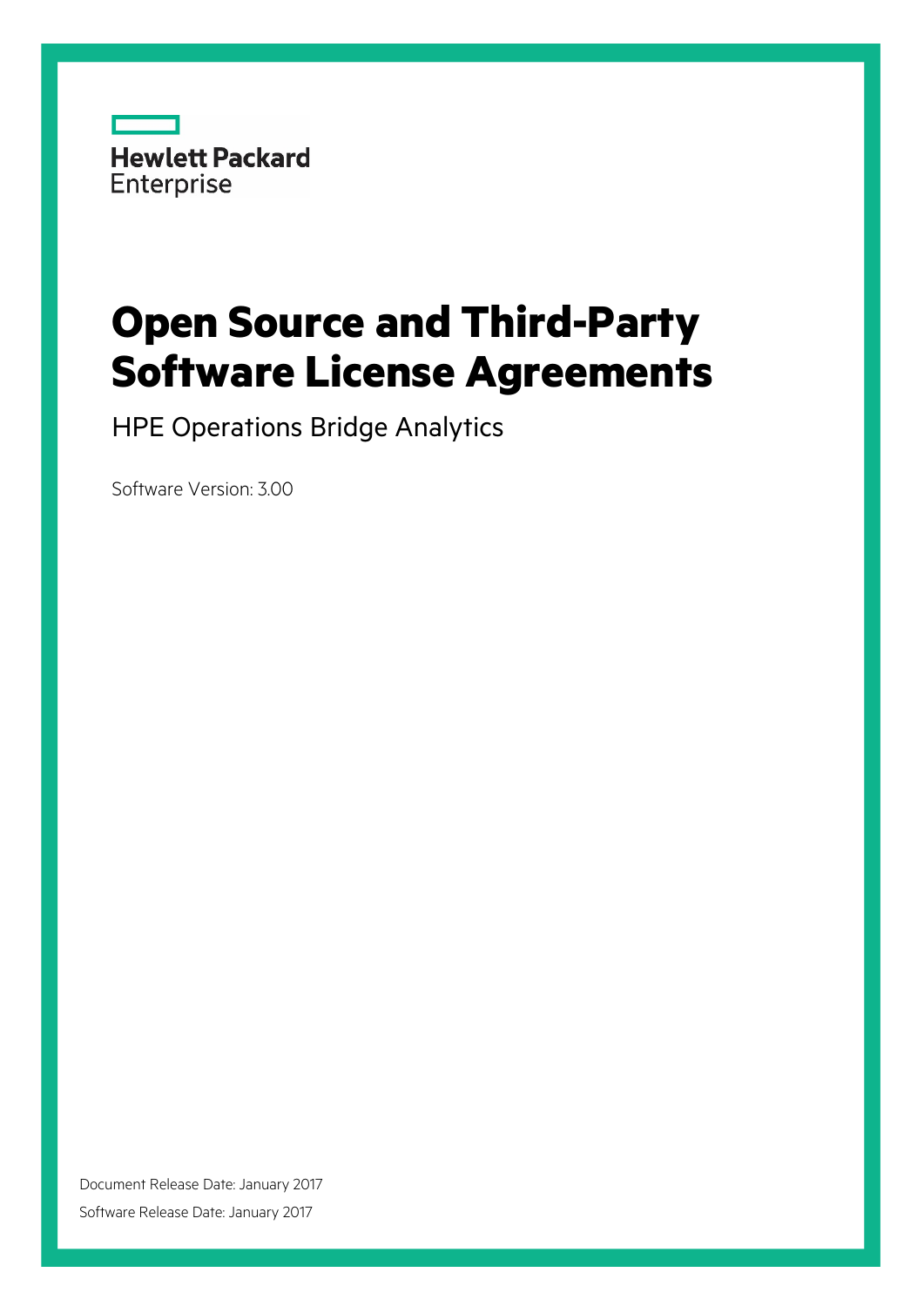Hewlett Packard Enterprise

# Open Source and Third-Party Software License Agreements

## HPE Operations Bridge Analytics

Software Version: 3.00

Document Release Date: January 2017

Software Release Date: January 2017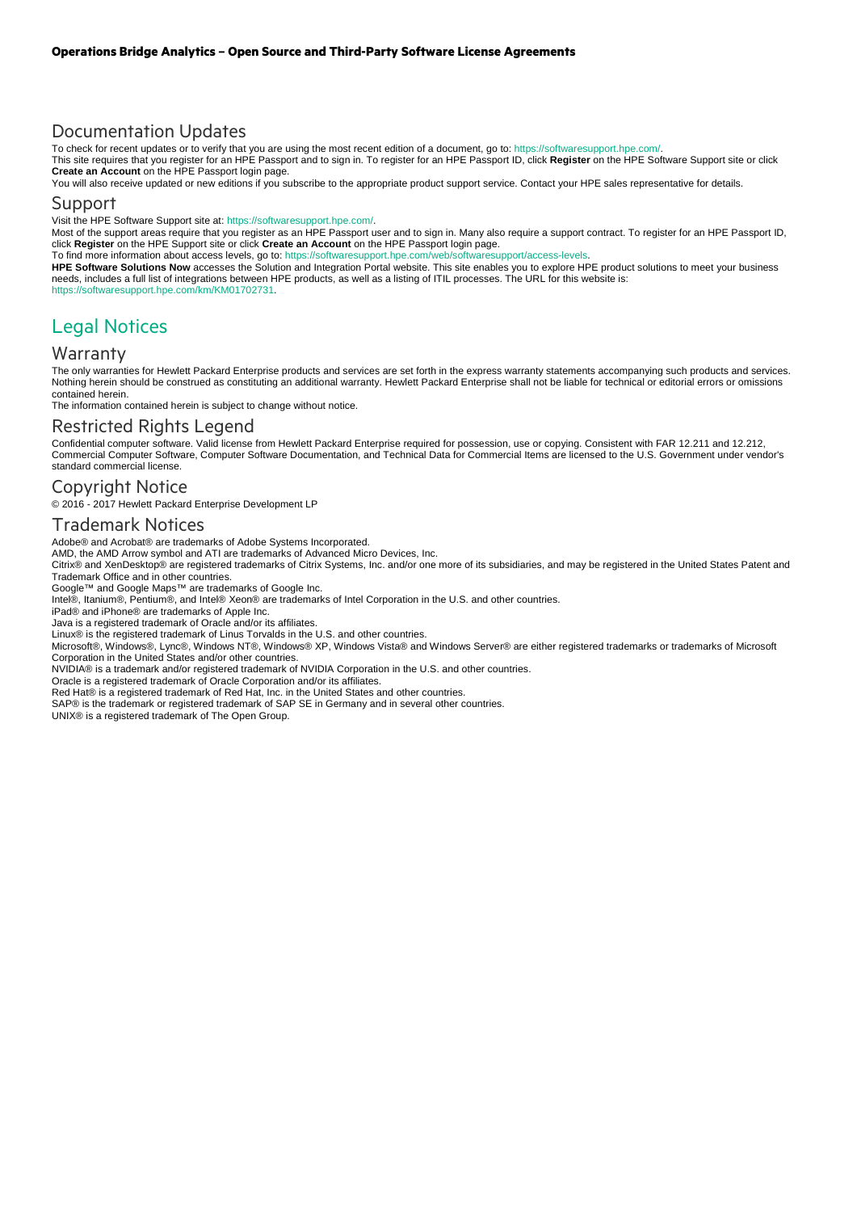## Documentation Updates

To check for recent updates or to verify that you are using the most recent edition of a document, go to: https://softwaresupport.hpe.com/.
This site requires that you register for an HPE Passport and to sign in. To register for an HPE Passport ID, click **Register** on the HPE Software Support site or click **Create an Account** on the HPE Passport login page.
You will also receive updated or new editions if you subscribe to the appropriate product support service. Contact your HPE sales representative for details.

## Support

Visit the HPE Software Support site at: https://softwaresupport.hpe.com/.
Most of the support areas require that you register as an HPE Passport user and to sign in. Many also require a support contract. To register for an HPE Passport ID, click **Register** on the HPE Support site or click **Create an Account** on the HPE Passport login page.
To find more information about access levels, go to: https://softwaresupport.hpe.com/web/softwaresupport/access-levels.
**HPE Software Solutions Now** accesses the Solution and Integration Portal website. This site enables you to explore HPE product solutions to meet your business needs, includes a full list of integrations between HPE products, as well as a listing of ITIL processes. The URL for this website is: https://softwaresupport.hpe.com/km/KM01702731.

# Legal Notices

## Warranty

The only warranties for Hewlett Packard Enterprise products and services are set forth in the express warranty statements accompanying such products and services. Nothing herein should be construed as constituting an additional warranty. Hewlett Packard Enterprise shall not be liable for technical or editorial errors or omissions contained herein.
The information contained herein is subject to change without notice.

## Restricted Rights Legend

Confidential computer software. Valid license from Hewlett Packard Enterprise required for possession, use or copying. Consistent with FAR 12.211 and 12.212, Commercial Computer Software, Computer Software Documentation, and Technical Data for Commercial Items are licensed to the U.S. Government under vendor's standard commercial license.

## Copyright Notice

© 2016 - 2017 Hewlett Packard Enterprise Development LP

## Trademark Notices

Adobe® and Acrobat® are trademarks of Adobe Systems Incorporated.
AMD, the AMD Arrow symbol and ATI are trademarks of Advanced Micro Devices, Inc.
Citrix® and XenDesktop® are registered trademarks of Citrix Systems, Inc. and/or one more of its subsidiaries, and may be registered in the United States Patent and Trademark Office and in other countries.
Google™ and Google Maps™ are trademarks of Google Inc.
Intel®, Itanium®, Pentium®, and Intel® Xeon® are trademarks of Intel Corporation in the U.S. and other countries.
iPad® and iPhone® are trademarks of Apple Inc.
Java is a registered trademark of Oracle and/or its affiliates.
Linux® is the registered trademark of Linus Torvalds in the U.S. and other countries.
Microsoft®, Windows®, Lync®, Windows NT®, Windows® XP, Windows Vista® and Windows Server® are either registered trademarks or trademarks of Microsoft Corporation in the United States and/or other countries.
NVIDIA® is a trademark and/or registered trademark of NVIDIA Corporation in the U.S. and other countries.
Oracle is a registered trademark of Oracle Corporation and/or its affiliates.
Red Hat® is a registered trademark of Red Hat, Inc. in the United States and other countries.
SAP® is the trademark or registered trademark of SAP SE in Germany and in several other countries.
UNIX® is a registered trademark of The Open Group.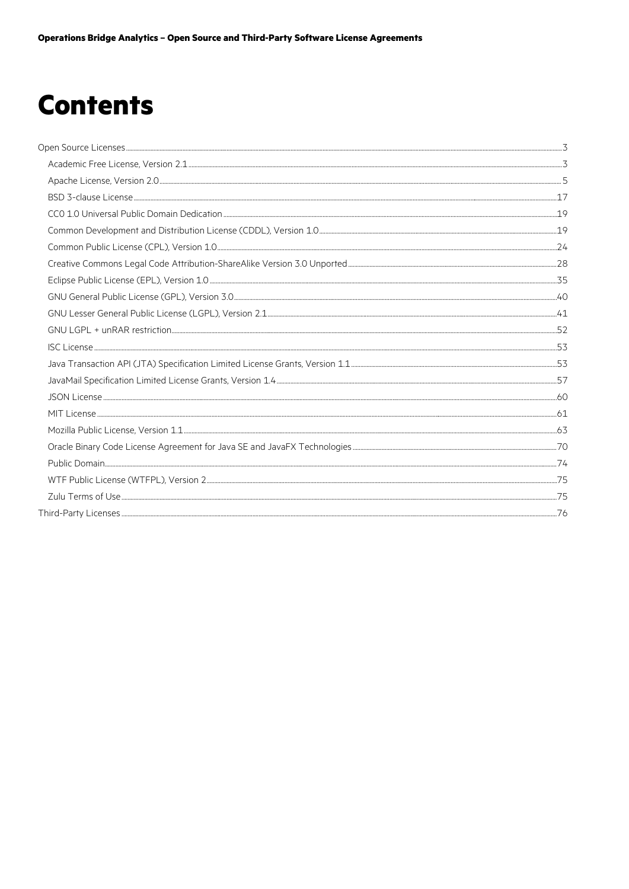# Contents

- Open Source Licenses ... 3
  - Academic Free License, Version 2.1 ... 3
  - Apache License, Version 2.0 ... 5
  - BSD 3-clause License ... 17
  - CC0 1.0 Universal Public Domain Dedication ... 19
  - Common Development and Distribution License (CDDL), Version 1.0 ... 19
  - Common Public License (CPL), Version 1.0 ... 24
  - Creative Commons Legal Code Attribution-ShareAlike Version 3.0 Unported ... 28
  - Eclipse Public License (EPL), Version 1.0 ... 35
  - GNU General Public License (GPL), Version 3.0 ... 40
  - GNU Lesser General Public License (LGPL), Version 2.1 ... 41
  - GNU LGPL + unRAR restriction ... 52
  - ISC License ... 53
  - Java Transaction API (JTA) Specification Limited License Grants, Version 1.1 ... 53
  - JavaMail Specification Limited License Grants, Version 1.4 ... 57
  - JSON License ... 60
  - MIT License ... 61
  - Mozilla Public License, Version 1.1 ... 63
  - Oracle Binary Code License Agreement for Java SE and JavaFX Technologies ... 70
  - Public Domain ... 74
  - WTF Public License (WTFPL), Version 2 ... 75
  - Zulu Terms of Use ... 75
- Third-Party Licenses ... 76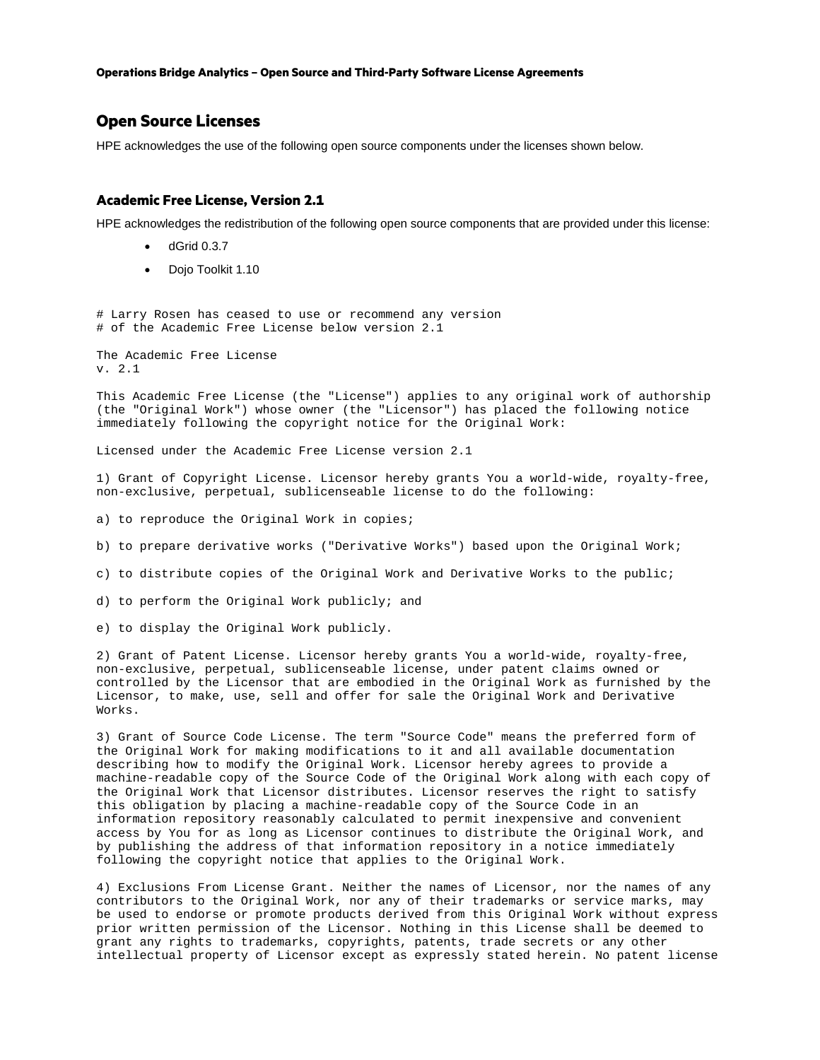## Open Source Licenses

HPE acknowledges the use of the following open source components under the licenses shown below.

### Academic Free License, Version 2.1

HPE acknowledges the redistribution of the following open source components that are provided under this license:

- dGrid 0.3.7
- Dojo Toolkit 1.10

```
# Larry Rosen has ceased to use or recommend any version
# of the Academic Free License below version 2.1

The Academic Free License
v. 2.1

This Academic Free License (the "License") applies to any original work of authorship
(the "Original Work") whose owner (the "Licensor") has placed the following notice
immediately following the copyright notice for the Original Work:

Licensed under the Academic Free License version 2.1

1) Grant of Copyright License. Licensor hereby grants You a world-wide, royalty-free,
non-exclusive, perpetual, sublicenseable license to do the following:

a) to reproduce the Original Work in copies;

b) to prepare derivative works ("Derivative Works") based upon the Original Work;

c) to distribute copies of the Original Work and Derivative Works to the public;

d) to perform the Original Work publicly; and

e) to display the Original Work publicly.

2) Grant of Patent License. Licensor hereby grants You a world-wide, royalty-free,
non-exclusive, perpetual, sublicenseable license, under patent claims owned or
controlled by the Licensor that are embodied in the Original Work as furnished by the
Licensor, to make, use, sell and offer for sale the Original Work and Derivative
Works.

3) Grant of Source Code License. The term "Source Code" means the preferred form of
the Original Work for making modifications to it and all available documentation
describing how to modify the Original Work. Licensor hereby agrees to provide a
machine-readable copy of the Source Code of the Original Work along with each copy of
the Original Work that Licensor distributes. Licensor reserves the right to satisfy
this obligation by placing a machine-readable copy of the Source Code in an
information repository reasonably calculated to permit inexpensive and convenient
access by You for as long as Licensor continues to distribute the Original Work, and
by publishing the address of that information repository in a notice immediately
following the copyright notice that applies to the Original Work.

4) Exclusions From License Grant. Neither the names of Licensor, nor the names of any
contributors to the Original Work, nor any of their trademarks or service marks, may
be used to endorse or promote products derived from this Original Work without express
prior written permission of the Licensor. Nothing in this License shall be deemed to
grant any rights to trademarks, copyrights, patents, trade secrets or any other
intellectual property of Licensor except as expressly stated herein. No patent license
```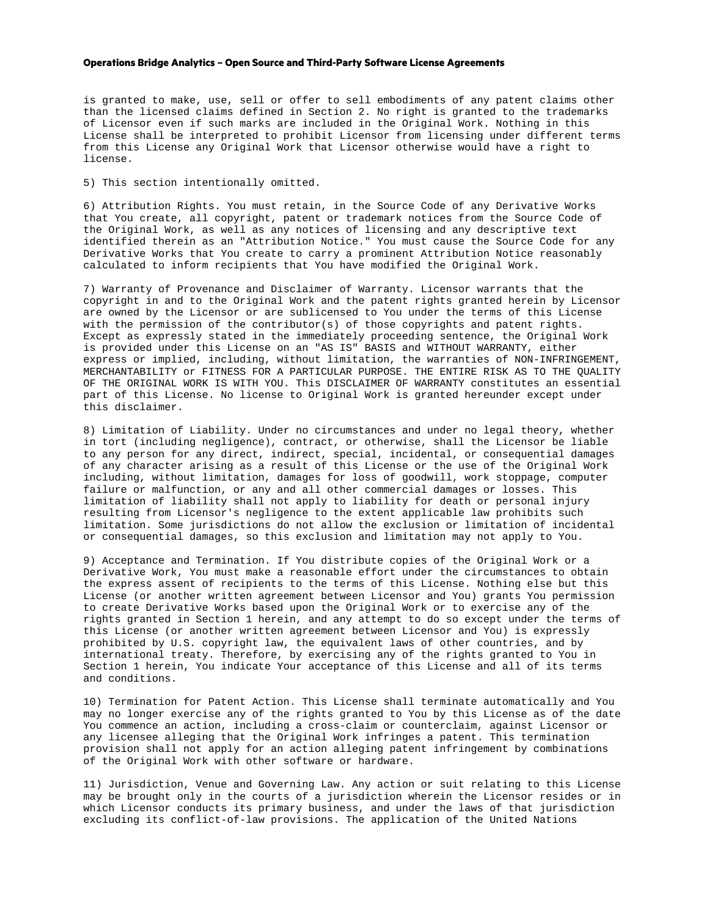is granted to make, use, sell or offer to sell embodiments of any patent claims other than the licensed claims defined in Section 2. No right is granted to the trademarks of Licensor even if such marks are included in the Original Work. Nothing in this License shall be interpreted to prohibit Licensor from licensing under different terms from this License any Original Work that Licensor otherwise would have a right to license.

5) This section intentionally omitted.

6) Attribution Rights. You must retain, in the Source Code of any Derivative Works that You create, all copyright, patent or trademark notices from the Source Code of the Original Work, as well as any notices of licensing and any descriptive text identified therein as an "Attribution Notice." You must cause the Source Code for any Derivative Works that You create to carry a prominent Attribution Notice reasonably calculated to inform recipients that You have modified the Original Work.

7) Warranty of Provenance and Disclaimer of Warranty. Licensor warrants that the copyright in and to the Original Work and the patent rights granted herein by Licensor are owned by the Licensor or are sublicensed to You under the terms of this License with the permission of the contributor(s) of those copyrights and patent rights. Except as expressly stated in the immediately proceeding sentence, the Original Work is provided under this License on an "AS IS" BASIS and WITHOUT WARRANTY, either express or implied, including, without limitation, the warranties of NON-INFRINGEMENT, MERCHANTABILITY or FITNESS FOR A PARTICULAR PURPOSE. THE ENTIRE RISK AS TO THE QUALITY OF THE ORIGINAL WORK IS WITH YOU. This DISCLAIMER OF WARRANTY constitutes an essential part of this License. No license to Original Work is granted hereunder except under this disclaimer.

8) Limitation of Liability. Under no circumstances and under no legal theory, whether in tort (including negligence), contract, or otherwise, shall the Licensor be liable to any person for any direct, indirect, special, incidental, or consequential damages of any character arising as a result of this License or the use of the Original Work including, without limitation, damages for loss of goodwill, work stoppage, computer failure or malfunction, or any and all other commercial damages or losses. This limitation of liability shall not apply to liability for death or personal injury resulting from Licensor's negligence to the extent applicable law prohibits such limitation. Some jurisdictions do not allow the exclusion or limitation of incidental or consequential damages, so this exclusion and limitation may not apply to You.

9) Acceptance and Termination. If You distribute copies of the Original Work or a Derivative Work, You must make a reasonable effort under the circumstances to obtain the express assent of recipients to the terms of this License. Nothing else but this License (or another written agreement between Licensor and You) grants You permission to create Derivative Works based upon the Original Work or to exercise any of the rights granted in Section 1 herein, and any attempt to do so except under the terms of this License (or another written agreement between Licensor and You) is expressly prohibited by U.S. copyright law, the equivalent laws of other countries, and by international treaty. Therefore, by exercising any of the rights granted to You in Section 1 herein, You indicate Your acceptance of this License and all of its terms and conditions.

10) Termination for Patent Action. This License shall terminate automatically and You may no longer exercise any of the rights granted to You by this License as of the date You commence an action, including a cross-claim or counterclaim, against Licensor or any licensee alleging that the Original Work infringes a patent. This termination provision shall not apply for an action alleging patent infringement by combinations of the Original Work with other software or hardware.

11) Jurisdiction, Venue and Governing Law. Any action or suit relating to this License may be brought only in the courts of a jurisdiction wherein the Licensor resides or in which Licensor conducts its primary business, and under the laws of that jurisdiction excluding its conflict-of-law provisions. The application of the United Nations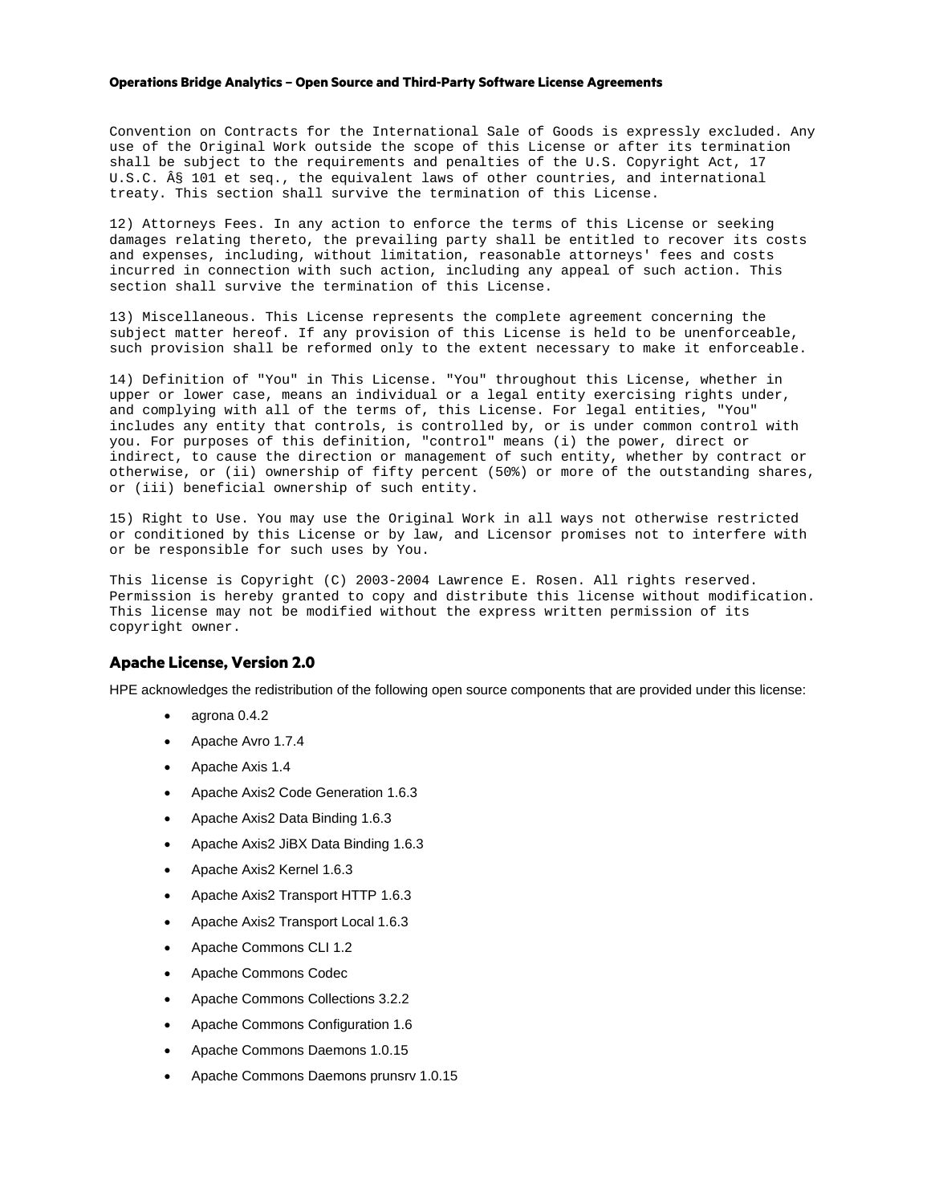Convention on Contracts for the International Sale of Goods is expressly excluded. Any use of the Original Work outside the scope of this License or after its termination shall be subject to the requirements and penalties of the U.S. Copyright Act, 17 U.S.C. Â§ 101 et seq., the equivalent laws of other countries, and international treaty. This section shall survive the termination of this License.

12) Attorneys Fees. In any action to enforce the terms of this License or seeking damages relating thereto, the prevailing party shall be entitled to recover its costs and expenses, including, without limitation, reasonable attorneys' fees and costs incurred in connection with such action, including any appeal of such action. This section shall survive the termination of this License.

13) Miscellaneous. This License represents the complete agreement concerning the subject matter hereof. If any provision of this License is held to be unenforceable, such provision shall be reformed only to the extent necessary to make it enforceable.

14) Definition of "You" in This License. "You" throughout this License, whether in upper or lower case, means an individual or a legal entity exercising rights under, and complying with all of the terms of, this License. For legal entities, "You" includes any entity that controls, is controlled by, or is under common control with you. For purposes of this definition, "control" means (i) the power, direct or indirect, to cause the direction or management of such entity, whether by contract or otherwise, or (ii) ownership of fifty percent (50%) or more of the outstanding shares, or (iii) beneficial ownership of such entity.

15) Right to Use. You may use the Original Work in all ways not otherwise restricted or conditioned by this License or by law, and Licensor promises not to interfere with or be responsible for such uses by You.

This license is Copyright (C) 2003-2004 Lawrence E. Rosen. All rights reserved. Permission is hereby granted to copy and distribute this license without modification. This license may not be modified without the express written permission of its copyright owner.

## Apache License, Version 2.0

HPE acknowledges the redistribution of the following open source components that are provided under this license:

- agrona 0.4.2
- Apache Avro 1.7.4
- Apache Axis 1.4
- Apache Axis2 Code Generation 1.6.3
- Apache Axis2 Data Binding 1.6.3
- Apache Axis2 JiBX Data Binding 1.6.3
- Apache Axis2 Kernel 1.6.3
- Apache Axis2 Transport HTTP 1.6.3
- Apache Axis2 Transport Local 1.6.3
- Apache Commons CLI 1.2
- Apache Commons Codec
- Apache Commons Collections 3.2.2
- Apache Commons Configuration 1.6
- Apache Commons Daemons 1.0.15
- Apache Commons Daemons prunsrv 1.0.15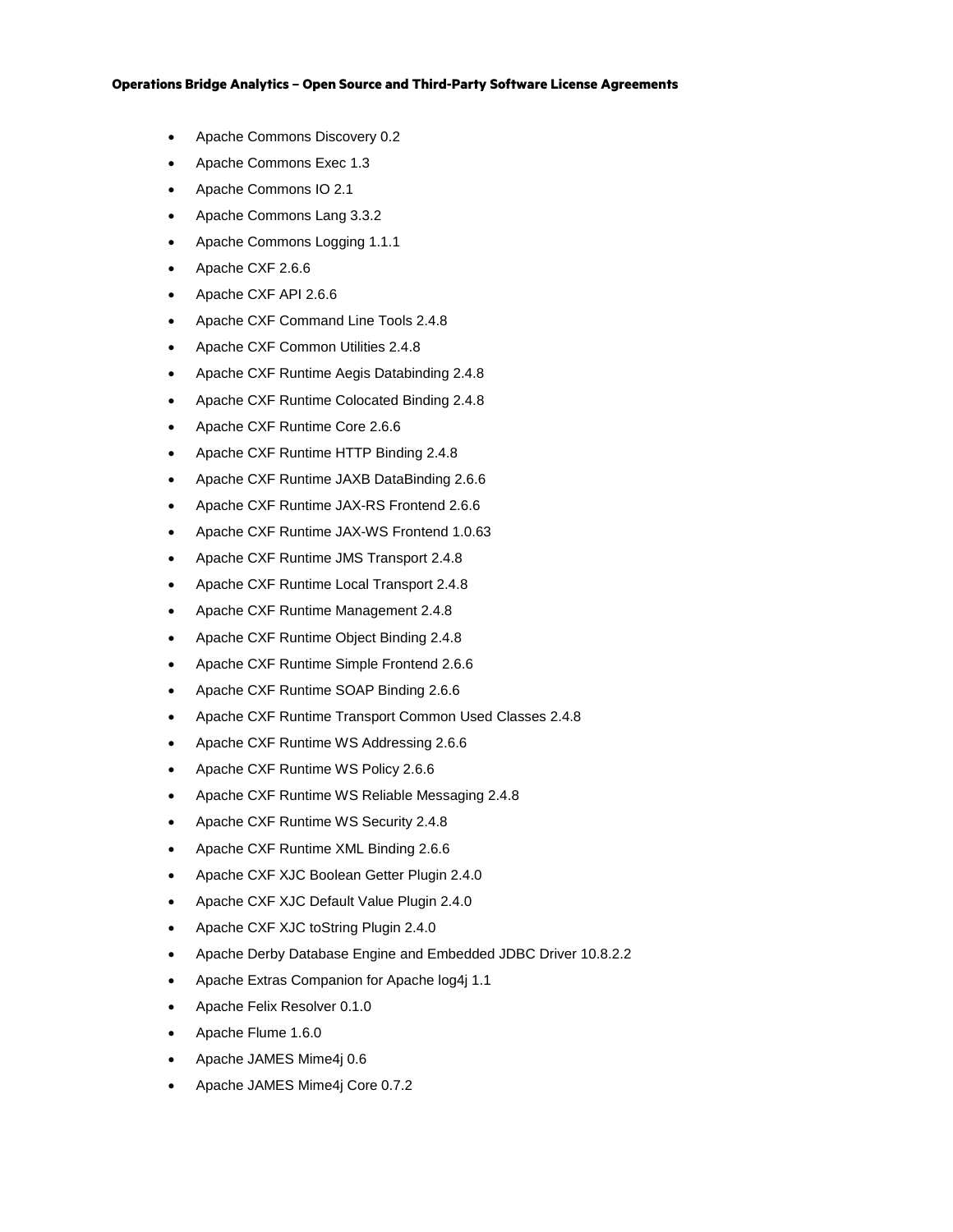**Operations Bridge Analytics – Open Source and Third-Party Software License Agreements**

- Apache Commons Discovery 0.2
- Apache Commons Exec 1.3
- Apache Commons IO 2.1
- Apache Commons Lang 3.3.2
- Apache Commons Logging 1.1.1
- Apache CXF 2.6.6
- Apache CXF API 2.6.6
- Apache CXF Command Line Tools 2.4.8
- Apache CXF Common Utilities 2.4.8
- Apache CXF Runtime Aegis Databinding 2.4.8
- Apache CXF Runtime Colocated Binding 2.4.8
- Apache CXF Runtime Core 2.6.6
- Apache CXF Runtime HTTP Binding 2.4.8
- Apache CXF Runtime JAXB DataBinding 2.6.6
- Apache CXF Runtime JAX-RS Frontend 2.6.6
- Apache CXF Runtime JAX-WS Frontend 1.0.63
- Apache CXF Runtime JMS Transport 2.4.8
- Apache CXF Runtime Local Transport 2.4.8
- Apache CXF Runtime Management 2.4.8
- Apache CXF Runtime Object Binding 2.4.8
- Apache CXF Runtime Simple Frontend 2.6.6
- Apache CXF Runtime SOAP Binding 2.6.6
- Apache CXF Runtime Transport Common Used Classes 2.4.8
- Apache CXF Runtime WS Addressing 2.6.6
- Apache CXF Runtime WS Policy 2.6.6
- Apache CXF Runtime WS Reliable Messaging 2.4.8
- Apache CXF Runtime WS Security 2.4.8
- Apache CXF Runtime XML Binding 2.6.6
- Apache CXF XJC Boolean Getter Plugin 2.4.0
- Apache CXF XJC Default Value Plugin 2.4.0
- Apache CXF XJC toString Plugin 2.4.0
- Apache Derby Database Engine and Embedded JDBC Driver 10.8.2.2
- Apache Extras Companion for Apache log4j 1.1
- Apache Felix Resolver 0.1.0
- Apache Flume 1.6.0
- Apache JAMES Mime4j 0.6
- Apache JAMES Mime4j Core 0.7.2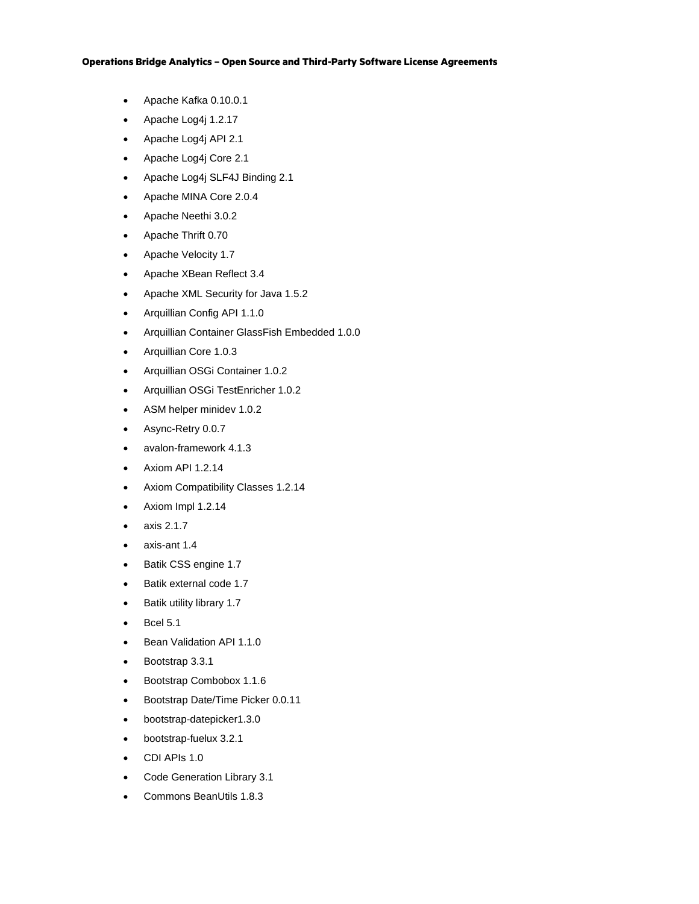**Operations Bridge Analytics – Open Source and Third-Party Software License Agreements**

- Apache Kafka 0.10.0.1
- Apache Log4j 1.2.17
- Apache Log4j API 2.1
- Apache Log4j Core 2.1
- Apache Log4j SLF4J Binding 2.1
- Apache MINA Core 2.0.4
- Apache Neethi 3.0.2
- Apache Thrift 0.70
- Apache Velocity 1.7
- Apache XBean Reflect 3.4
- Apache XML Security for Java 1.5.2
- Arquillian Config API 1.1.0
- Arquillian Container GlassFish Embedded 1.0.0
- Arquillian Core 1.0.3
- Arquillian OSGi Container 1.0.2
- Arquillian OSGi TestEnricher 1.0.2
- ASM helper minidev 1.0.2
- Async-Retry 0.0.7
- avalon-framework 4.1.3
- Axiom API 1.2.14
- Axiom Compatibility Classes 1.2.14
- Axiom Impl 1.2.14
- axis 2.1.7
- axis-ant 1.4
- Batik CSS engine 1.7
- Batik external code 1.7
- Batik utility library 1.7
- Bcel 5.1
- Bean Validation API 1.1.0
- Bootstrap 3.3.1
- Bootstrap Combobox 1.1.6
- Bootstrap Date/Time Picker 0.0.11
- bootstrap-datepicker1.3.0
- bootstrap-fuelux 3.2.1
- CDI APIs 1.0
- Code Generation Library 3.1
- Commons BeanUtils 1.8.3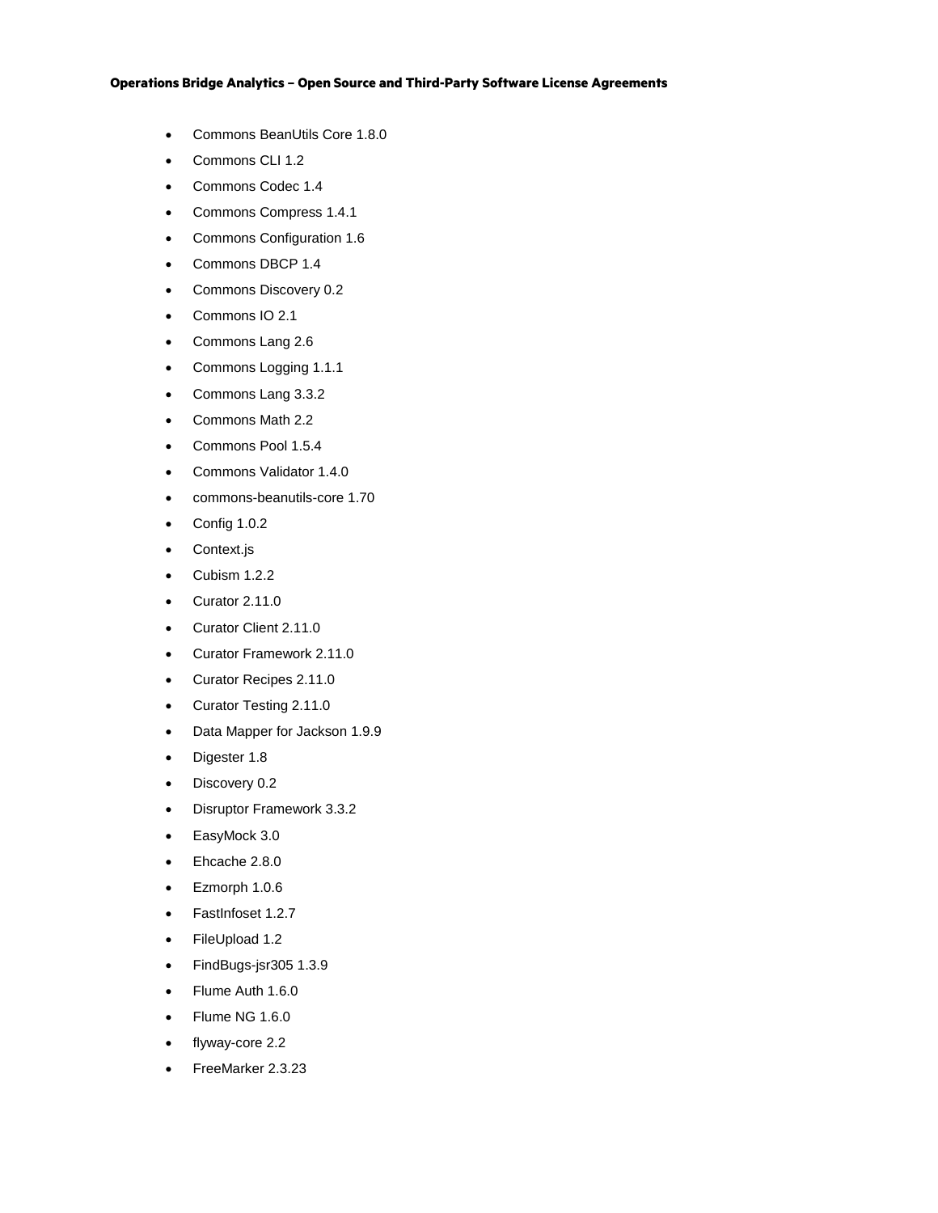- Commons BeanUtils Core 1.8.0
- Commons CLI 1.2
- Commons Codec 1.4
- Commons Compress 1.4.1
- Commons Configuration 1.6
- Commons DBCP 1.4
- Commons Discovery 0.2
- Commons IO 2.1
- Commons Lang 2.6
- Commons Logging 1.1.1
- Commons Lang 3.3.2
- Commons Math 2.2
- Commons Pool 1.5.4
- Commons Validator 1.4.0
- commons-beanutils-core 1.70
- Config 1.0.2
- Context.js
- Cubism 1.2.2
- Curator 2.11.0
- Curator Client 2.11.0
- Curator Framework 2.11.0
- Curator Recipes 2.11.0
- Curator Testing 2.11.0
- Data Mapper for Jackson 1.9.9
- Digester 1.8
- Discovery 0.2
- Disruptor Framework 3.3.2
- EasyMock 3.0
- Ehcache 2.8.0
- Ezmorph 1.0.6
- FastInfoset 1.2.7
- FileUpload 1.2
- FindBugs-jsr305 1.3.9
- Flume Auth 1.6.0
- Flume NG 1.6.0
- flyway-core 2.2
- FreeMarker 2.3.23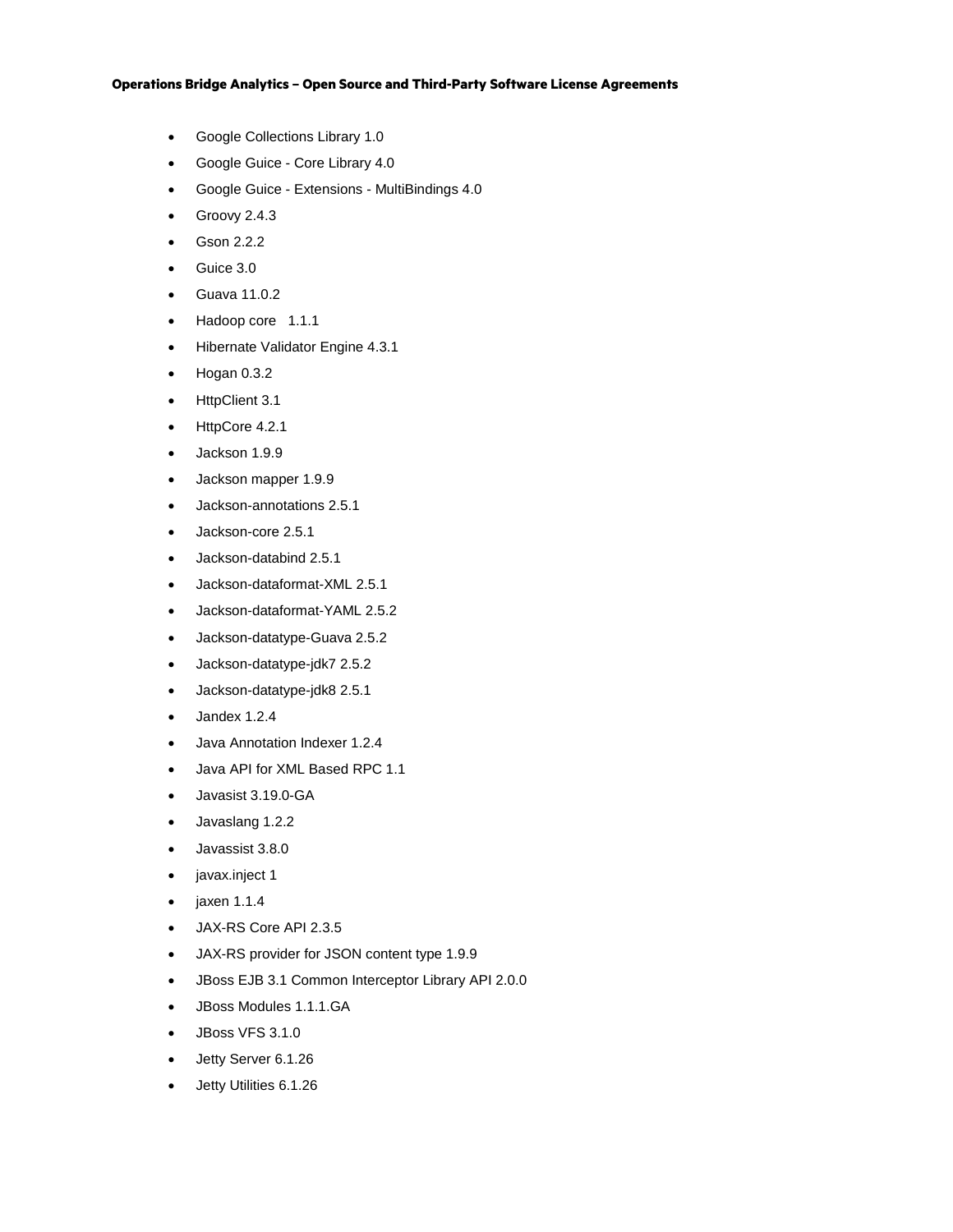- Google Collections Library 1.0
- Google Guice - Core Library 4.0
- Google Guice - Extensions - MultiBindings 4.0
- Groovy 2.4.3
- Gson 2.2.2
- Guice 3.0
- Guava 11.0.2
- Hadoop core 1.1.1
- Hibernate Validator Engine 4.3.1
- Hogan 0.3.2
- HttpClient 3.1
- HttpCore 4.2.1
- Jackson 1.9.9
- Jackson mapper 1.9.9
- Jackson-annotations 2.5.1
- Jackson-core 2.5.1
- Jackson-databind 2.5.1
- Jackson-dataformat-XML 2.5.1
- Jackson-dataformat-YAML 2.5.2
- Jackson-datatype-Guava 2.5.2
- Jackson-datatype-jdk7 2.5.2
- Jackson-datatype-jdk8 2.5.1
- Jandex 1.2.4
- Java Annotation Indexer 1.2.4
- Java API for XML Based RPC 1.1
- Javasist 3.19.0-GA
- Javaslang 1.2.2
- Javassist 3.8.0
- javax.inject 1
- jaxen 1.1.4
- JAX-RS Core API 2.3.5
- JAX-RS provider for JSON content type 1.9.9
- JBoss EJB 3.1 Common Interceptor Library API 2.0.0
- JBoss Modules 1.1.1.GA
- JBoss VFS 3.1.0
- Jetty Server 6.1.26
- Jetty Utilities 6.1.26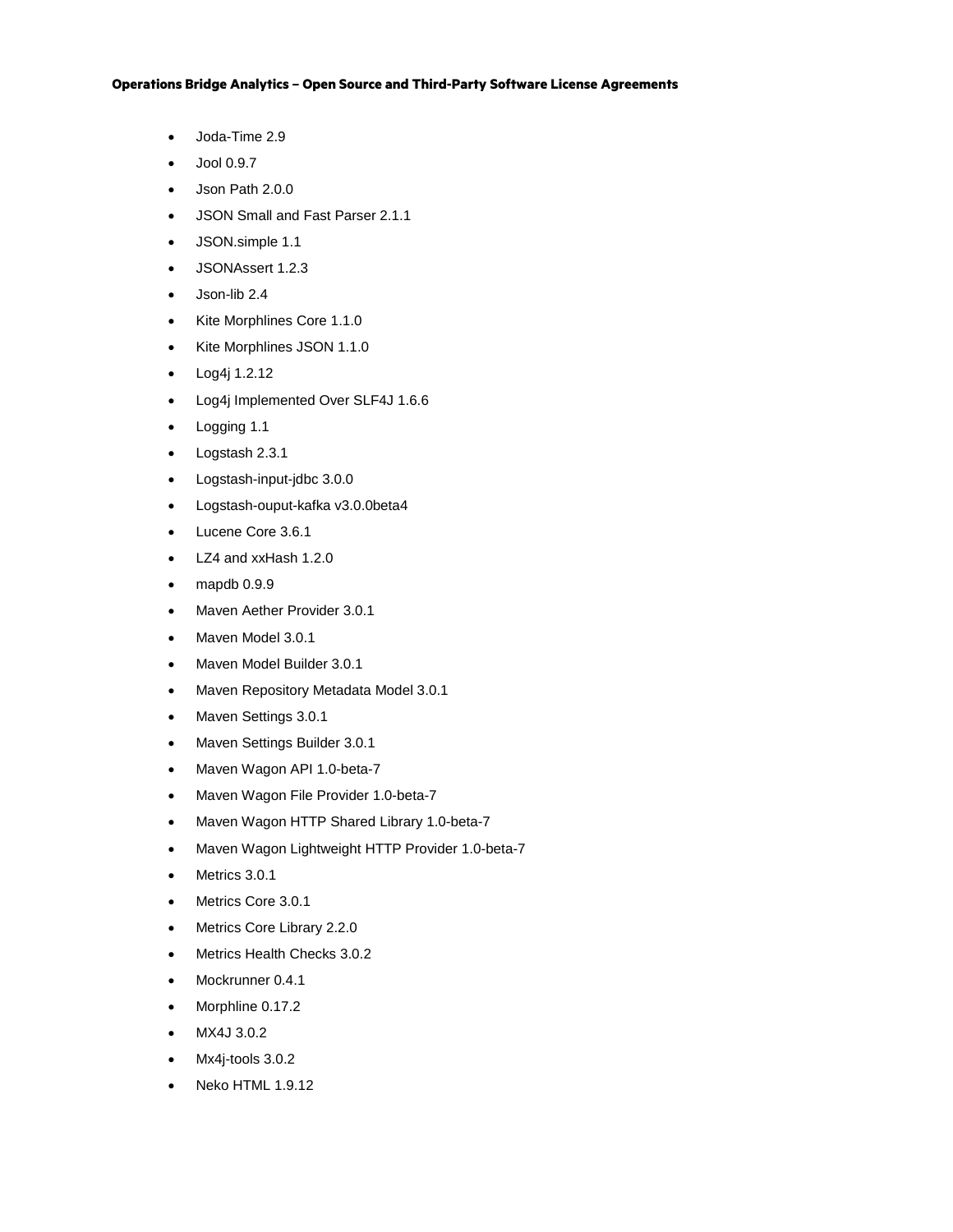- Joda-Time 2.9
- Jool 0.9.7
- Json Path 2.0.0
- JSON Small and Fast Parser 2.1.1
- JSON.simple 1.1
- JSONAssert 1.2.3
- Json-lib 2.4
- Kite Morphlines Core 1.1.0
- Kite Morphlines JSON 1.1.0
- Log4j 1.2.12
- Log4j Implemented Over SLF4J 1.6.6
- Logging 1.1
- Logstash 2.3.1
- Logstash-input-jdbc 3.0.0
- Logstash-ouput-kafka v3.0.0beta4
- Lucene Core 3.6.1
- LZ4 and xxHash 1.2.0
- mapdb 0.9.9
- Maven Aether Provider 3.0.1
- Maven Model 3.0.1
- Maven Model Builder 3.0.1
- Maven Repository Metadata Model 3.0.1
- Maven Settings 3.0.1
- Maven Settings Builder 3.0.1
- Maven Wagon API 1.0-beta-7
- Maven Wagon File Provider 1.0-beta-7
- Maven Wagon HTTP Shared Library 1.0-beta-7
- Maven Wagon Lightweight HTTP Provider 1.0-beta-7
- Metrics 3.0.1
- Metrics Core 3.0.1
- Metrics Core Library 2.2.0
- Metrics Health Checks 3.0.2
- Mockrunner 0.4.1
- Morphline 0.17.2
- MX4J 3.0.2
- Mx4j-tools 3.0.2
- Neko HTML 1.9.12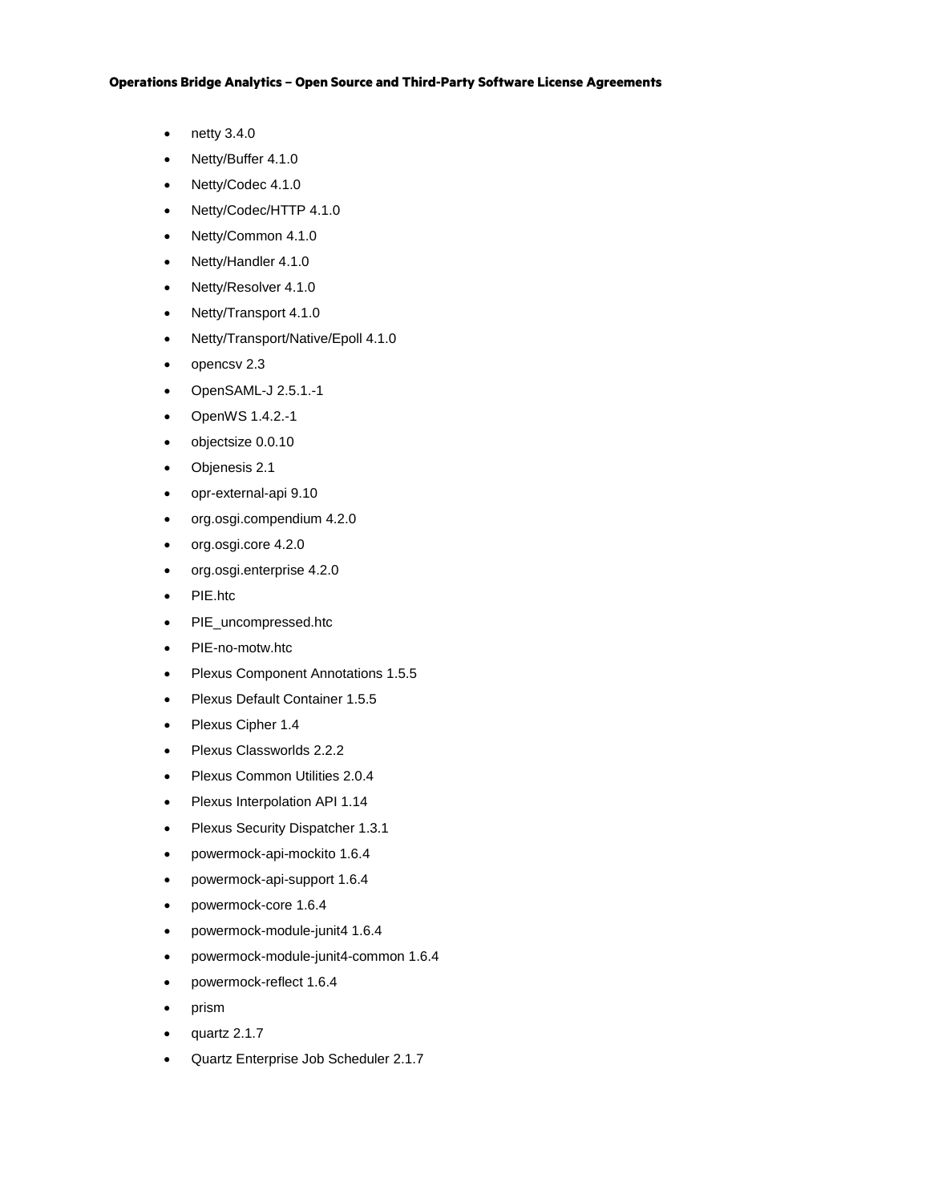- netty 3.4.0
- Netty/Buffer 4.1.0
- Netty/Codec 4.1.0
- Netty/Codec/HTTP 4.1.0
- Netty/Common 4.1.0
- Netty/Handler 4.1.0
- Netty/Resolver 4.1.0
- Netty/Transport 4.1.0
- Netty/Transport/Native/Epoll 4.1.0
- opencsv 2.3
- OpenSAML-J 2.5.1.-1
- OpenWS 1.4.2.-1
- objectsize 0.0.10
- Objenesis 2.1
- opr-external-api 9.10
- org.osgi.compendium 4.2.0
- org.osgi.core 4.2.0
- org.osgi.enterprise 4.2.0
- PIE.htc
- PIE_uncompressed.htc
- PIE-no-motw.htc
- Plexus Component Annotations 1.5.5
- Plexus Default Container 1.5.5
- Plexus Cipher 1.4
- Plexus Classworlds 2.2.2
- Plexus Common Utilities 2.0.4
- Plexus Interpolation API 1.14
- Plexus Security Dispatcher 1.3.1
- powermock-api-mockito 1.6.4
- powermock-api-support 1.6.4
- powermock-core 1.6.4
- powermock-module-junit4 1.6.4
- powermock-module-junit4-common 1.6.4
- powermock-reflect 1.6.4
- prism
- quartz 2.1.7
- Quartz Enterprise Job Scheduler 2.1.7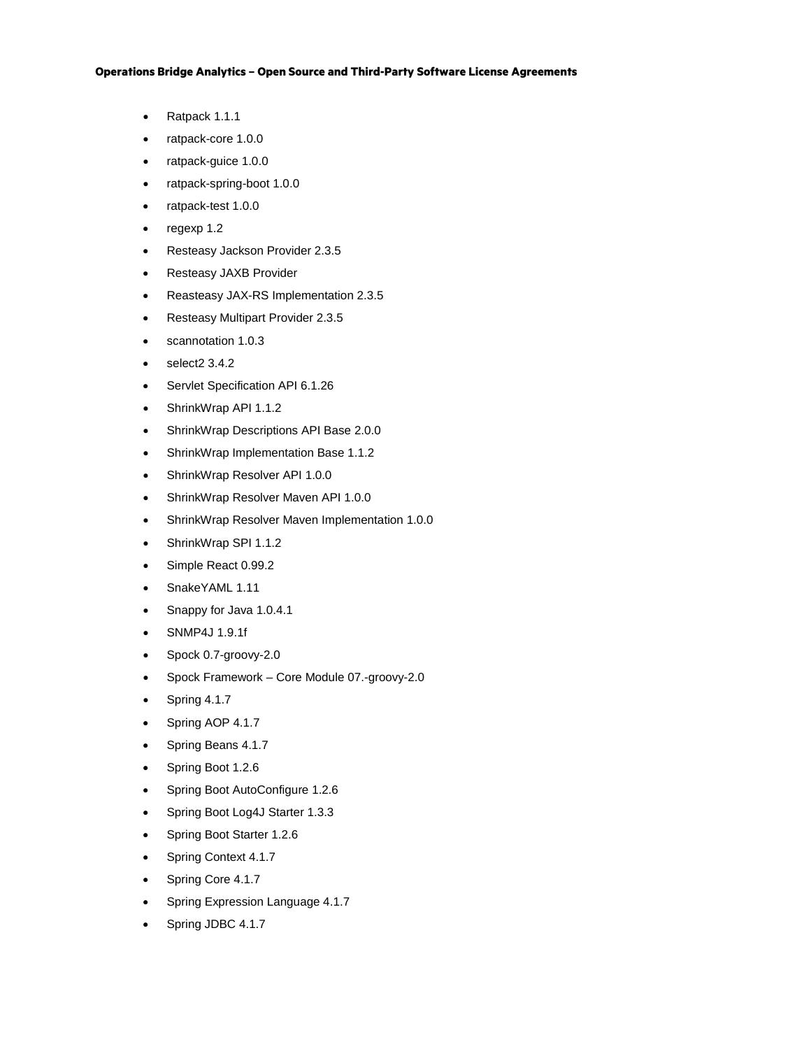- Ratpack 1.1.1
- ratpack-core 1.0.0
- ratpack-guice 1.0.0
- ratpack-spring-boot 1.0.0
- ratpack-test 1.0.0
- regexp 1.2
- Resteasy Jackson Provider 2.3.5
- Resteasy JAXB Provider
- Reasteasy JAX-RS Implementation 2.3.5
- Resteasy Multipart Provider 2.3.5
- scannotation 1.0.3
- select2 3.4.2
- Servlet Specification API 6.1.26
- ShrinkWrap API 1.1.2
- ShrinkWrap Descriptions API Base 2.0.0
- ShrinkWrap Implementation Base 1.1.2
- ShrinkWrap Resolver API 1.0.0
- ShrinkWrap Resolver Maven API 1.0.0
- ShrinkWrap Resolver Maven Implementation 1.0.0
- ShrinkWrap SPI 1.1.2
- Simple React 0.99.2
- SnakeYAML 1.11
- Snappy for Java 1.0.4.1
- SNMP4J 1.9.1f
- Spock 0.7-groovy-2.0
- Spock Framework – Core Module 07.-groovy-2.0
- Spring 4.1.7
- Spring AOP 4.1.7
- Spring Beans 4.1.7
- Spring Boot 1.2.6
- Spring Boot AutoConfigure 1.2.6
- Spring Boot Log4J Starter 1.3.3
- Spring Boot Starter 1.2.6
- Spring Context 4.1.7
- Spring Core 4.1.7
- Spring Expression Language 4.1.7
- Spring JDBC 4.1.7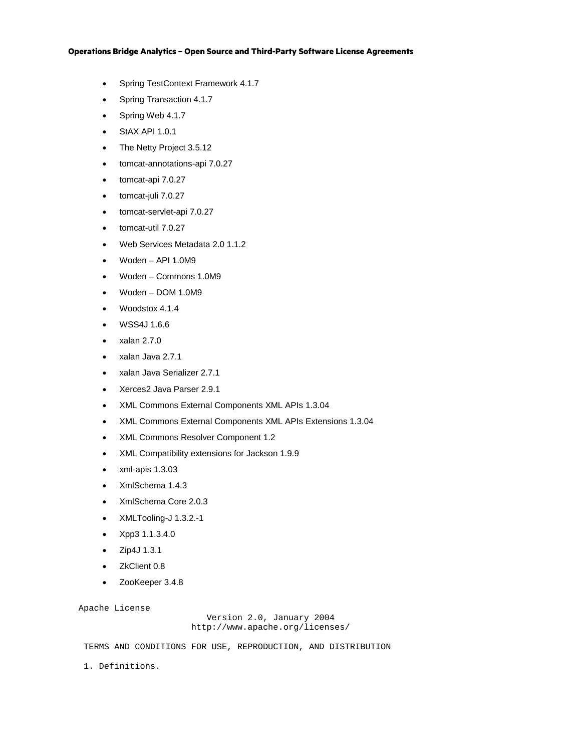- Spring TestContext Framework 4.1.7
- Spring Transaction 4.1.7
- Spring Web 4.1.7
- StAX API 1.0.1
- The Netty Project 3.5.12
- tomcat-annotations-api 7.0.27
- tomcat-api 7.0.27
- tomcat-juli 7.0.27
- tomcat-servlet-api 7.0.27
- tomcat-util 7.0.27
- Web Services Metadata 2.0 1.1.2
- Woden – API 1.0M9
- Woden – Commons 1.0M9
- Woden – DOM 1.0M9
- Woodstox 4.1.4
- WSS4J 1.6.6
- xalan 2.7.0
- xalan Java 2.7.1
- xalan Java Serializer 2.7.1
- Xerces2 Java Parser 2.9.1
- XML Commons External Components XML APIs 1.3.04
- XML Commons External Components XML APIs Extensions 1.3.04
- XML Commons Resolver Component 1.2
- XML Compatibility extensions for Jackson 1.9.9
- xml-apis 1.3.03
- XmlSchema 1.4.3
- XmlSchema Core 2.0.3
- XMLTooling-J 1.3.2.-1
- Xpp3 1.1.3.4.0
- Zip4J 1.3.1
- ZkClient 0.8
- ZooKeeper 3.4.8

```
Apache License
                       Version 2.0, January 2004
                    http://www.apache.org/licenses/

 TERMS AND CONDITIONS FOR USE, REPRODUCTION, AND DISTRIBUTION

 1. Definitions.
```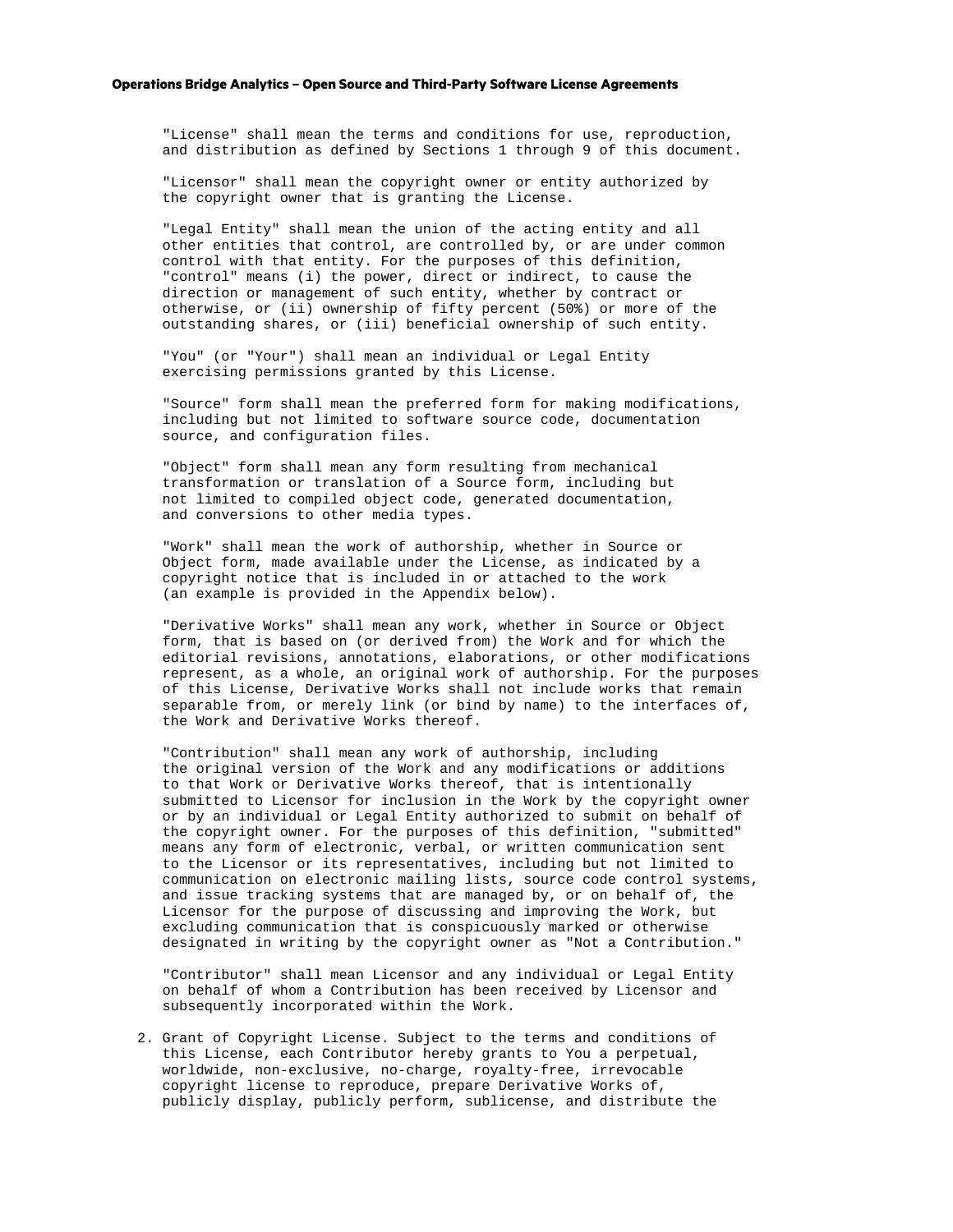"License" shall mean the terms and conditions for use, reproduction, and distribution as defined by Sections 1 through 9 of this document.

"Licensor" shall mean the copyright owner or entity authorized by the copyright owner that is granting the License.

"Legal Entity" shall mean the union of the acting entity and all other entities that control, are controlled by, or are under common control with that entity. For the purposes of this definition, "control" means (i) the power, direct or indirect, to cause the direction or management of such entity, whether by contract or otherwise, or (ii) ownership of fifty percent (50%) or more of the outstanding shares, or (iii) beneficial ownership of such entity.

"You" (or "Your") shall mean an individual or Legal Entity exercising permissions granted by this License.

"Source" form shall mean the preferred form for making modifications, including but not limited to software source code, documentation source, and configuration files.

"Object" form shall mean any form resulting from mechanical transformation or translation of a Source form, including but not limited to compiled object code, generated documentation, and conversions to other media types.

"Work" shall mean the work of authorship, whether in Source or Object form, made available under the License, as indicated by a copyright notice that is included in or attached to the work (an example is provided in the Appendix below).

"Derivative Works" shall mean any work, whether in Source or Object form, that is based on (or derived from) the Work and for which the editorial revisions, annotations, elaborations, or other modifications represent, as a whole, an original work of authorship. For the purposes of this License, Derivative Works shall not include works that remain separable from, or merely link (or bind by name) to the interfaces of, the Work and Derivative Works thereof.

"Contribution" shall mean any work of authorship, including the original version of the Work and any modifications or additions to that Work or Derivative Works thereof, that is intentionally submitted to Licensor for inclusion in the Work by the copyright owner or by an individual or Legal Entity authorized to submit on behalf of the copyright owner. For the purposes of this definition, "submitted" means any form of electronic, verbal, or written communication sent to the Licensor or its representatives, including but not limited to communication on electronic mailing lists, source code control systems, and issue tracking systems that are managed by, or on behalf of, the Licensor for the purpose of discussing and improving the Work, but excluding communication that is conspicuously marked or otherwise designated in writing by the copyright owner as "Not a Contribution."

"Contributor" shall mean Licensor and any individual or Legal Entity on behalf of whom a Contribution has been received by Licensor and subsequently incorporated within the Work.

2. Grant of Copyright License. Subject to the terms and conditions of this License, each Contributor hereby grants to You a perpetual, worldwide, non-exclusive, no-charge, royalty-free, irrevocable copyright license to reproduce, prepare Derivative Works of, publicly display, publicly perform, sublicense, and distribute the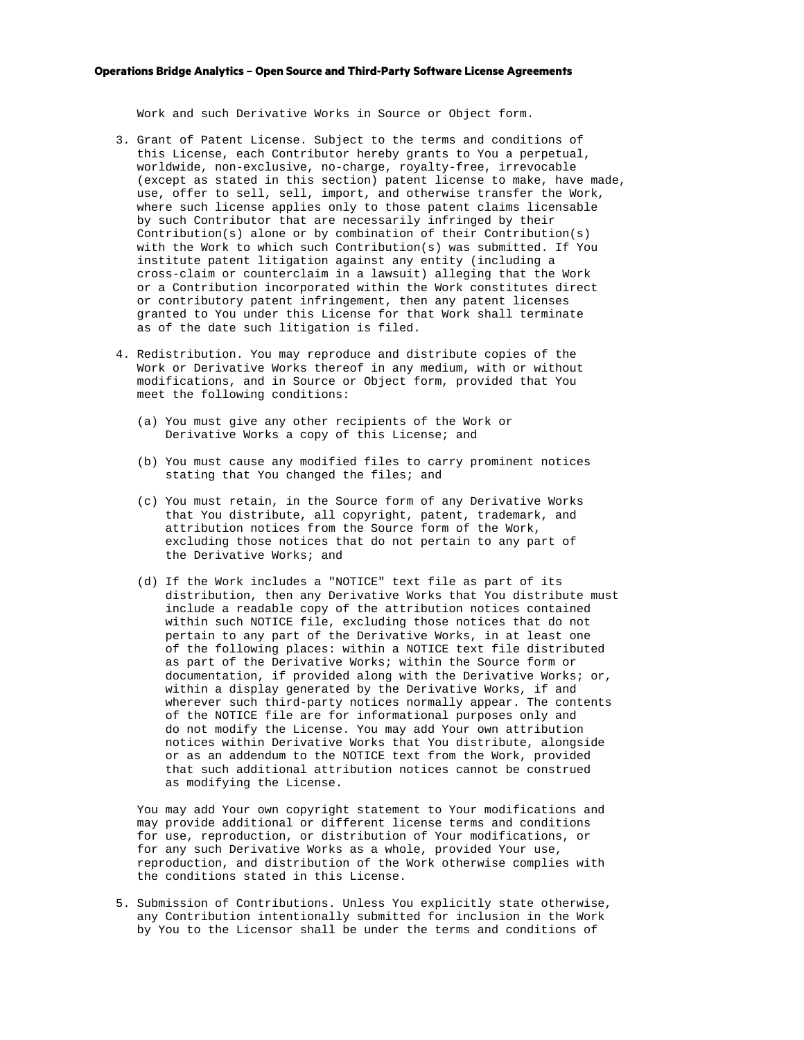Work and such Derivative Works in Source or Object form.

3. Grant of Patent License. Subject to the terms and conditions of this License, each Contributor hereby grants to You a perpetual, worldwide, non-exclusive, no-charge, royalty-free, irrevocable (except as stated in this section) patent license to make, have made, use, offer to sell, sell, import, and otherwise transfer the Work, where such license applies only to those patent claims licensable by such Contributor that are necessarily infringed by their Contribution(s) alone or by combination of their Contribution(s) with the Work to which such Contribution(s) was submitted. If You institute patent litigation against any entity (including a cross-claim or counterclaim in a lawsuit) alleging that the Work or a Contribution incorporated within the Work constitutes direct or contributory patent infringement, then any patent licenses granted to You under this License for that Work shall terminate as of the date such litigation is filed.

4. Redistribution. You may reproduce and distribute copies of the Work or Derivative Works thereof in any medium, with or without modifications, and in Source or Object form, provided that You meet the following conditions:

   (a) You must give any other recipients of the Work or Derivative Works a copy of this License; and

   (b) You must cause any modified files to carry prominent notices stating that You changed the files; and

   (c) You must retain, in the Source form of any Derivative Works that You distribute, all copyright, patent, trademark, and attribution notices from the Source form of the Work, excluding those notices that do not pertain to any part of the Derivative Works; and

   (d) If the Work includes a "NOTICE" text file as part of its distribution, then any Derivative Works that You distribute must include a readable copy of the attribution notices contained within such NOTICE file, excluding those notices that do not pertain to any part of the Derivative Works, in at least one of the following places: within a NOTICE text file distributed as part of the Derivative Works; within the Source form or documentation, if provided along with the Derivative Works; or, within a display generated by the Derivative Works, if and wherever such third-party notices normally appear. The contents of the NOTICE file are for informational purposes only and do not modify the License. You may add Your own attribution notices within Derivative Works that You distribute, alongside or as an addendum to the NOTICE text from the Work, provided that such additional attribution notices cannot be construed as modifying the License.

   You may add Your own copyright statement to Your modifications and may provide additional or different license terms and conditions for use, reproduction, or distribution of Your modifications, or for any such Derivative Works as a whole, provided Your use, reproduction, and distribution of the Work otherwise complies with the conditions stated in this License.

5. Submission of Contributions. Unless You explicitly state otherwise, any Contribution intentionally submitted for inclusion in the Work by You to the Licensor shall be under the terms and conditions of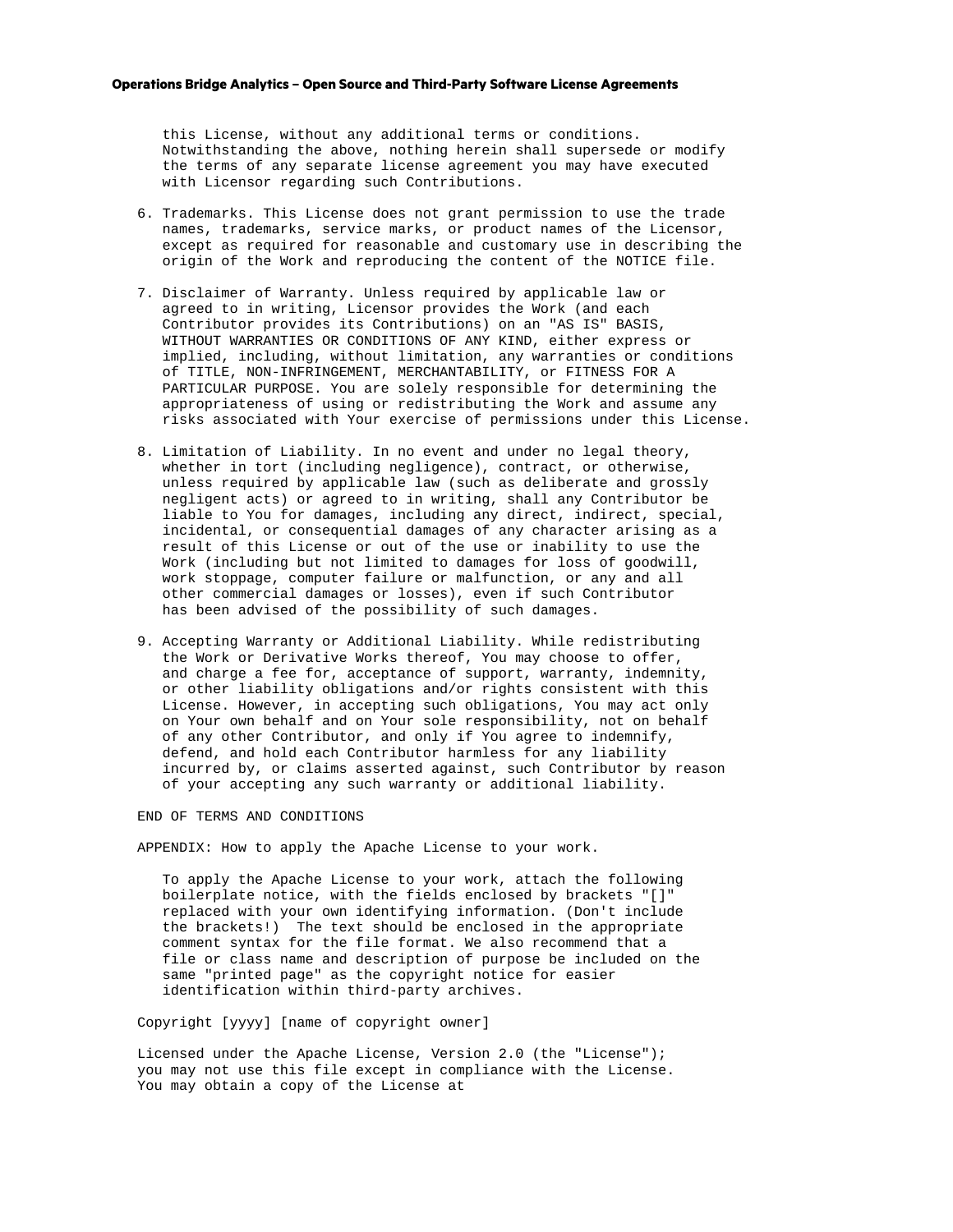this License, without any additional terms or conditions. Notwithstanding the above, nothing herein shall supersede or modify the terms of any separate license agreement you may have executed with Licensor regarding such Contributions.

6. Trademarks. This License does not grant permission to use the trade names, trademarks, service marks, or product names of the Licensor, except as required for reasonable and customary use in describing the origin of the Work and reproducing the content of the NOTICE file.

7. Disclaimer of Warranty. Unless required by applicable law or agreed to in writing, Licensor provides the Work (and each Contributor provides its Contributions) on an "AS IS" BASIS, WITHOUT WARRANTIES OR CONDITIONS OF ANY KIND, either express or implied, including, without limitation, any warranties or conditions of TITLE, NON-INFRINGEMENT, MERCHANTABILITY, or FITNESS FOR A PARTICULAR PURPOSE. You are solely responsible for determining the appropriateness of using or redistributing the Work and assume any risks associated with Your exercise of permissions under this License.

8. Limitation of Liability. In no event and under no legal theory, whether in tort (including negligence), contract, or otherwise, unless required by applicable law (such as deliberate and grossly negligent acts) or agreed to in writing, shall any Contributor be liable to You for damages, including any direct, indirect, special, incidental, or consequential damages of any character arising as a result of this License or out of the use or inability to use the Work (including but not limited to damages for loss of goodwill, work stoppage, computer failure or malfunction, or any and all other commercial damages or losses), even if such Contributor has been advised of the possibility of such damages.

9. Accepting Warranty or Additional Liability. While redistributing the Work or Derivative Works thereof, You may choose to offer, and charge a fee for, acceptance of support, warranty, indemnity, or other liability obligations and/or rights consistent with this License. However, in accepting such obligations, You may act only on Your own behalf and on Your sole responsibility, not on behalf of any other Contributor, and only if You agree to indemnify, defend, and hold each Contributor harmless for any liability incurred by, or claims asserted against, such Contributor by reason of your accepting any such warranty or additional liability.

END OF TERMS AND CONDITIONS

APPENDIX: How to apply the Apache License to your work.

To apply the Apache License to your work, attach the following boilerplate notice, with the fields enclosed by brackets "[]" replaced with your own identifying information. (Don't include the brackets!) The text should be enclosed in the appropriate comment syntax for the file format. We also recommend that a file or class name and description of purpose be included on the same "printed page" as the copyright notice for easier identification within third-party archives.

Copyright [yyyy] [name of copyright owner]

Licensed under the Apache License, Version 2.0 (the "License"); you may not use this file except in compliance with the License. You may obtain a copy of the License at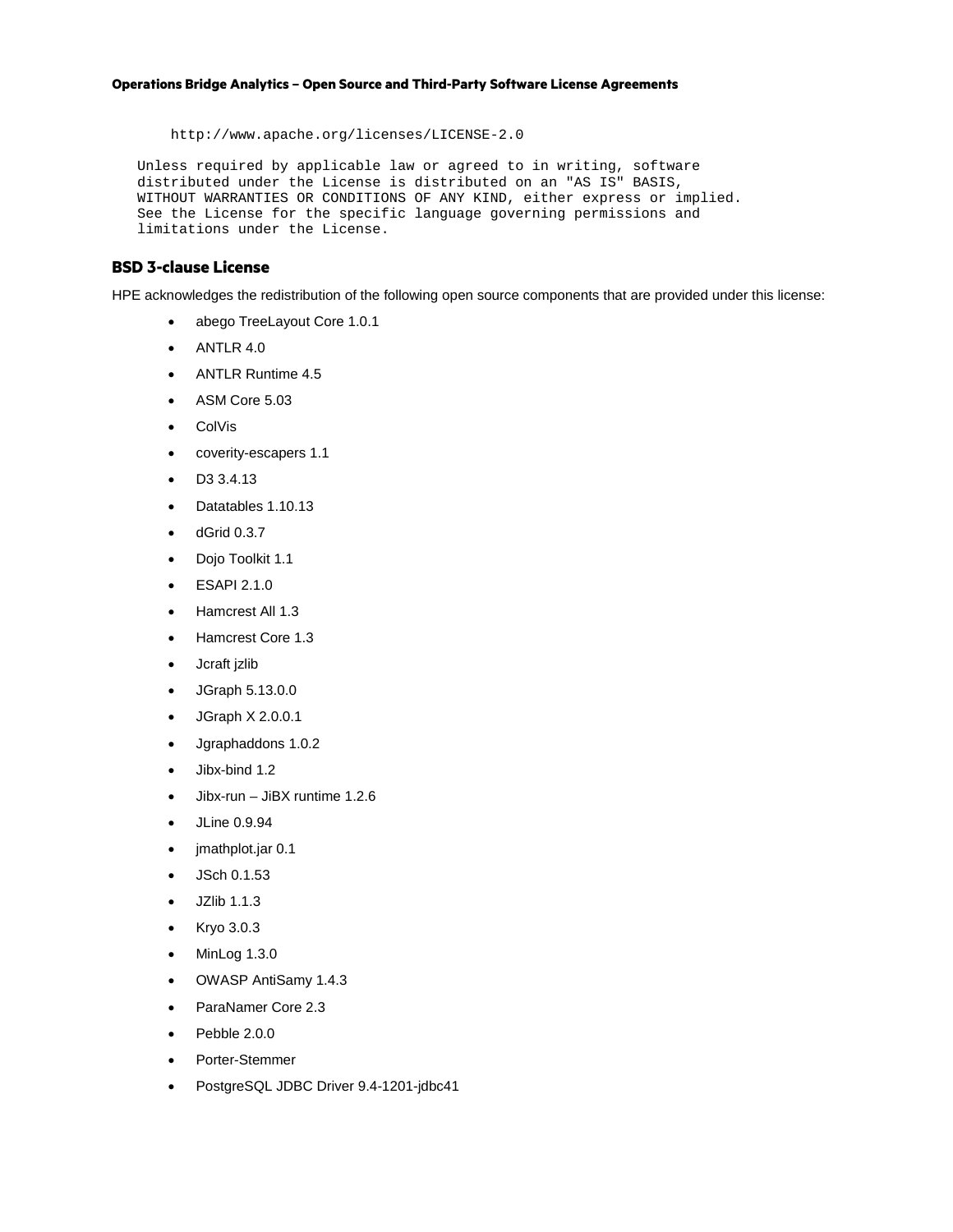```
       http://www.apache.org/licenses/LICENSE-2.0

   Unless required by applicable law or agreed to in writing, software
   distributed under the License is distributed on an "AS IS" BASIS,
   WITHOUT WARRANTIES OR CONDITIONS OF ANY KIND, either express or implied.
   See the License for the specific language governing permissions and
   limitations under the License.
```

### BSD 3-clause License

HPE acknowledges the redistribution of the following open source components that are provided under this license:

- abego TreeLayout Core 1.0.1
- ANTLR 4.0
- ANTLR Runtime 4.5
- ASM Core 5.03
- ColVis
- coverity-escapers 1.1
- D3 3.4.13
- Datatables 1.10.13
- dGrid 0.3.7
- Dojo Toolkit 1.1
- ESAPI 2.1.0
- Hamcrest All 1.3
- Hamcrest Core 1.3
- Jcraft jzlib
- JGraph 5.13.0.0
- JGraph X 2.0.0.1
- Jgraphaddons 1.0.2
- Jibx-bind 1.2
- Jibx-run – JiBX runtime 1.2.6
- JLine 0.9.94
- jmathplot.jar 0.1
- JSch 0.1.53
- JZlib 1.1.3
- Kryo 3.0.3
- MinLog 1.3.0
- OWASP AntiSamy 1.4.3
- ParaNamer Core 2.3
- Pebble 2.0.0
- Porter-Stemmer
- PostgreSQL JDBC Driver 9.4-1201-jdbc41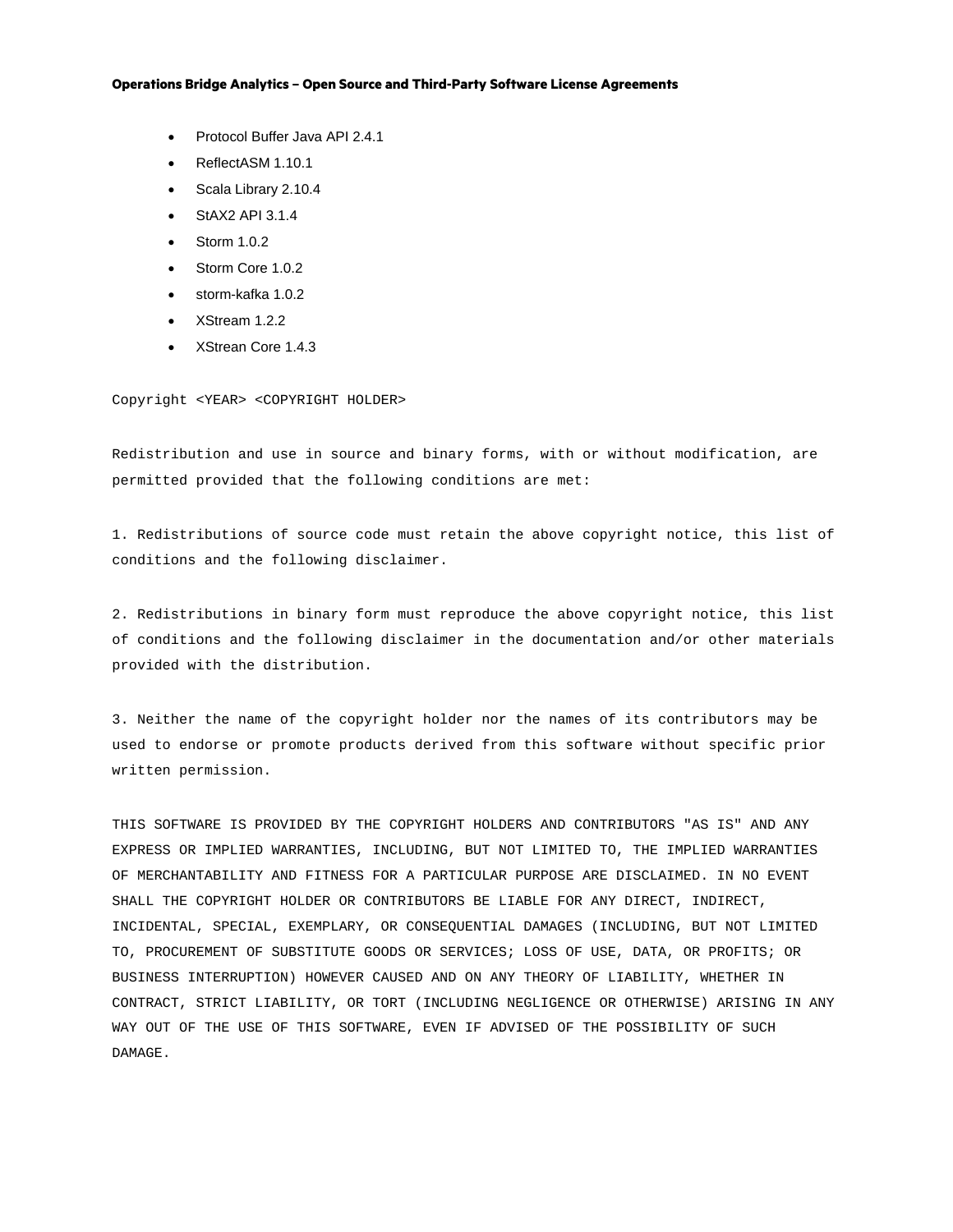- Protocol Buffer Java API 2.4.1
- ReflectASM 1.10.1
- Scala Library 2.10.4
- StAX2 API 3.1.4
- Storm 1.0.2
- Storm Core 1.0.2
- storm-kafka 1.0.2
- XStream 1.2.2
- XStrean Core 1.4.3

```
Copyright <YEAR> <COPYRIGHT HOLDER>

Redistribution and use in source and binary forms, with or without modification, are
permitted provided that the following conditions are met:

1. Redistributions of source code must retain the above copyright notice, this list of
conditions and the following disclaimer.

2. Redistributions in binary form must reproduce the above copyright notice, this list
of conditions and the following disclaimer in the documentation and/or other materials
provided with the distribution.

3. Neither the name of the copyright holder nor the names of its contributors may be
used to endorse or promote products derived from this software without specific prior
written permission.

THIS SOFTWARE IS PROVIDED BY THE COPYRIGHT HOLDERS AND CONTRIBUTORS "AS IS" AND ANY
EXPRESS OR IMPLIED WARRANTIES, INCLUDING, BUT NOT LIMITED TO, THE IMPLIED WARRANTIES
OF MERCHANTABILITY AND FITNESS FOR A PARTICULAR PURPOSE ARE DISCLAIMED. IN NO EVENT
SHALL THE COPYRIGHT HOLDER OR CONTRIBUTORS BE LIABLE FOR ANY DIRECT, INDIRECT,
INCIDENTAL, SPECIAL, EXEMPLARY, OR CONSEQUENTIAL DAMAGES (INCLUDING, BUT NOT LIMITED
TO, PROCUREMENT OF SUBSTITUTE GOODS OR SERVICES; LOSS OF USE, DATA, OR PROFITS; OR
BUSINESS INTERRUPTION) HOWEVER CAUSED AND ON ANY THEORY OF LIABILITY, WHETHER IN
CONTRACT, STRICT LIABILITY, OR TORT (INCLUDING NEGLIGENCE OR OTHERWISE) ARISING IN ANY
WAY OUT OF THE USE OF THIS SOFTWARE, EVEN IF ADVISED OF THE POSSIBILITY OF SUCH
DAMAGE.
```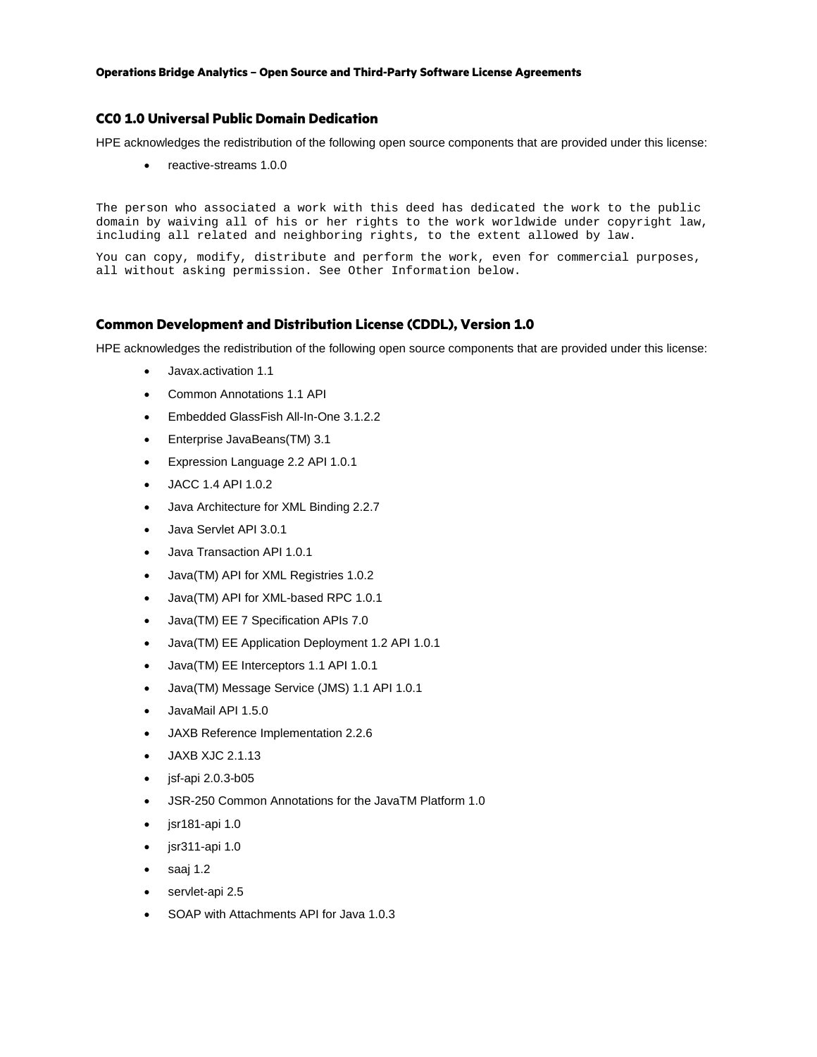## CC0 1.0 Universal Public Domain Dedication

HPE acknowledges the redistribution of the following open source components that are provided under this license:

- reactive-streams 1.0.0

```
The person who associated a work with this deed has dedicated the work to the public
domain by waiving all of his or her rights to the work worldwide under copyright law,
including all related and neighboring rights, to the extent allowed by law.

You can copy, modify, distribute and perform the work, even for commercial purposes,
all without asking permission. See Other Information below.
```

## Common Development and Distribution License (CDDL), Version 1.0

HPE acknowledges the redistribution of the following open source components that are provided under this license:

- Javax.activation 1.1
- Common Annotations 1.1 API
- Embedded GlassFish All-In-One 3.1.2.2
- Enterprise JavaBeans(TM) 3.1
- Expression Language 2.2 API 1.0.1
- JACC 1.4 API 1.0.2
- Java Architecture for XML Binding 2.2.7
- Java Servlet API 3.0.1
- Java Transaction API 1.0.1
- Java(TM) API for XML Registries 1.0.2
- Java(TM) API for XML-based RPC 1.0.1
- Java(TM) EE 7 Specification APIs 7.0
- Java(TM) EE Application Deployment 1.2 API 1.0.1
- Java(TM) EE Interceptors 1.1 API 1.0.1
- Java(TM) Message Service (JMS) 1.1 API 1.0.1
- JavaMail API 1.5.0
- JAXB Reference Implementation 2.2.6
- JAXB XJC 2.1.13
- jsf-api 2.0.3-b05
- JSR-250 Common Annotations for the JavaTM Platform 1.0
- jsr181-api 1.0
- jsr311-api 1.0
- saaj 1.2
- servlet-api 2.5
- SOAP with Attachments API for Java 1.0.3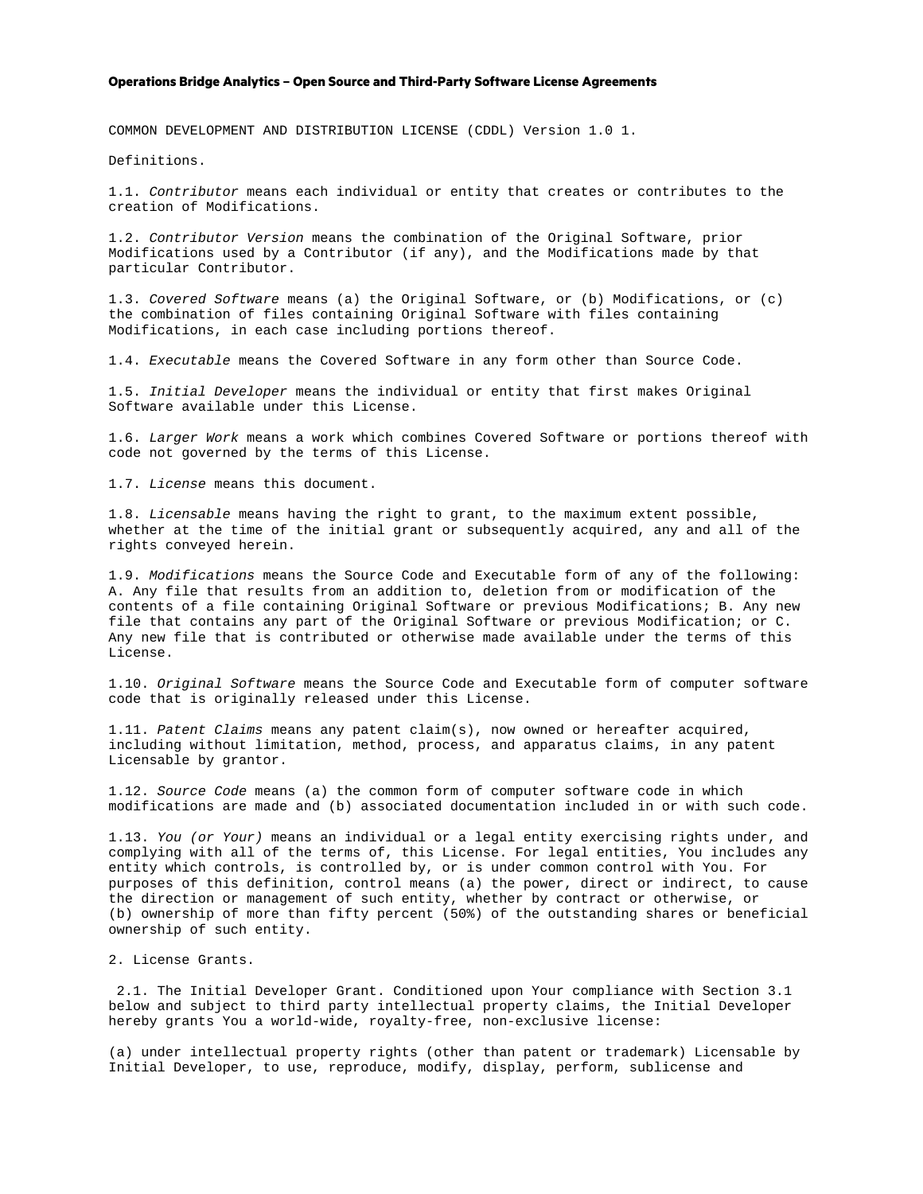**Operations Bridge Analytics – Open Source and Third-Party Software License Agreements**

COMMON DEVELOPMENT AND DISTRIBUTION LICENSE (CDDL) Version 1.0 1.

Definitions.

1.1. *Contributor* means each individual or entity that creates or contributes to the creation of Modifications.

1.2. *Contributor Version* means the combination of the Original Software, prior Modifications used by a Contributor (if any), and the Modifications made by that particular Contributor.

1.3. *Covered Software* means (a) the Original Software, or (b) Modifications, or (c) the combination of files containing Original Software with files containing Modifications, in each case including portions thereof.

1.4. *Executable* means the Covered Software in any form other than Source Code.

1.5. *Initial Developer* means the individual or entity that first makes Original Software available under this License.

1.6. *Larger Work* means a work which combines Covered Software or portions thereof with code not governed by the terms of this License.

1.7. *License* means this document.

1.8. *Licensable* means having the right to grant, to the maximum extent possible, whether at the time of the initial grant or subsequently acquired, any and all of the rights conveyed herein.

1.9. *Modifications* means the Source Code and Executable form of any of the following: A. Any file that results from an addition to, deletion from or modification of the contents of a file containing Original Software or previous Modifications; B. Any new file that contains any part of the Original Software or previous Modification; or C. Any new file that is contributed or otherwise made available under the terms of this License.

1.10. *Original Software* means the Source Code and Executable form of computer software code that is originally released under this License.

1.11. *Patent Claims* means any patent claim(s), now owned or hereafter acquired, including without limitation, method, process, and apparatus claims, in any patent Licensable by grantor.

1.12. *Source Code* means (a) the common form of computer software code in which modifications are made and (b) associated documentation included in or with such code.

1.13. *You (or Your)* means an individual or a legal entity exercising rights under, and complying with all of the terms of, this License. For legal entities, You includes any entity which controls, is controlled by, or is under common control with You. For purposes of this definition, control means (a) the power, direct or indirect, to cause the direction or management of such entity, whether by contract or otherwise, or (b) ownership of more than fifty percent (50%) of the outstanding shares or beneficial ownership of such entity.

2. License Grants.

2.1. The Initial Developer Grant. Conditioned upon Your compliance with Section 3.1 below and subject to third party intellectual property claims, the Initial Developer hereby grants You a world-wide, royalty-free, non-exclusive license:

(a) under intellectual property rights (other than patent or trademark) Licensable by Initial Developer, to use, reproduce, modify, display, perform, sublicense and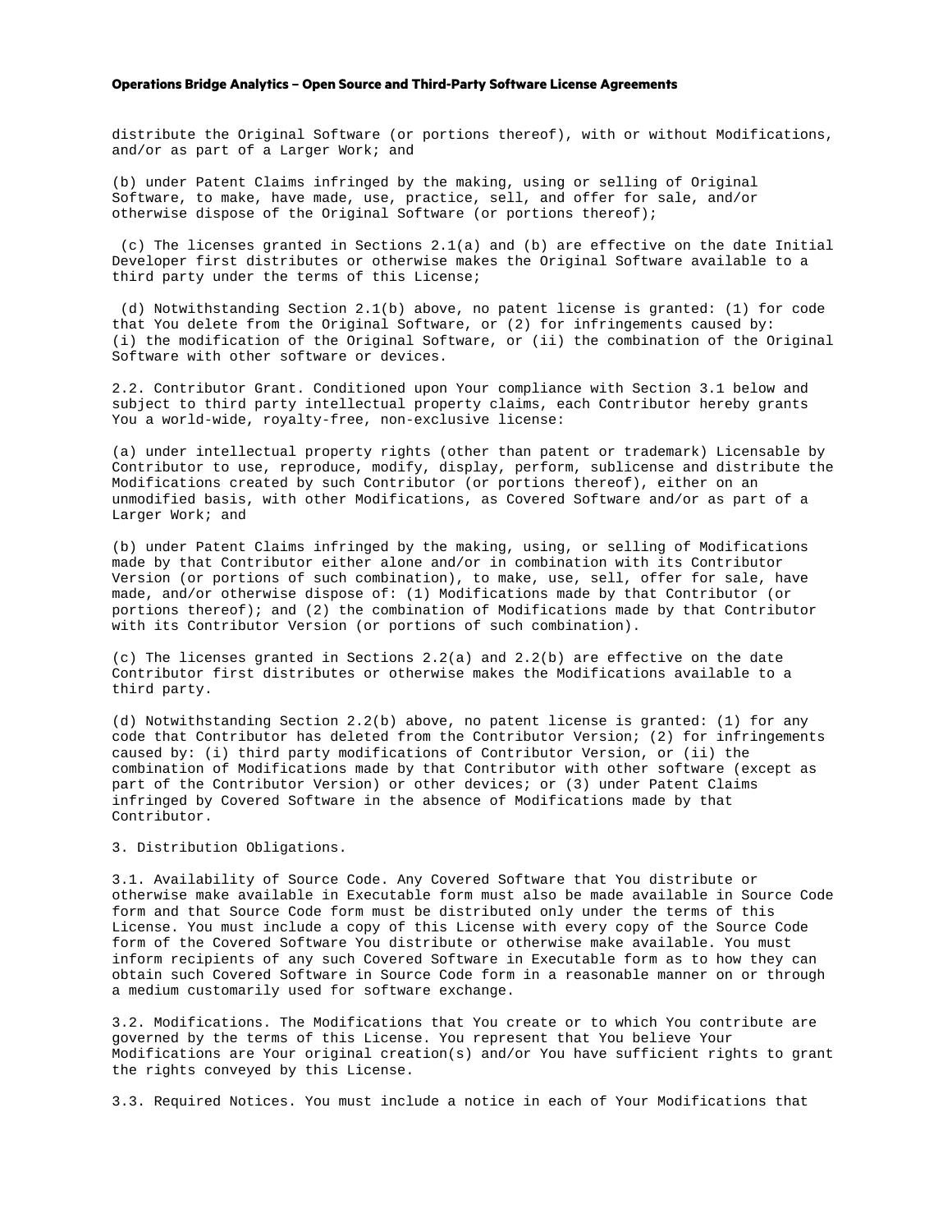distribute the Original Software (or portions thereof), with or without Modifications, and/or as part of a Larger Work; and

(b) under Patent Claims infringed by the making, using or selling of Original Software, to make, have made, use, practice, sell, and offer for sale, and/or otherwise dispose of the Original Software (or portions thereof);

(c) The licenses granted in Sections 2.1(a) and (b) are effective on the date Initial Developer first distributes or otherwise makes the Original Software available to a third party under the terms of this License;

(d) Notwithstanding Section 2.1(b) above, no patent license is granted: (1) for code that You delete from the Original Software, or (2) for infringements caused by: (i) the modification of the Original Software, or (ii) the combination of the Original Software with other software or devices.

2.2. Contributor Grant. Conditioned upon Your compliance with Section 3.1 below and subject to third party intellectual property claims, each Contributor hereby grants You a world-wide, royalty-free, non-exclusive license:

(a) under intellectual property rights (other than patent or trademark) Licensable by Contributor to use, reproduce, modify, display, perform, sublicense and distribute the Modifications created by such Contributor (or portions thereof), either on an unmodified basis, with other Modifications, as Covered Software and/or as part of a Larger Work; and

(b) under Patent Claims infringed by the making, using, or selling of Modifications made by that Contributor either alone and/or in combination with its Contributor Version (or portions of such combination), to make, use, sell, offer for sale, have made, and/or otherwise dispose of: (1) Modifications made by that Contributor (or portions thereof); and (2) the combination of Modifications made by that Contributor with its Contributor Version (or portions of such combination).

(c) The licenses granted in Sections 2.2(a) and 2.2(b) are effective on the date Contributor first distributes or otherwise makes the Modifications available to a third party.

(d) Notwithstanding Section 2.2(b) above, no patent license is granted: (1) for any code that Contributor has deleted from the Contributor Version; (2) for infringements caused by: (i) third party modifications of Contributor Version, or (ii) the combination of Modifications made by that Contributor with other software (except as part of the Contributor Version) or other devices; or (3) under Patent Claims infringed by Covered Software in the absence of Modifications made by that Contributor.

3. Distribution Obligations.

3.1. Availability of Source Code. Any Covered Software that You distribute or otherwise make available in Executable form must also be made available in Source Code form and that Source Code form must be distributed only under the terms of this License. You must include a copy of this License with every copy of the Source Code form of the Covered Software You distribute or otherwise make available. You must inform recipients of any such Covered Software in Executable form as to how they can obtain such Covered Software in Source Code form in a reasonable manner on or through a medium customarily used for software exchange.

3.2. Modifications. The Modifications that You create or to which You contribute are governed by the terms of this License. You represent that You believe Your Modifications are Your original creation(s) and/or You have sufficient rights to grant the rights conveyed by this License.

3.3. Required Notices. You must include a notice in each of Your Modifications that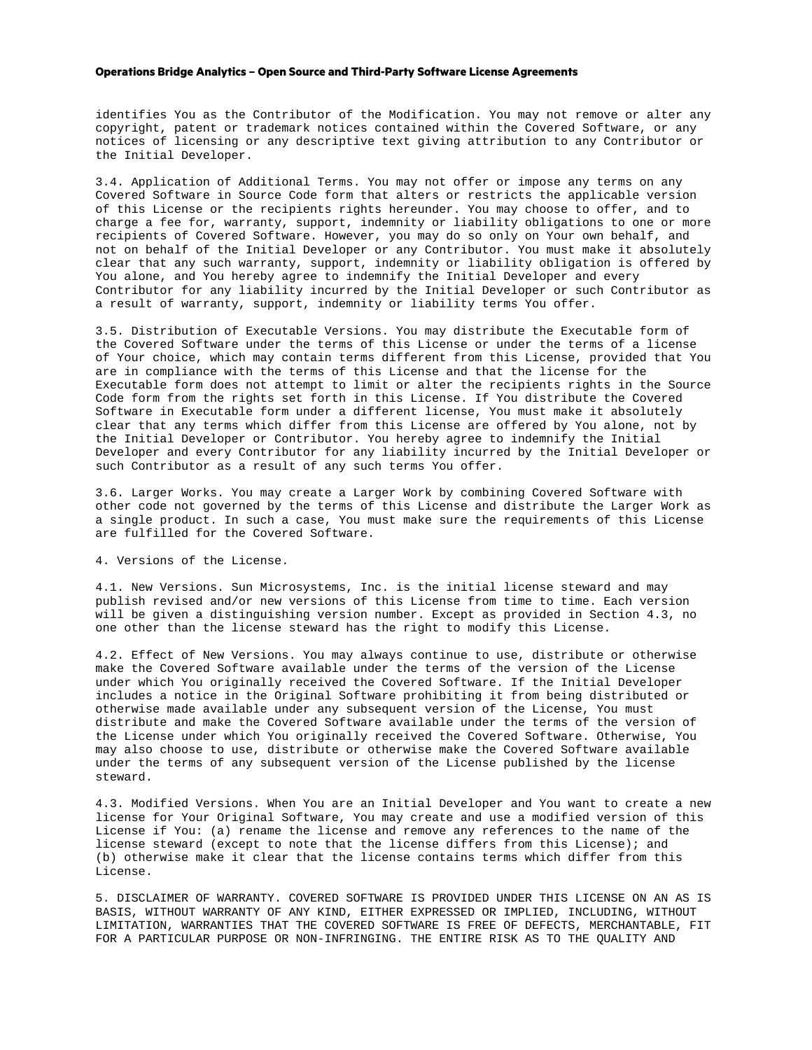identifies You as the Contributor of the Modification. You may not remove or alter any copyright, patent or trademark notices contained within the Covered Software, or any notices of licensing or any descriptive text giving attribution to any Contributor or the Initial Developer.

3.4. Application of Additional Terms. You may not offer or impose any terms on any Covered Software in Source Code form that alters or restricts the applicable version of this License or the recipients rights hereunder. You may choose to offer, and to charge a fee for, warranty, support, indemnity or liability obligations to one or more recipients of Covered Software. However, you may do so only on Your own behalf, and not on behalf of the Initial Developer or any Contributor. You must make it absolutely clear that any such warranty, support, indemnity or liability obligation is offered by You alone, and You hereby agree to indemnify the Initial Developer and every Contributor for any liability incurred by the Initial Developer or such Contributor as a result of warranty, support, indemnity or liability terms You offer.

3.5. Distribution of Executable Versions. You may distribute the Executable form of the Covered Software under the terms of this License or under the terms of a license of Your choice, which may contain terms different from this License, provided that You are in compliance with the terms of this License and that the license for the Executable form does not attempt to limit or alter the recipients rights in the Source Code form from the rights set forth in this License. If You distribute the Covered Software in Executable form under a different license, You must make it absolutely clear that any terms which differ from this License are offered by You alone, not by the Initial Developer or Contributor. You hereby agree to indemnify the Initial Developer and every Contributor for any liability incurred by the Initial Developer or such Contributor as a result of any such terms You offer.

3.6. Larger Works. You may create a Larger Work by combining Covered Software with other code not governed by the terms of this License and distribute the Larger Work as a single product. In such a case, You must make sure the requirements of this License are fulfilled for the Covered Software.

4. Versions of the License.

4.1. New Versions. Sun Microsystems, Inc. is the initial license steward and may publish revised and/or new versions of this License from time to time. Each version will be given a distinguishing version number. Except as provided in Section 4.3, no one other than the license steward has the right to modify this License.

4.2. Effect of New Versions. You may always continue to use, distribute or otherwise make the Covered Software available under the terms of the version of the License under which You originally received the Covered Software. If the Initial Developer includes a notice in the Original Software prohibiting it from being distributed or otherwise made available under any subsequent version of the License, You must distribute and make the Covered Software available under the terms of the version of the License under which You originally received the Covered Software. Otherwise, You may also choose to use, distribute or otherwise make the Covered Software available under the terms of any subsequent version of the License published by the license steward.

4.3. Modified Versions. When You are an Initial Developer and You want to create a new license for Your Original Software, You may create and use a modified version of this License if You: (a) rename the license and remove any references to the name of the license steward (except to note that the license differs from this License); and (b) otherwise make it clear that the license contains terms which differ from this License.

5. DISCLAIMER OF WARRANTY. COVERED SOFTWARE IS PROVIDED UNDER THIS LICENSE ON AN AS IS BASIS, WITHOUT WARRANTY OF ANY KIND, EITHER EXPRESSED OR IMPLIED, INCLUDING, WITHOUT LIMITATION, WARRANTIES THAT THE COVERED SOFTWARE IS FREE OF DEFECTS, MERCHANTABLE, FIT FOR A PARTICULAR PURPOSE OR NON-INFRINGING. THE ENTIRE RISK AS TO THE QUALITY AND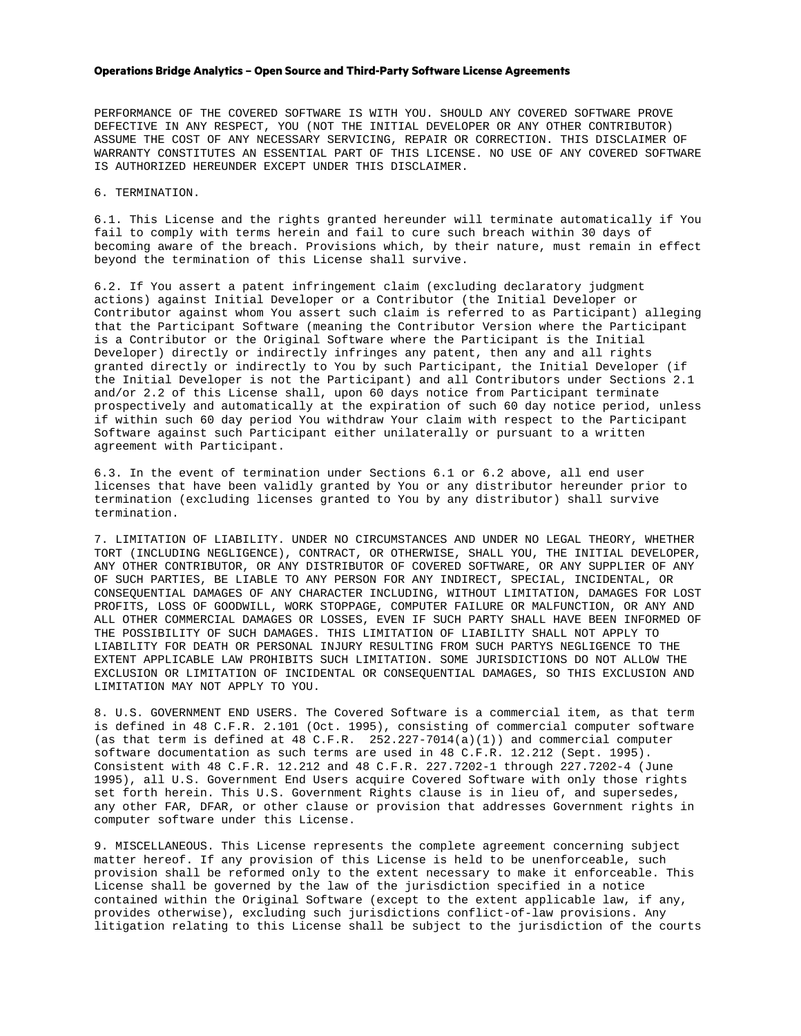PERFORMANCE OF THE COVERED SOFTWARE IS WITH YOU. SHOULD ANY COVERED SOFTWARE PROVE DEFECTIVE IN ANY RESPECT, YOU (NOT THE INITIAL DEVELOPER OR ANY OTHER CONTRIBUTOR) ASSUME THE COST OF ANY NECESSARY SERVICING, REPAIR OR CORRECTION. THIS DISCLAIMER OF WARRANTY CONSTITUTES AN ESSENTIAL PART OF THIS LICENSE. NO USE OF ANY COVERED SOFTWARE IS AUTHORIZED HEREUNDER EXCEPT UNDER THIS DISCLAIMER.

6. TERMINATION.

6.1. This License and the rights granted hereunder will terminate automatically if You fail to comply with terms herein and fail to cure such breach within 30 days of becoming aware of the breach. Provisions which, by their nature, must remain in effect beyond the termination of this License shall survive.

6.2. If You assert a patent infringement claim (excluding declaratory judgment actions) against Initial Developer or a Contributor (the Initial Developer or Contributor against whom You assert such claim is referred to as Participant) alleging that the Participant Software (meaning the Contributor Version where the Participant is a Contributor or the Original Software where the Participant is the Initial Developer) directly or indirectly infringes any patent, then any and all rights granted directly or indirectly to You by such Participant, the Initial Developer (if the Initial Developer is not the Participant) and all Contributors under Sections 2.1 and/or 2.2 of this License shall, upon 60 days notice from Participant terminate prospectively and automatically at the expiration of such 60 day notice period, unless if within such 60 day period You withdraw Your claim with respect to the Participant Software against such Participant either unilaterally or pursuant to a written agreement with Participant.

6.3. In the event of termination under Sections 6.1 or 6.2 above, all end user licenses that have been validly granted by You or any distributor hereunder prior to termination (excluding licenses granted to You by any distributor) shall survive termination.

7. LIMITATION OF LIABILITY. UNDER NO CIRCUMSTANCES AND UNDER NO LEGAL THEORY, WHETHER TORT (INCLUDING NEGLIGENCE), CONTRACT, OR OTHERWISE, SHALL YOU, THE INITIAL DEVELOPER, ANY OTHER CONTRIBUTOR, OR ANY DISTRIBUTOR OF COVERED SOFTWARE, OR ANY SUPPLIER OF ANY OF SUCH PARTIES, BE LIABLE TO ANY PERSON FOR ANY INDIRECT, SPECIAL, INCIDENTAL, OR CONSEQUENTIAL DAMAGES OF ANY CHARACTER INCLUDING, WITHOUT LIMITATION, DAMAGES FOR LOST PROFITS, LOSS OF GOODWILL, WORK STOPPAGE, COMPUTER FAILURE OR MALFUNCTION, OR ANY AND ALL OTHER COMMERCIAL DAMAGES OR LOSSES, EVEN IF SUCH PARTY SHALL HAVE BEEN INFORMED OF THE POSSIBILITY OF SUCH DAMAGES. THIS LIMITATION OF LIABILITY SHALL NOT APPLY TO LIABILITY FOR DEATH OR PERSONAL INJURY RESULTING FROM SUCH PARTYS NEGLIGENCE TO THE EXTENT APPLICABLE LAW PROHIBITS SUCH LIMITATION. SOME JURISDICTIONS DO NOT ALLOW THE EXCLUSION OR LIMITATION OF INCIDENTAL OR CONSEQUENTIAL DAMAGES, SO THIS EXCLUSION AND LIMITATION MAY NOT APPLY TO YOU.

8. U.S. GOVERNMENT END USERS. The Covered Software is a commercial item, as that term is defined in 48 C.F.R. 2.101 (Oct. 1995), consisting of commercial computer software (as that term is defined at 48 C.F.R. 252.227-7014(a)(1)) and commercial computer software documentation as such terms are used in 48 C.F.R. 12.212 (Sept. 1995). Consistent with 48 C.F.R. 12.212 and 48 C.F.R. 227.7202-1 through 227.7202-4 (June 1995), all U.S. Government End Users acquire Covered Software with only those rights set forth herein. This U.S. Government Rights clause is in lieu of, and supersedes, any other FAR, DFAR, or other clause or provision that addresses Government rights in computer software under this License.

9. MISCELLANEOUS. This License represents the complete agreement concerning subject matter hereof. If any provision of this License is held to be unenforceable, such provision shall be reformed only to the extent necessary to make it enforceable. This License shall be governed by the law of the jurisdiction specified in a notice contained within the Original Software (except to the extent applicable law, if any, provides otherwise), excluding such jurisdictions conflict-of-law provisions. Any litigation relating to this License shall be subject to the jurisdiction of the courts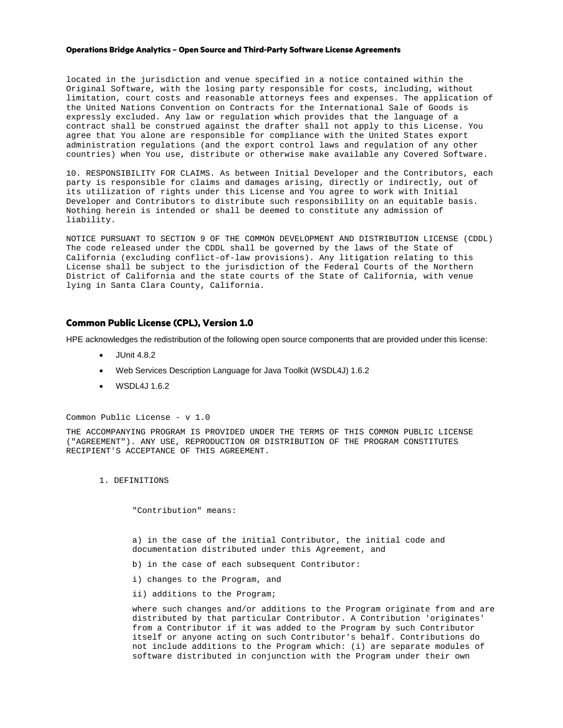located in the jurisdiction and venue specified in a notice contained within the Original Software, with the losing party responsible for costs, including, without limitation, court costs and reasonable attorneys fees and expenses. The application of the United Nations Convention on Contracts for the International Sale of Goods is expressly excluded. Any law or regulation which provides that the language of a contract shall be construed against the drafter shall not apply to this License. You agree that You alone are responsible for compliance with the United States export administration regulations (and the export control laws and regulation of any other countries) when You use, distribute or otherwise make available any Covered Software.

10. RESPONSIBILITY FOR CLAIMS. As between Initial Developer and the Contributors, each party is responsible for claims and damages arising, directly or indirectly, out of its utilization of rights under this License and You agree to work with Initial Developer and Contributors to distribute such responsibility on an equitable basis. Nothing herein is intended or shall be deemed to constitute any admission of liability.

NOTICE PURSUANT TO SECTION 9 OF THE COMMON DEVELOPMENT AND DISTRIBUTION LICENSE (CDDL) The code released under the CDDL shall be governed by the laws of the State of California (excluding conflict-of-law provisions). Any litigation relating to this License shall be subject to the jurisdiction of the Federal Courts of the Northern District of California and the state courts of the State of California, with venue lying in Santa Clara County, California.

## Common Public License (CPL), Version 1.0

HPE acknowledges the redistribution of the following open source components that are provided under this license:

- JUnit 4.8.2
- Web Services Description Language for Java Toolkit (WSDL4J) 1.6.2
- WSDL4J 1.6.2

Common Public License - v 1.0

THE ACCOMPANYING PROGRAM IS PROVIDED UNDER THE TERMS OF THIS COMMON PUBLIC LICENSE ("AGREEMENT"). ANY USE, REPRODUCTION OR DISTRIBUTION OF THE PROGRAM CONSTITUTES RECIPIENT'S ACCEPTANCE OF THIS AGREEMENT.

1. DEFINITIONS

"Contribution" means:

a) in the case of the initial Contributor, the initial code and documentation distributed under this Agreement, and

b) in the case of each subsequent Contributor:

i) changes to the Program, and

ii) additions to the Program;

where such changes and/or additions to the Program originate from and are distributed by that particular Contributor. A Contribution 'originates' from a Contributor if it was added to the Program by such Contributor itself or anyone acting on such Contributor's behalf. Contributions do not include additions to the Program which: (i) are separate modules of software distributed in conjunction with the Program under their own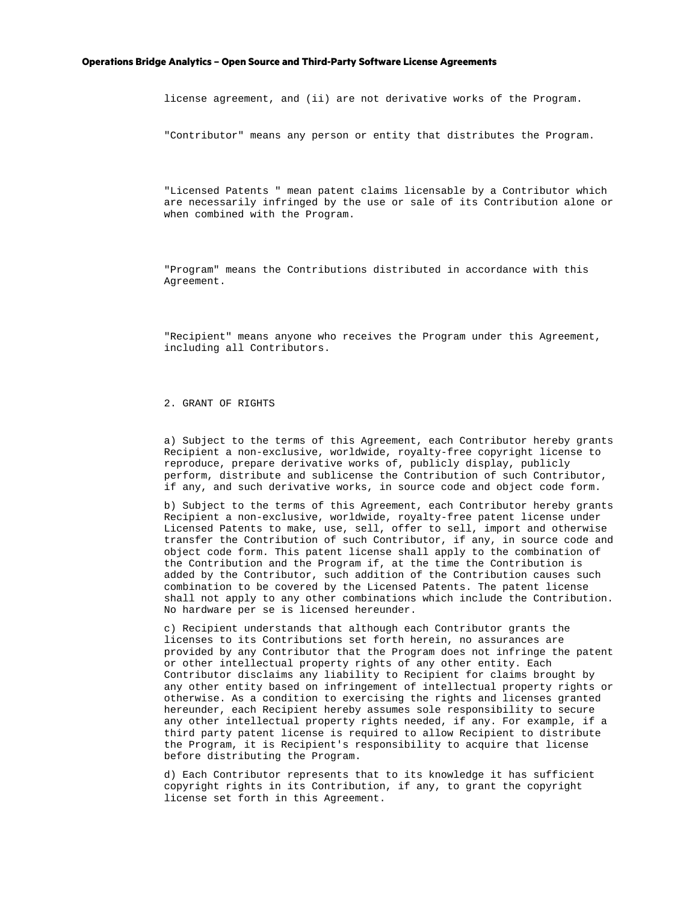license agreement, and (ii) are not derivative works of the Program.

"Contributor" means any person or entity that distributes the Program.

"Licensed Patents " mean patent claims licensable by a Contributor which are necessarily infringed by the use or sale of its Contribution alone or when combined with the Program.

"Program" means the Contributions distributed in accordance with this Agreement.

"Recipient" means anyone who receives the Program under this Agreement, including all Contributors.

2. GRANT OF RIGHTS

a) Subject to the terms of this Agreement, each Contributor hereby grants Recipient a non-exclusive, worldwide, royalty-free copyright license to reproduce, prepare derivative works of, publicly display, publicly perform, distribute and sublicense the Contribution of such Contributor, if any, and such derivative works, in source code and object code form.

b) Subject to the terms of this Agreement, each Contributor hereby grants Recipient a non-exclusive, worldwide, royalty-free patent license under Licensed Patents to make, use, sell, offer to sell, import and otherwise transfer the Contribution of such Contributor, if any, in source code and object code form. This patent license shall apply to the combination of the Contribution and the Program if, at the time the Contribution is added by the Contributor, such addition of the Contribution causes such combination to be covered by the Licensed Patents. The patent license shall not apply to any other combinations which include the Contribution. No hardware per se is licensed hereunder.

c) Recipient understands that although each Contributor grants the licenses to its Contributions set forth herein, no assurances are provided by any Contributor that the Program does not infringe the patent or other intellectual property rights of any other entity. Each Contributor disclaims any liability to Recipient for claims brought by any other entity based on infringement of intellectual property rights or otherwise. As a condition to exercising the rights and licenses granted hereunder, each Recipient hereby assumes sole responsibility to secure any other intellectual property rights needed, if any. For example, if a third party patent license is required to allow Recipient to distribute the Program, it is Recipient's responsibility to acquire that license before distributing the Program.

d) Each Contributor represents that to its knowledge it has sufficient copyright rights in its Contribution, if any, to grant the copyright license set forth in this Agreement.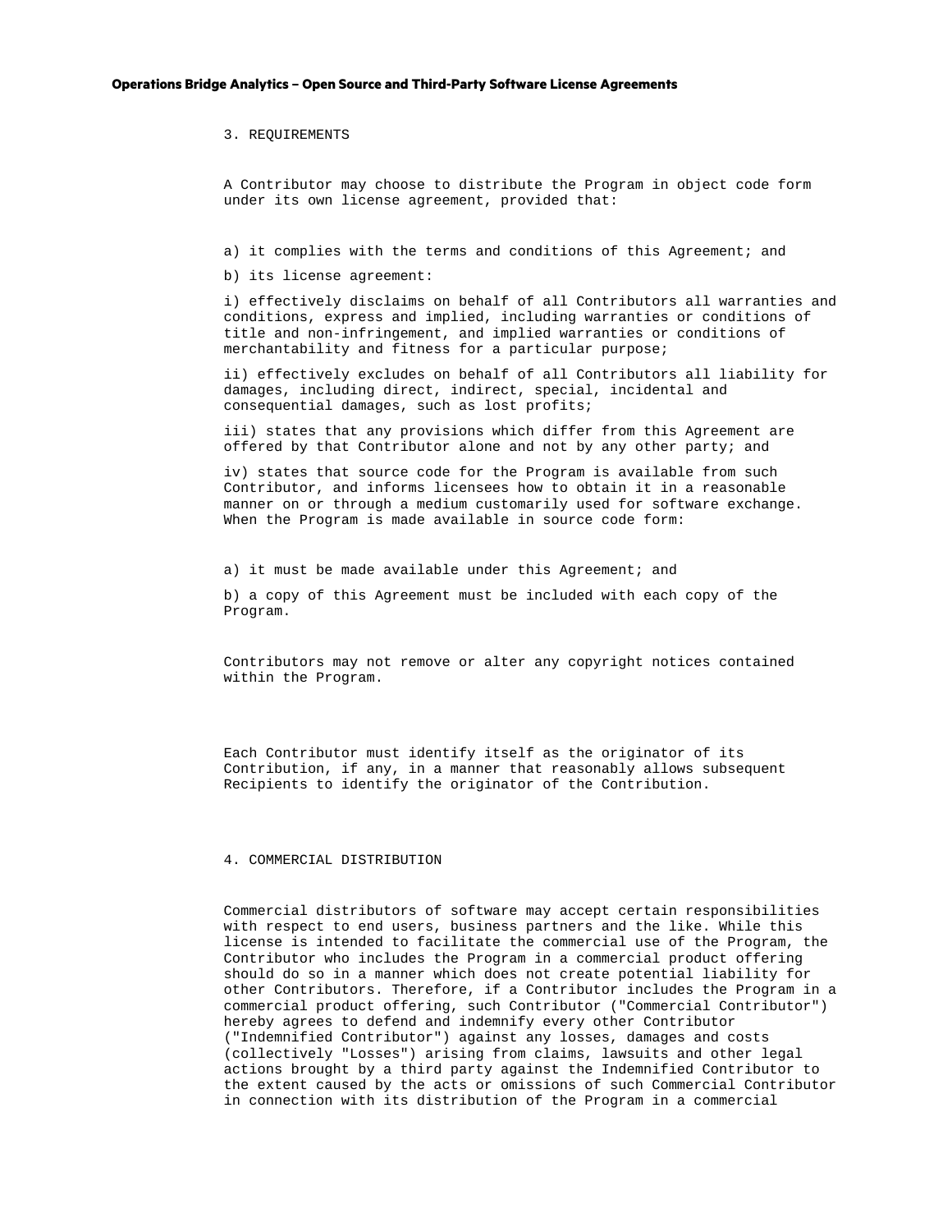3. REQUIREMENTS

A Contributor may choose to distribute the Program in object code form under its own license agreement, provided that:

a) it complies with the terms and conditions of this Agreement; and

b) its license agreement:

i) effectively disclaims on behalf of all Contributors all warranties and conditions, express and implied, including warranties or conditions of title and non-infringement, and implied warranties or conditions of merchantability and fitness for a particular purpose;

ii) effectively excludes on behalf of all Contributors all liability for damages, including direct, indirect, special, incidental and consequential damages, such as lost profits;

iii) states that any provisions which differ from this Agreement are offered by that Contributor alone and not by any other party; and

iv) states that source code for the Program is available from such Contributor, and informs licensees how to obtain it in a reasonable manner on or through a medium customarily used for software exchange. When the Program is made available in source code form:

a) it must be made available under this Agreement; and

b) a copy of this Agreement must be included with each copy of the Program.

Contributors may not remove or alter any copyright notices contained within the Program.

Each Contributor must identify itself as the originator of its Contribution, if any, in a manner that reasonably allows subsequent Recipients to identify the originator of the Contribution.

4. COMMERCIAL DISTRIBUTION

Commercial distributors of software may accept certain responsibilities with respect to end users, business partners and the like. While this license is intended to facilitate the commercial use of the Program, the Contributor who includes the Program in a commercial product offering should do so in a manner which does not create potential liability for other Contributors. Therefore, if a Contributor includes the Program in a commercial product offering, such Contributor ("Commercial Contributor") hereby agrees to defend and indemnify every other Contributor ("Indemnified Contributor") against any losses, damages and costs (collectively "Losses") arising from claims, lawsuits and other legal actions brought by a third party against the Indemnified Contributor to the extent caused by the acts or omissions of such Commercial Contributor in connection with its distribution of the Program in a commercial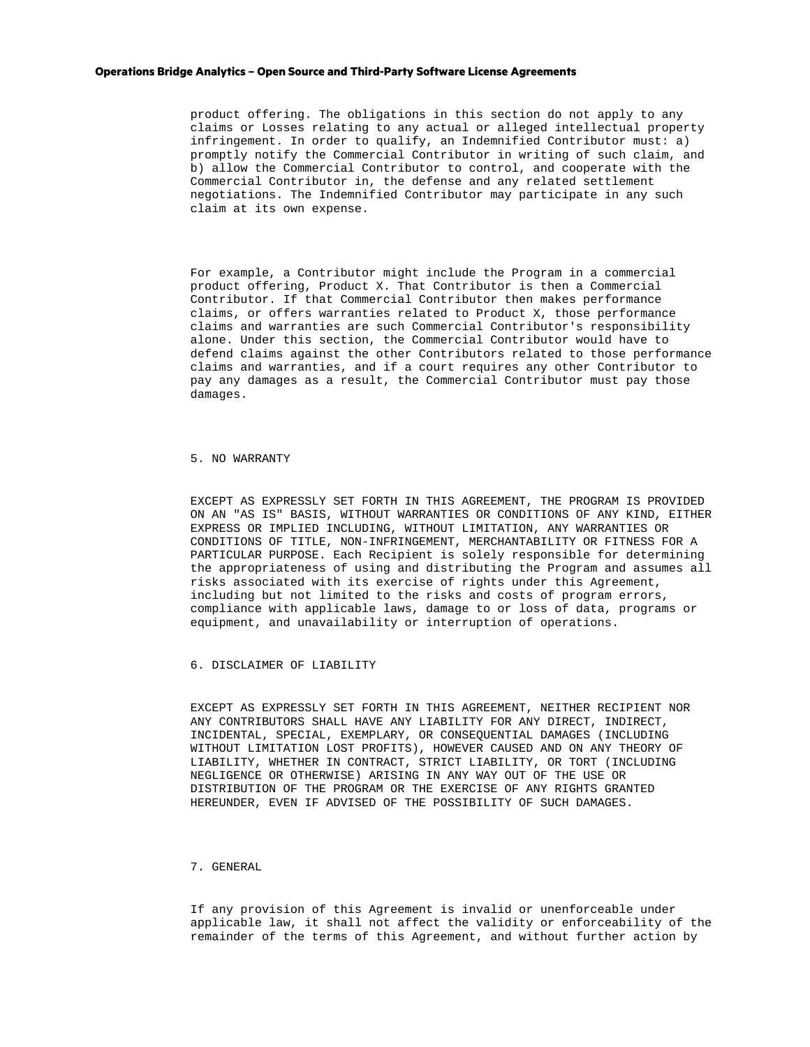product offering. The obligations in this section do not apply to any claims or Losses relating to any actual or alleged intellectual property infringement. In order to qualify, an Indemnified Contributor must: a) promptly notify the Commercial Contributor in writing of such claim, and b) allow the Commercial Contributor to control, and cooperate with the Commercial Contributor in, the defense and any related settlement negotiations. The Indemnified Contributor may participate in any such claim at its own expense.

For example, a Contributor might include the Program in a commercial product offering, Product X. That Contributor is then a Commercial Contributor. If that Commercial Contributor then makes performance claims, or offers warranties related to Product X, those performance claims and warranties are such Commercial Contributor's responsibility alone. Under this section, the Commercial Contributor would have to defend claims against the other Contributors related to those performance claims and warranties, and if a court requires any other Contributor to pay any damages as a result, the Commercial Contributor must pay those damages.

5. NO WARRANTY

EXCEPT AS EXPRESSLY SET FORTH IN THIS AGREEMENT, THE PROGRAM IS PROVIDED ON AN "AS IS" BASIS, WITHOUT WARRANTIES OR CONDITIONS OF ANY KIND, EITHER EXPRESS OR IMPLIED INCLUDING, WITHOUT LIMITATION, ANY WARRANTIES OR CONDITIONS OF TITLE, NON-INFRINGEMENT, MERCHANTABILITY OR FITNESS FOR A PARTICULAR PURPOSE. Each Recipient is solely responsible for determining the appropriateness of using and distributing the Program and assumes all risks associated with its exercise of rights under this Agreement, including but not limited to the risks and costs of program errors, compliance with applicable laws, damage to or loss of data, programs or equipment, and unavailability or interruption of operations.

6. DISCLAIMER OF LIABILITY

EXCEPT AS EXPRESSLY SET FORTH IN THIS AGREEMENT, NEITHER RECIPIENT NOR ANY CONTRIBUTORS SHALL HAVE ANY LIABILITY FOR ANY DIRECT, INDIRECT, INCIDENTAL, SPECIAL, EXEMPLARY, OR CONSEQUENTIAL DAMAGES (INCLUDING WITHOUT LIMITATION LOST PROFITS), HOWEVER CAUSED AND ON ANY THEORY OF LIABILITY, WHETHER IN CONTRACT, STRICT LIABILITY, OR TORT (INCLUDING NEGLIGENCE OR OTHERWISE) ARISING IN ANY WAY OUT OF THE USE OR DISTRIBUTION OF THE PROGRAM OR THE EXERCISE OF ANY RIGHTS GRANTED HEREUNDER, EVEN IF ADVISED OF THE POSSIBILITY OF SUCH DAMAGES.

7. GENERAL

If any provision of this Agreement is invalid or unenforceable under applicable law, it shall not affect the validity or enforceability of the remainder of the terms of this Agreement, and without further action by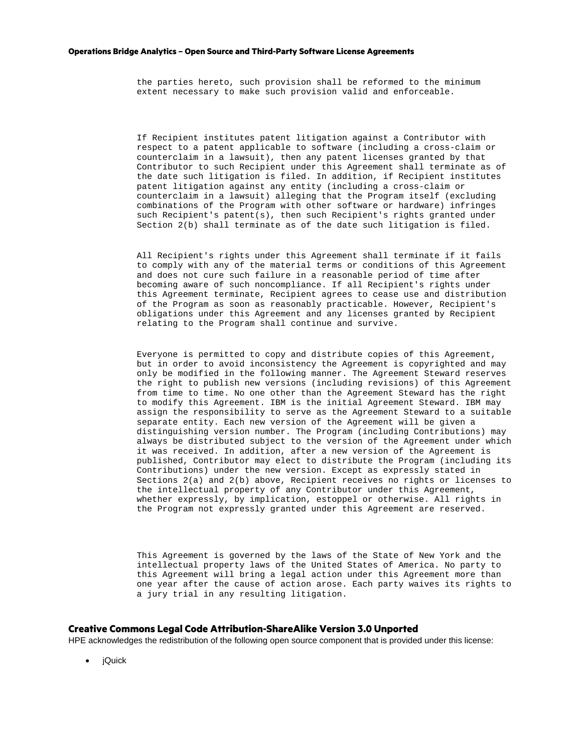```
the parties hereto, such provision shall be reformed to the minimum
extent necessary to make such provision valid and enforceable.



If Recipient institutes patent litigation against a Contributor with
respect to a patent applicable to software (including a cross-claim or
counterclaim in a lawsuit), then any patent licenses granted by that
Contributor to such Recipient under this Agreement shall terminate as of
the date such litigation is filed. In addition, if Recipient institutes
patent litigation against any entity (including a cross-claim or
counterclaim in a lawsuit) alleging that the Program itself (excluding
combinations of the Program with other software or hardware) infringes
such Recipient's patent(s), then such Recipient's rights granted under
Section 2(b) shall terminate as of the date such litigation is filed.


All Recipient's rights under this Agreement shall terminate if it fails
to comply with any of the material terms or conditions of this Agreement
and does not cure such failure in a reasonable period of time after
becoming aware of such noncompliance. If all Recipient's rights under
this Agreement terminate, Recipient agrees to cease use and distribution
of the Program as soon as reasonably practicable. However, Recipient's
obligations under this Agreement and any licenses granted by Recipient
relating to the Program shall continue and survive.


Everyone is permitted to copy and distribute copies of this Agreement,
but in order to avoid inconsistency the Agreement is copyrighted and may
only be modified in the following manner. The Agreement Steward reserves
the right to publish new versions (including revisions) of this Agreement
from time to time. No one other than the Agreement Steward has the right
to modify this Agreement. IBM is the initial Agreement Steward. IBM may
assign the responsibility to serve as the Agreement Steward to a suitable
separate entity. Each new version of the Agreement will be given a
distinguishing version number. The Program (including Contributions) may
always be distributed subject to the version of the Agreement under which
it was received. In addition, after a new version of the Agreement is
published, Contributor may elect to distribute the Program (including its
Contributions) under the new version. Except as expressly stated in
Sections 2(a) and 2(b) above, Recipient receives no rights or licenses to
the intellectual property of any Contributor under this Agreement,
whether expressly, by implication, estoppel or otherwise. All rights in
the Program not expressly granted under this Agreement are reserved.



This Agreement is governed by the laws of the State of New York and the
intellectual property laws of the United States of America. No party to
this Agreement will bring a legal action under this Agreement more than
one year after the cause of action arose. Each party waives its rights to
a jury trial in any resulting litigation.
```

## Creative Commons Legal Code Attribution-ShareAlike Version 3.0 Unported

HPE acknowledges the redistribution of the following open source component that is provided under this license:

- jQuick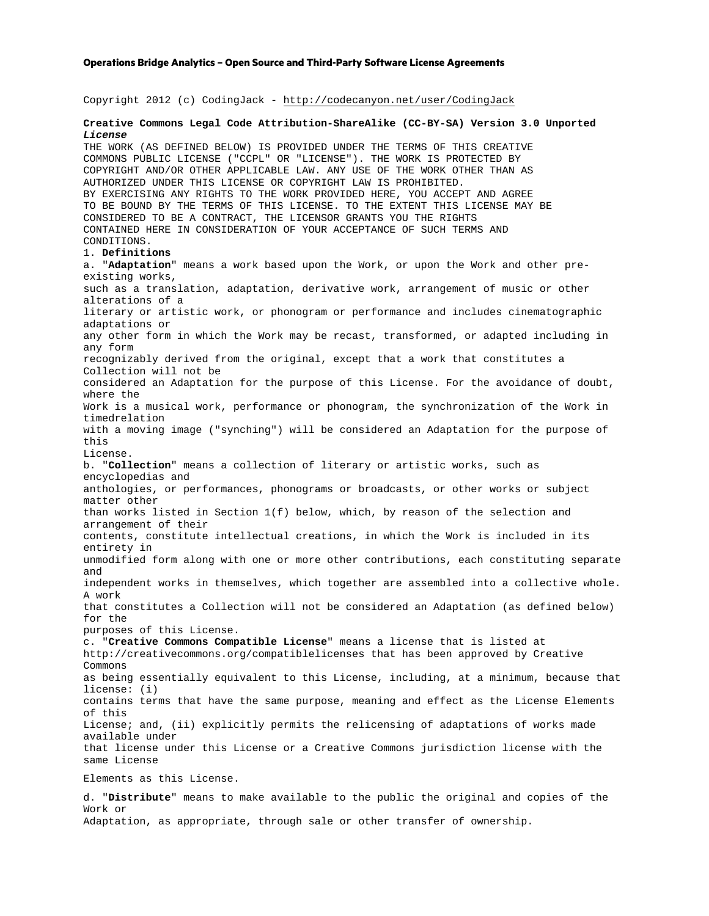**Operations Bridge Analytics – Open Source and Third-Party Software License Agreements**

Copyright 2012 (c) CodingJack - http://codecanyon.net/user/CodingJack

**Creative Commons Legal Code Attribution-ShareAlike (CC-BY-SA) Version 3.0 Unported *License***

THE WORK (AS DEFINED BELOW) IS PROVIDED UNDER THE TERMS OF THIS CREATIVE COMMONS PUBLIC LICENSE ("CCPL" OR "LICENSE"). THE WORK IS PROTECTED BY COPYRIGHT AND/OR OTHER APPLICABLE LAW. ANY USE OF THE WORK OTHER THAN AS AUTHORIZED UNDER THIS LICENSE OR COPYRIGHT LAW IS PROHIBITED.
BY EXERCISING ANY RIGHTS TO THE WORK PROVIDED HERE, YOU ACCEPT AND AGREE TO BE BOUND BY THE TERMS OF THIS LICENSE. TO THE EXTENT THIS LICENSE MAY BE CONSIDERED TO BE A CONTRACT, THE LICENSOR GRANTS YOU THE RIGHTS CONTAINED HERE IN CONSIDERATION OF YOUR ACCEPTANCE OF SUCH TERMS AND CONDITIONS.

1. **Definitions**

a. "**Adaptation**" means a work based upon the Work, or upon the Work and other pre-existing works, such as a translation, adaptation, derivative work, arrangement of music or other alterations of a literary or artistic work, or phonogram or performance and includes cinematographic adaptations or any other form in which the Work may be recast, transformed, or adapted including in any form recognizably derived from the original, except that a work that constitutes a Collection will not be considered an Adaptation for the purpose of this License. For the avoidance of doubt, where the Work is a musical work, performance or phonogram, the synchronization of the Work in timedrelation with a moving image ("synching") will be considered an Adaptation for the purpose of this License.

b. "**Collection**" means a collection of literary or artistic works, such as encyclopedias and anthologies, or performances, phonograms or broadcasts, or other works or subject matter other than works listed in Section 1(f) below, which, by reason of the selection and arrangement of their contents, constitute intellectual creations, in which the Work is included in its entirety in unmodified form along with one or more other contributions, each constituting separate and independent works in themselves, which together are assembled into a collective whole. A work that constitutes a Collection will not be considered an Adaptation (as defined below) for the purposes of this License.

c. "**Creative Commons Compatible License**" means a license that is listed at http://creativecommons.org/compatiblelicenses that has been approved by Creative Commons as being essentially equivalent to this License, including, at a minimum, because that license: (i) contains terms that have the same purpose, meaning and effect as the License Elements of this License; and, (ii) explicitly permits the relicensing of adaptations of works made available under that license under this License or a Creative Commons jurisdiction license with the same License

Elements as this License.

d. "**Distribute**" means to make available to the public the original and copies of the Work or Adaptation, as appropriate, through sale or other transfer of ownership.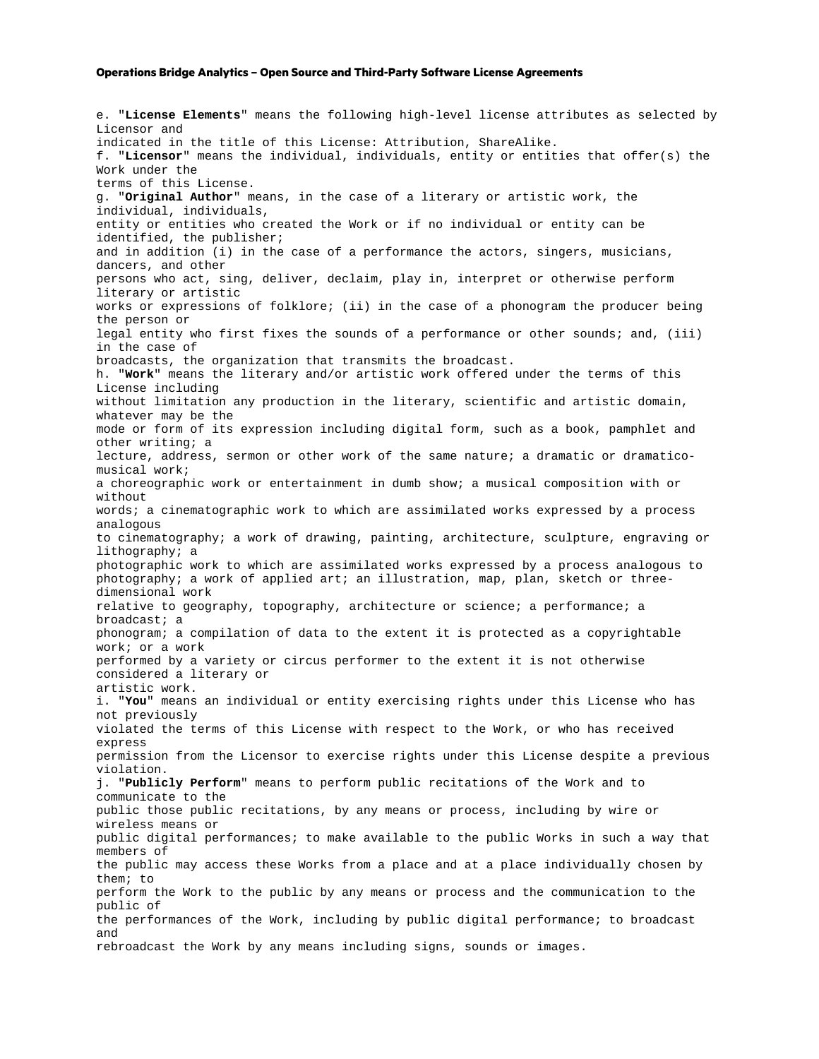e. "**License Elements**" means the following high-level license attributes as selected by Licensor and indicated in the title of this License: Attribution, ShareAlike.
f. "**Licensor**" means the individual, individuals, entity or entities that offer(s) the Work under the terms of this License.
g. "**Original Author**" means, in the case of a literary or artistic work, the individual, individuals, entity or entities who created the Work or if no individual or entity can be identified, the publisher; and in addition (i) in the case of a performance the actors, singers, musicians, dancers, and other persons who act, sing, deliver, declaim, play in, interpret or otherwise perform literary or artistic works or expressions of folklore; (ii) in the case of a phonogram the producer being the person or legal entity who first fixes the sounds of a performance or other sounds; and, (iii) in the case of broadcasts, the organization that transmits the broadcast.
h. "**Work**" means the literary and/or artistic work offered under the terms of this License including without limitation any production in the literary, scientific and artistic domain, whatever may be the mode or form of its expression including digital form, such as a book, pamphlet and other writing; a lecture, address, sermon or other work of the same nature; a dramatic or dramatico-musical work; a choreographic work or entertainment in dumb show; a musical composition with or without words; a cinematographic work to which are assimilated works expressed by a process analogous to cinematography; a work of drawing, painting, architecture, sculpture, engraving or lithography; a photographic work to which are assimilated works expressed by a process analogous to photography; a work of applied art; an illustration, map, plan, sketch or three-dimensional work relative to geography, topography, architecture or science; a performance; a broadcast; a phonogram; a compilation of data to the extent it is protected as a copyrightable work; or a work performed by a variety or circus performer to the extent it is not otherwise considered a literary or artistic work.
i. "**You**" means an individual or entity exercising rights under this License who has not previously violated the terms of this License with respect to the Work, or who has received express permission from the Licensor to exercise rights under this License despite a previous violation.
j. "**Publicly Perform**" means to perform public recitations of the Work and to communicate to the public those public recitations, by any means or process, including by wire or wireless means or public digital performances; to make available to the public Works in such a way that members of the public may access these Works from a place and at a place individually chosen by them; to perform the Work to the public by any means or process and the communication to the public of the performances of the Work, including by public digital performance; to broadcast and rebroadcast the Work by any means including signs, sounds or images.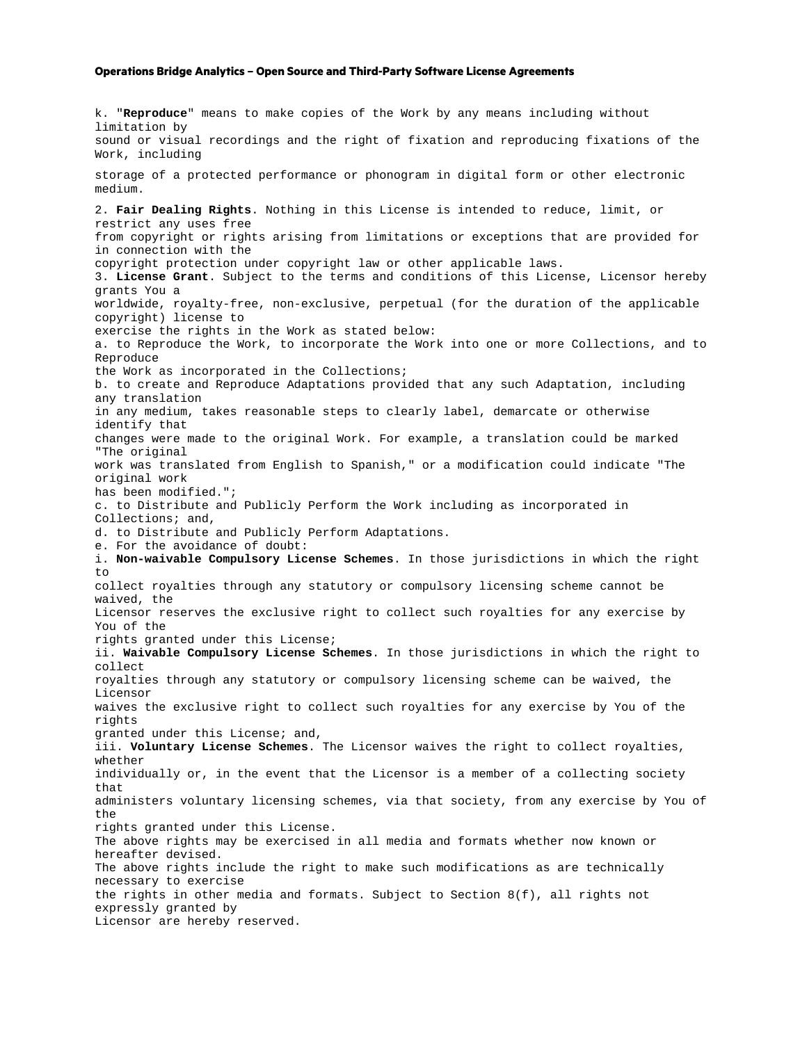k. "**Reproduce**" means to make copies of the Work by any means including without limitation by sound or visual recordings and the right of fixation and reproducing fixations of the Work, including

storage of a protected performance or phonogram in digital form or other electronic medium.

2. **Fair Dealing Rights**. Nothing in this License is intended to reduce, limit, or restrict any uses free from copyright or rights arising from limitations or exceptions that are provided for in connection with the copyright protection under copyright law or other applicable laws.

3. **License Grant**. Subject to the terms and conditions of this License, Licensor hereby grants You a worldwide, royalty-free, non-exclusive, perpetual (for the duration of the applicable copyright) license to exercise the rights in the Work as stated below:

a. to Reproduce the Work, to incorporate the Work into one or more Collections, and to Reproduce the Work as incorporated in the Collections;

b. to create and Reproduce Adaptations provided that any such Adaptation, including any translation in any medium, takes reasonable steps to clearly label, demarcate or otherwise identify that changes were made to the original Work. For example, a translation could be marked "The original work was translated from English to Spanish," or a modification could indicate "The original work has been modified.";

c. to Distribute and Publicly Perform the Work including as incorporated in Collections; and,

d. to Distribute and Publicly Perform Adaptations.

e. For the avoidance of doubt:

i. **Non-waivable Compulsory License Schemes**. In those jurisdictions in which the right to collect royalties through any statutory or compulsory licensing scheme cannot be waived, the Licensor reserves the exclusive right to collect such royalties for any exercise by You of the rights granted under this License;

ii. **Waivable Compulsory License Schemes**. In those jurisdictions in which the right to collect royalties through any statutory or compulsory licensing scheme can be waived, the Licensor waives the exclusive right to collect such royalties for any exercise by You of the rights granted under this License; and,

iii. **Voluntary License Schemes**. The Licensor waives the right to collect royalties, whether individually or, in the event that the Licensor is a member of a collecting society that administers voluntary licensing schemes, via that society, from any exercise by You of the rights granted under this License.

The above rights may be exercised in all media and formats whether now known or hereafter devised.

The above rights include the right to make such modifications as are technically necessary to exercise the rights in other media and formats. Subject to Section 8(f), all rights not expressly granted by Licensor are hereby reserved.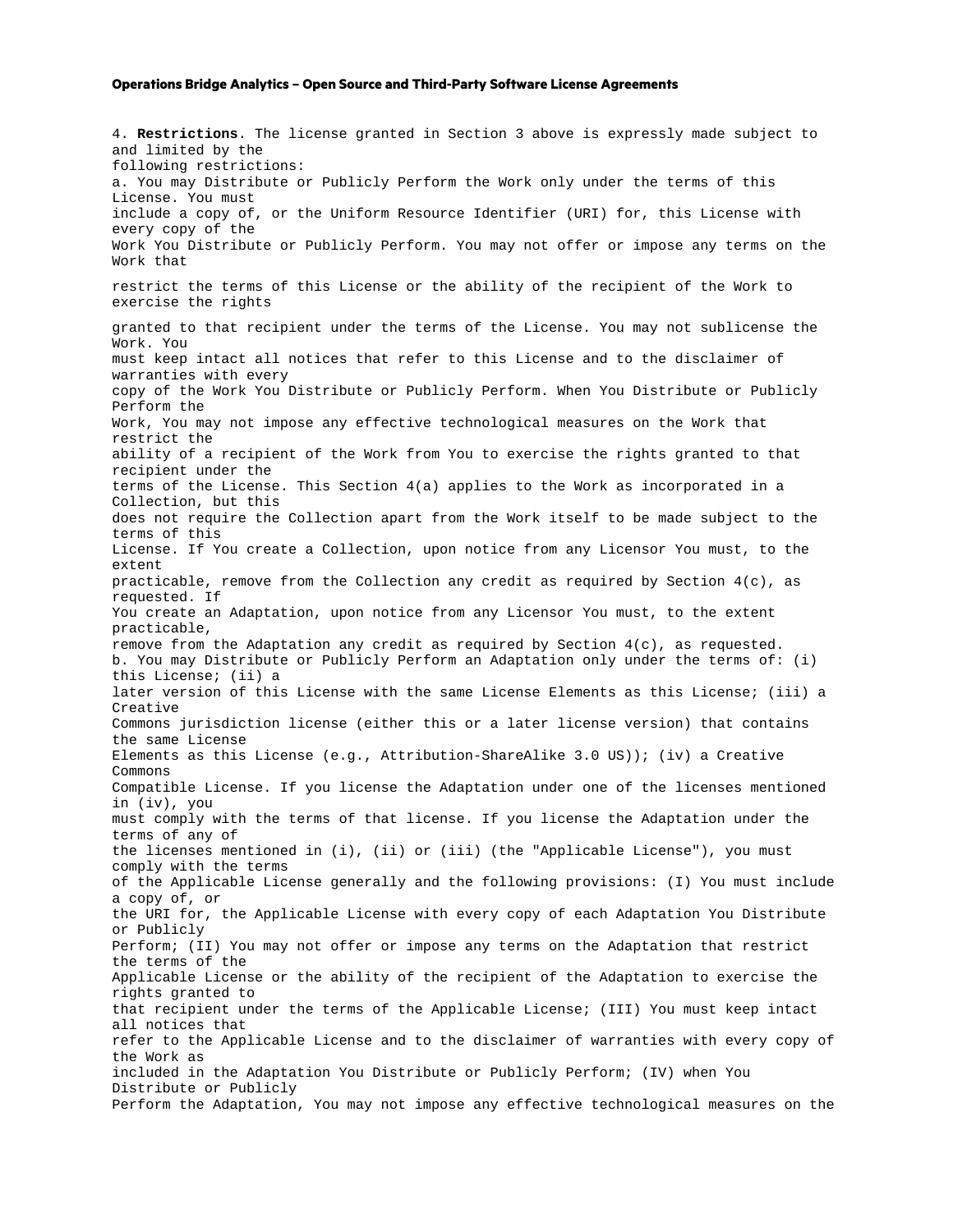4. **Restrictions**. The license granted in Section 3 above is expressly made subject to and limited by the following restrictions:

a. You may Distribute or Publicly Perform the Work only under the terms of this License. You must include a copy of, or the Uniform Resource Identifier (URI) for, this License with every copy of the Work You Distribute or Publicly Perform. You may not offer or impose any terms on the Work that restrict the terms of this License or the ability of the recipient of the Work to exercise the rights granted to that recipient under the terms of the License. You may not sublicense the Work. You must keep intact all notices that refer to this License and to the disclaimer of warranties with every copy of the Work You Distribute or Publicly Perform. When You Distribute or Publicly Perform the Work, You may not impose any effective technological measures on the Work that restrict the ability of a recipient of the Work from You to exercise the rights granted to that recipient under the terms of the License. This Section 4(a) applies to the Work as incorporated in a Collection, but this does not require the Collection apart from the Work itself to be made subject to the terms of this License. If You create a Collection, upon notice from any Licensor You must, to the extent practicable, remove from the Collection any credit as required by Section 4(c), as requested. If You create an Adaptation, upon notice from any Licensor You must, to the extent practicable, remove from the Adaptation any credit as required by Section 4(c), as requested.

b. You may Distribute or Publicly Perform an Adaptation only under the terms of: (i) this License; (ii) a later version of this License with the same License Elements as this License; (iii) a Creative Commons jurisdiction license (either this or a later license version) that contains the same License Elements as this License (e.g., Attribution-ShareAlike 3.0 US)); (iv) a Creative Commons Compatible License. If you license the Adaptation under one of the licenses mentioned in (iv), you must comply with the terms of that license. If you license the Adaptation under the terms of any of the licenses mentioned in (i), (ii) or (iii) (the "Applicable License"), you must comply with the terms of the Applicable License generally and the following provisions: (I) You must include a copy of, or the URI for, the Applicable License with every copy of each Adaptation You Distribute or Publicly Perform; (II) You may not offer or impose any terms on the Adaptation that restrict the terms of the Applicable License or the ability of the recipient of the Adaptation to exercise the rights granted to that recipient under the terms of the Applicable License; (III) You must keep intact all notices that refer to the Applicable License and to the disclaimer of warranties with every copy of the Work as included in the Adaptation You Distribute or Publicly Perform; (IV) when You Distribute or Publicly Perform the Adaptation, You may not impose any effective technological measures on the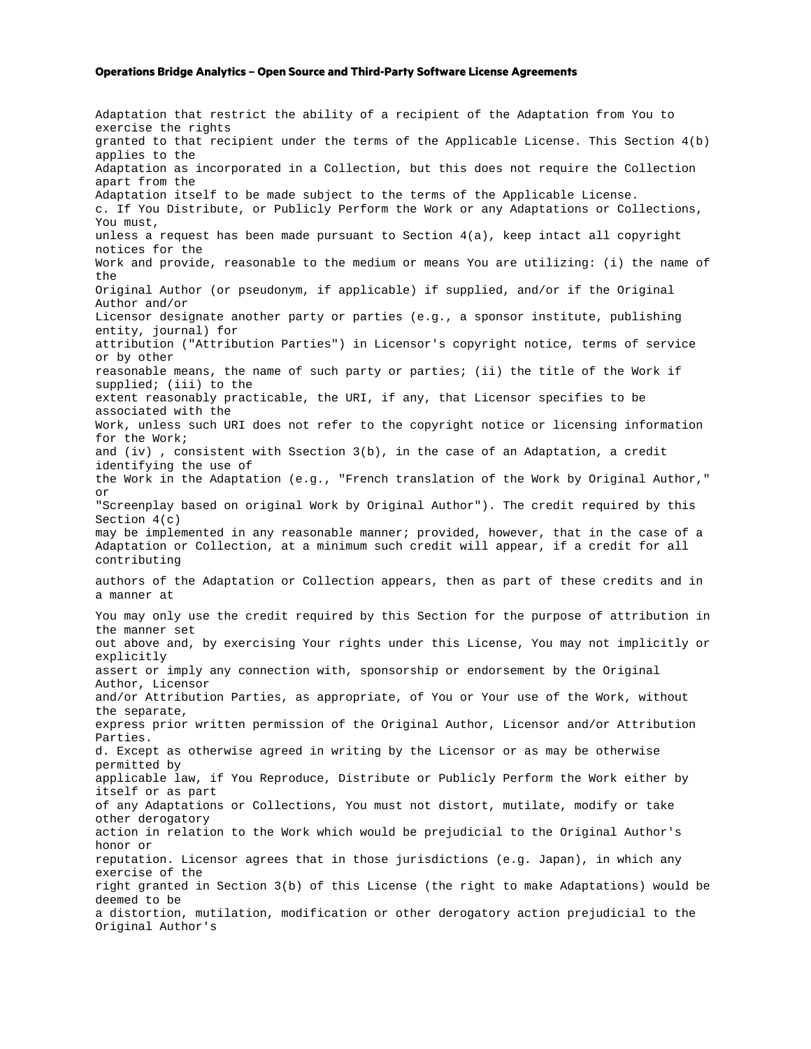Adaptation that restrict the ability of a recipient of the Adaptation from You to exercise the rights granted to that recipient under the terms of the Applicable License. This Section 4(b) applies to the Adaptation as incorporated in a Collection, but this does not require the Collection apart from the Adaptation itself to be made subject to the terms of the Applicable License.

c. If You Distribute, or Publicly Perform the Work or any Adaptations or Collections, You must, unless a request has been made pursuant to Section 4(a), keep intact all copyright notices for the Work and provide, reasonable to the medium or means You are utilizing: (i) the name of the Original Author (or pseudonym, if applicable) if supplied, and/or if the Original Author and/or Licensor designate another party or parties (e.g., a sponsor institute, publishing entity, journal) for attribution ("Attribution Parties") in Licensor's copyright notice, terms of service or by other reasonable means, the name of such party or parties; (ii) the title of the Work if supplied; (iii) to the extent reasonably practicable, the URI, if any, that Licensor specifies to be associated with the Work, unless such URI does not refer to the copyright notice or licensing information for the Work; and (iv) , consistent with Ssection 3(b), in the case of an Adaptation, a credit identifying the use of the Work in the Adaptation (e.g., "French translation of the Work by Original Author," or "Screenplay based on original Work by Original Author"). The credit required by this Section 4(c) may be implemented in any reasonable manner; provided, however, that in the case of a Adaptation or Collection, at a minimum such credit will appear, if a credit for all contributing

authors of the Adaptation or Collection appears, then as part of these credits and in a manner at

You may only use the credit required by this Section for the purpose of attribution in the manner set out above and, by exercising Your rights under this License, You may not implicitly or explicitly assert or imply any connection with, sponsorship or endorsement by the Original Author, Licensor and/or Attribution Parties, as appropriate, of You or Your use of the Work, without the separate, express prior written permission of the Original Author, Licensor and/or Attribution Parties.

d. Except as otherwise agreed in writing by the Licensor or as may be otherwise permitted by applicable law, if You Reproduce, Distribute or Publicly Perform the Work either by itself or as part of any Adaptations or Collections, You must not distort, mutilate, modify or take other derogatory action in relation to the Work which would be prejudicial to the Original Author's honor or reputation. Licensor agrees that in those jurisdictions (e.g. Japan), in which any exercise of the right granted in Section 3(b) of this License (the right to make Adaptations) would be deemed to be a distortion, mutilation, modification or other derogatory action prejudicial to the Original Author's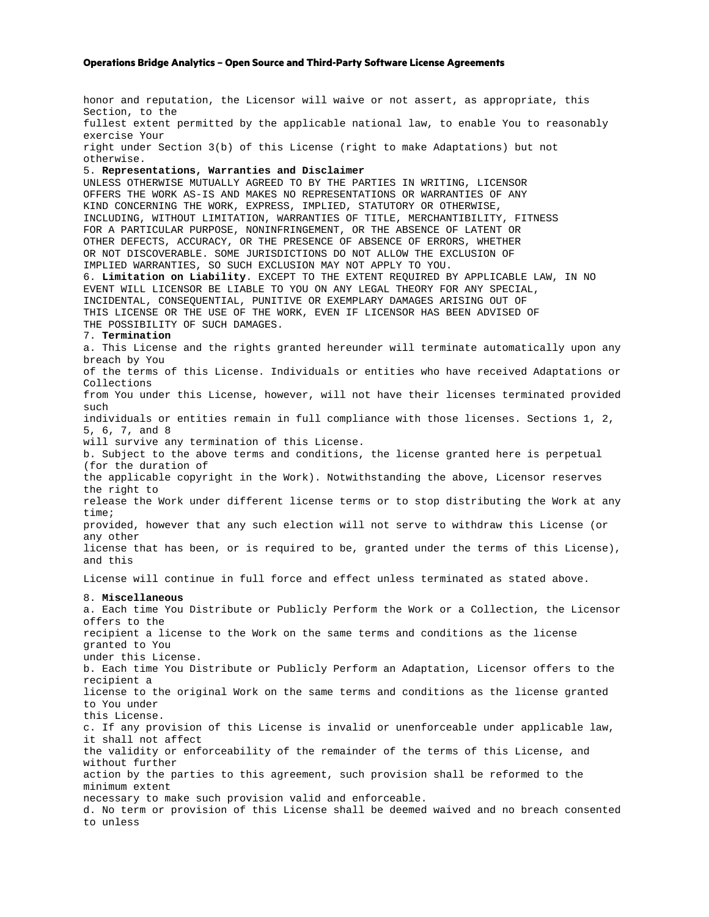honor and reputation, the Licensor will waive or not assert, as appropriate, this Section, to the fullest extent permitted by the applicable national law, to enable You to reasonably exercise Your right under Section 3(b) of this License (right to make Adaptations) but not otherwise.

5. **Representations, Warranties and Disclaimer**

UNLESS OTHERWISE MUTUALLY AGREED TO BY THE PARTIES IN WRITING, LICENSOR OFFERS THE WORK AS-IS AND MAKES NO REPRESENTATIONS OR WARRANTIES OF ANY KIND CONCERNING THE WORK, EXPRESS, IMPLIED, STATUTORY OR OTHERWISE, INCLUDING, WITHOUT LIMITATION, WARRANTIES OF TITLE, MERCHANTIBILITY, FITNESS FOR A PARTICULAR PURPOSE, NONINFRINGEMENT, OR THE ABSENCE OF LATENT OR OTHER DEFECTS, ACCURACY, OR THE PRESENCE OF ABSENCE OF ERRORS, WHETHER OR NOT DISCOVERABLE. SOME JURISDICTIONS DO NOT ALLOW THE EXCLUSION OF IMPLIED WARRANTIES, SO SUCH EXCLUSION MAY NOT APPLY TO YOU.

6. **Limitation on Liability**. EXCEPT TO THE EXTENT REQUIRED BY APPLICABLE LAW, IN NO EVENT WILL LICENSOR BE LIABLE TO YOU ON ANY LEGAL THEORY FOR ANY SPECIAL, INCIDENTAL, CONSEQUENTIAL, PUNITIVE OR EXEMPLARY DAMAGES ARISING OUT OF THIS LICENSE OR THE USE OF THE WORK, EVEN IF LICENSOR HAS BEEN ADVISED OF THE POSSIBILITY OF SUCH DAMAGES.

7. **Termination**

a. This License and the rights granted hereunder will terminate automatically upon any breach by You of the terms of this License. Individuals or entities who have received Adaptations or Collections from You under this License, however, will not have their licenses terminated provided such individuals or entities remain in full compliance with those licenses. Sections 1, 2, 5, 6, 7, and 8 will survive any termination of this License.

b. Subject to the above terms and conditions, the license granted here is perpetual (for the duration of the applicable copyright in the Work). Notwithstanding the above, Licensor reserves the right to release the Work under different license terms or to stop distributing the Work at any time; provided, however that any such election will not serve to withdraw this License (or any other license that has been, or is required to be, granted under the terms of this License), and this License will continue in full force and effect unless terminated as stated above.

8. **Miscellaneous**

a. Each time You Distribute or Publicly Perform the Work or a Collection, the Licensor offers to the recipient a license to the Work on the same terms and conditions as the license granted to You under this License.

b. Each time You Distribute or Publicly Perform an Adaptation, Licensor offers to the recipient a license to the original Work on the same terms and conditions as the license granted to You under this License.

c. If any provision of this License is invalid or unenforceable under applicable law, it shall not affect the validity or enforceability of the remainder of the terms of this License, and without further action by the parties to this agreement, such provision shall be reformed to the minimum extent necessary to make such provision valid and enforceable.

d. No term or provision of this License shall be deemed waived and no breach consented to unless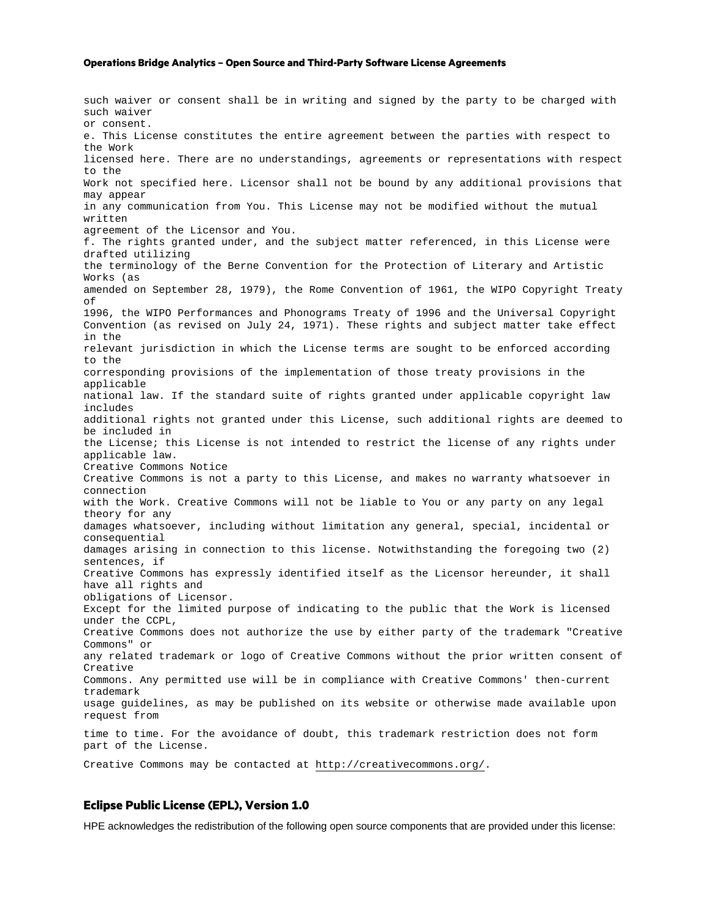such waiver or consent shall be in writing and signed by the party to be charged with such waiver
or consent.
e. This License constitutes the entire agreement between the parties with respect to the Work
licensed here. There are no understandings, agreements or representations with respect to the
Work not specified here. Licensor shall not be bound by any additional provisions that may appear
in any communication from You. This License may not be modified without the mutual written
agreement of the Licensor and You.
f. The rights granted under, and the subject matter referenced, in this License were drafted utilizing
the terminology of the Berne Convention for the Protection of Literary and Artistic Works (as
amended on September 28, 1979), the Rome Convention of 1961, the WIPO Copyright Treaty of
1996, the WIPO Performances and Phonograms Treaty of 1996 and the Universal Copyright
Convention (as revised on July 24, 1971). These rights and subject matter take effect in the
relevant jurisdiction in which the License terms are sought to be enforced according to the
corresponding provisions of the implementation of those treaty provisions in the applicable
national law. If the standard suite of rights granted under applicable copyright law includes
additional rights not granted under this License, such additional rights are deemed to be included in
the License; this License is not intended to restrict the license of any rights under applicable law.
Creative Commons Notice
Creative Commons is not a party to this License, and makes no warranty whatsoever in connection
with the Work. Creative Commons will not be liable to You or any party on any legal theory for any
damages whatsoever, including without limitation any general, special, incidental or consequential
damages arising in connection to this license. Notwithstanding the foregoing two (2) sentences, if
Creative Commons has expressly identified itself as the Licensor hereunder, it shall have all rights and
obligations of Licensor.
Except for the limited purpose of indicating to the public that the Work is licensed under the CCPL,
Creative Commons does not authorize the use by either party of the trademark "Creative Commons" or
any related trademark or logo of Creative Commons without the prior written consent of Creative
Commons. Any permitted use will be in compliance with Creative Commons' then-current trademark
usage guidelines, as may be published on its website or otherwise made available upon request from
time to time. For the avoidance of doubt, this trademark restriction does not form part of the License.

Creative Commons may be contacted at http://creativecommons.org/.

## Eclipse Public License (EPL), Version 1.0

HPE acknowledges the redistribution of the following open source components that are provided under this license: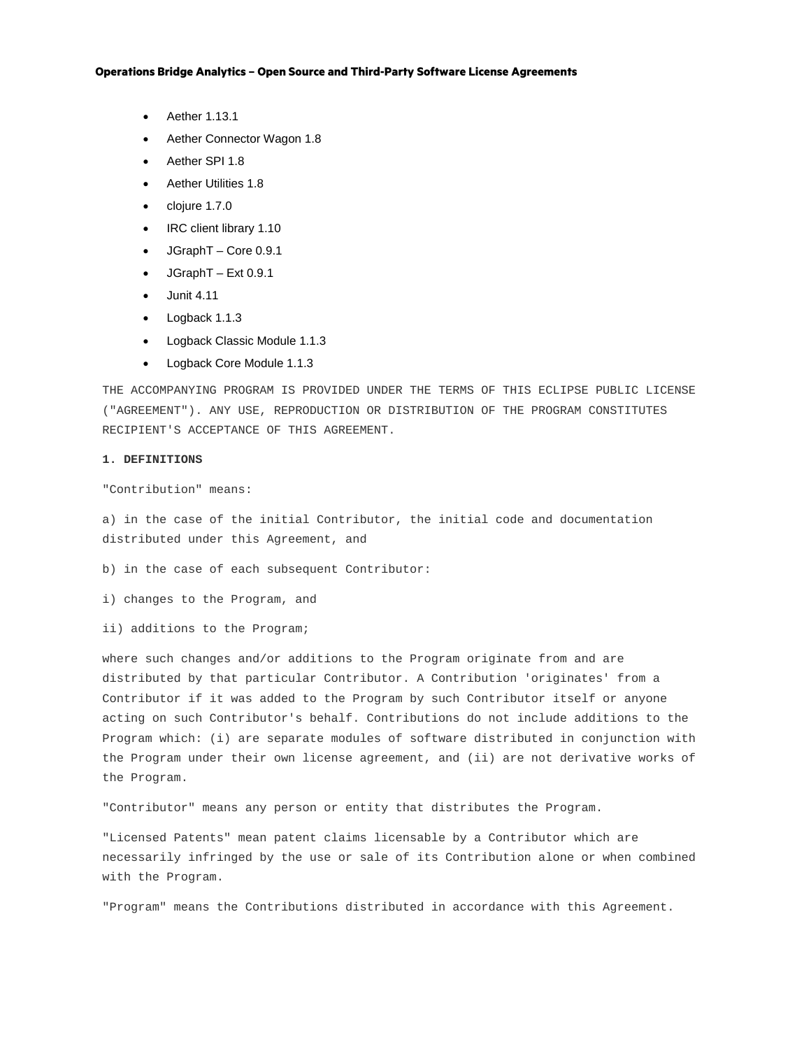- Aether 1.13.1
- Aether Connector Wagon 1.8
- Aether SPI 1.8
- Aether Utilities 1.8
- clojure 1.7.0
- IRC client library 1.10
- JGraphT – Core 0.9.1
- JGraphT – Ext 0.9.1
- Junit 4.11
- Logback 1.1.3
- Logback Classic Module 1.1.3
- Logback Core Module 1.1.3

THE ACCOMPANYING PROGRAM IS PROVIDED UNDER THE TERMS OF THIS ECLIPSE PUBLIC LICENSE ("AGREEMENT"). ANY USE, REPRODUCTION OR DISTRIBUTION OF THE PROGRAM CONSTITUTES RECIPIENT'S ACCEPTANCE OF THIS AGREEMENT.

**1. DEFINITIONS**

"Contribution" means:

a) in the case of the initial Contributor, the initial code and documentation distributed under this Agreement, and

b) in the case of each subsequent Contributor:

i) changes to the Program, and

ii) additions to the Program;

where such changes and/or additions to the Program originate from and are distributed by that particular Contributor. A Contribution 'originates' from a Contributor if it was added to the Program by such Contributor itself or anyone acting on such Contributor's behalf. Contributions do not include additions to the Program which: (i) are separate modules of software distributed in conjunction with the Program under their own license agreement, and (ii) are not derivative works of the Program.

"Contributor" means any person or entity that distributes the Program.

"Licensed Patents" mean patent claims licensable by a Contributor which are necessarily infringed by the use or sale of its Contribution alone or when combined with the Program.

"Program" means the Contributions distributed in accordance with this Agreement.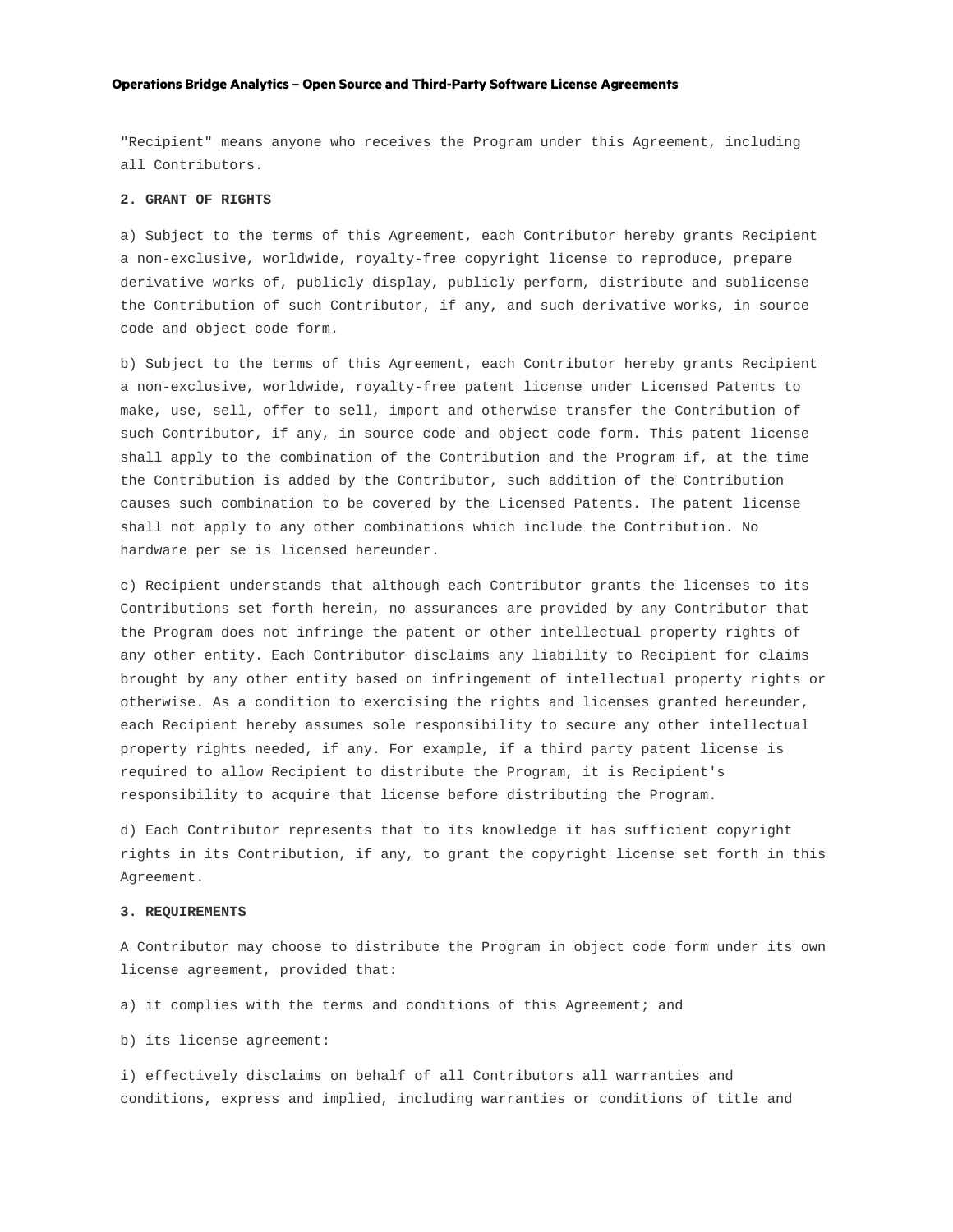"Recipient" means anyone who receives the Program under this Agreement, including all Contributors.

**2. GRANT OF RIGHTS**

a) Subject to the terms of this Agreement, each Contributor hereby grants Recipient a non-exclusive, worldwide, royalty-free copyright license to reproduce, prepare derivative works of, publicly display, publicly perform, distribute and sublicense the Contribution of such Contributor, if any, and such derivative works, in source code and object code form.

b) Subject to the terms of this Agreement, each Contributor hereby grants Recipient a non-exclusive, worldwide, royalty-free patent license under Licensed Patents to make, use, sell, offer to sell, import and otherwise transfer the Contribution of such Contributor, if any, in source code and object code form. This patent license shall apply to the combination of the Contribution and the Program if, at the time the Contribution is added by the Contributor, such addition of the Contribution causes such combination to be covered by the Licensed Patents. The patent license shall not apply to any other combinations which include the Contribution. No hardware per se is licensed hereunder.

c) Recipient understands that although each Contributor grants the licenses to its Contributions set forth herein, no assurances are provided by any Contributor that the Program does not infringe the patent or other intellectual property rights of any other entity. Each Contributor disclaims any liability to Recipient for claims brought by any other entity based on infringement of intellectual property rights or otherwise. As a condition to exercising the rights and licenses granted hereunder, each Recipient hereby assumes sole responsibility to secure any other intellectual property rights needed, if any. For example, if a third party patent license is required to allow Recipient to distribute the Program, it is Recipient's responsibility to acquire that license before distributing the Program.

d) Each Contributor represents that to its knowledge it has sufficient copyright rights in its Contribution, if any, to grant the copyright license set forth in this Agreement.

**3. REQUIREMENTS**

A Contributor may choose to distribute the Program in object code form under its own license agreement, provided that:

a) it complies with the terms and conditions of this Agreement; and

b) its license agreement:

i) effectively disclaims on behalf of all Contributors all warranties and conditions, express and implied, including warranties or conditions of title and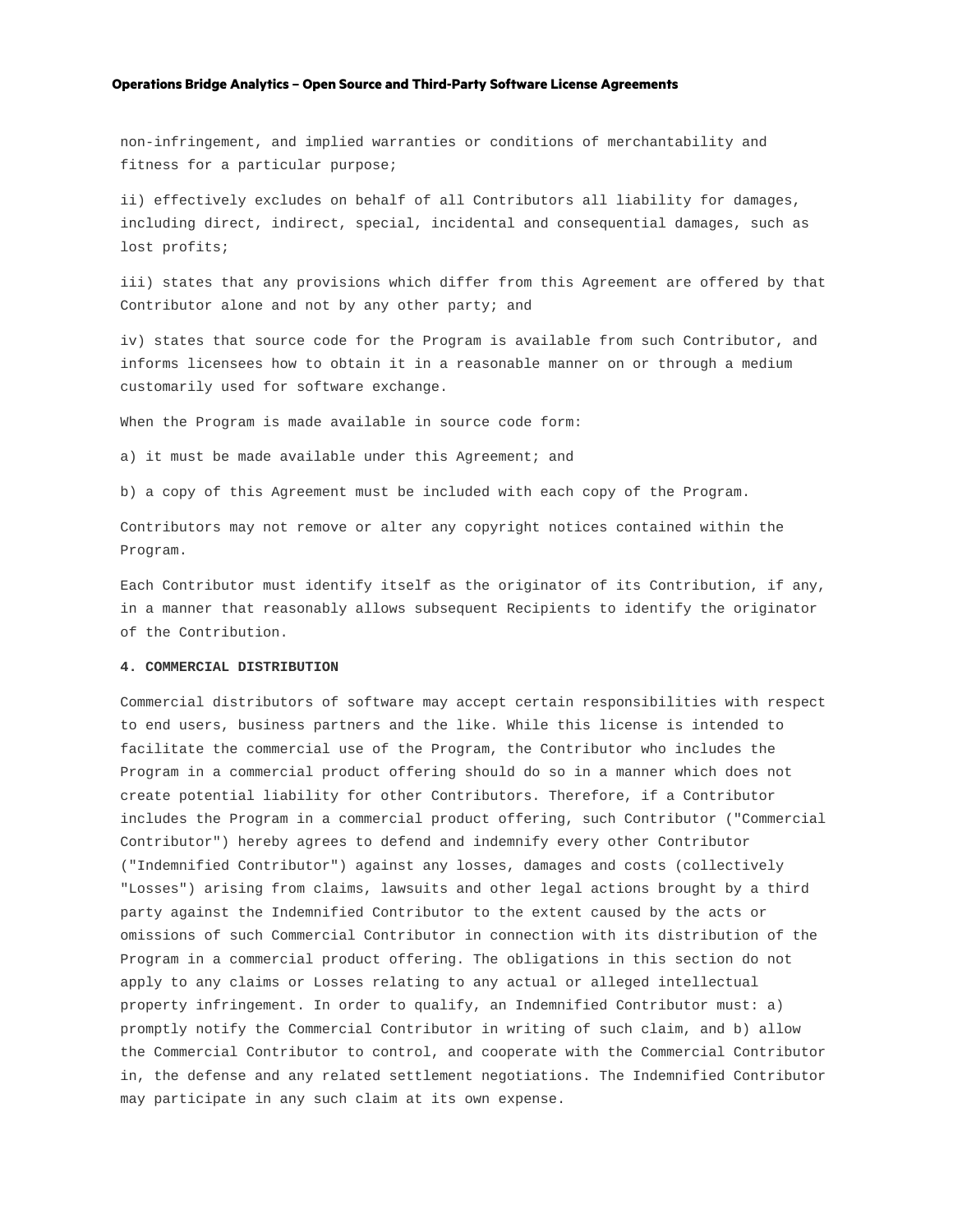non-infringement, and implied warranties or conditions of merchantability and fitness for a particular purpose;

ii) effectively excludes on behalf of all Contributors all liability for damages, including direct, indirect, special, incidental and consequential damages, such as lost profits;

iii) states that any provisions which differ from this Agreement are offered by that Contributor alone and not by any other party; and

iv) states that source code for the Program is available from such Contributor, and informs licensees how to obtain it in a reasonable manner on or through a medium customarily used for software exchange.

When the Program is made available in source code form:

a) it must be made available under this Agreement; and

b) a copy of this Agreement must be included with each copy of the Program.

Contributors may not remove or alter any copyright notices contained within the Program.

Each Contributor must identify itself as the originator of its Contribution, if any, in a manner that reasonably allows subsequent Recipients to identify the originator of the Contribution.

**4. COMMERCIAL DISTRIBUTION**

Commercial distributors of software may accept certain responsibilities with respect to end users, business partners and the like. While this license is intended to facilitate the commercial use of the Program, the Contributor who includes the Program in a commercial product offering should do so in a manner which does not create potential liability for other Contributors. Therefore, if a Contributor includes the Program in a commercial product offering, such Contributor ("Commercial Contributor") hereby agrees to defend and indemnify every other Contributor ("Indemnified Contributor") against any losses, damages and costs (collectively "Losses") arising from claims, lawsuits and other legal actions brought by a third party against the Indemnified Contributor to the extent caused by the acts or omissions of such Commercial Contributor in connection with its distribution of the Program in a commercial product offering. The obligations in this section do not apply to any claims or Losses relating to any actual or alleged intellectual property infringement. In order to qualify, an Indemnified Contributor must: a) promptly notify the Commercial Contributor in writing of such claim, and b) allow the Commercial Contributor to control, and cooperate with the Commercial Contributor in, the defense and any related settlement negotiations. The Indemnified Contributor may participate in any such claim at its own expense.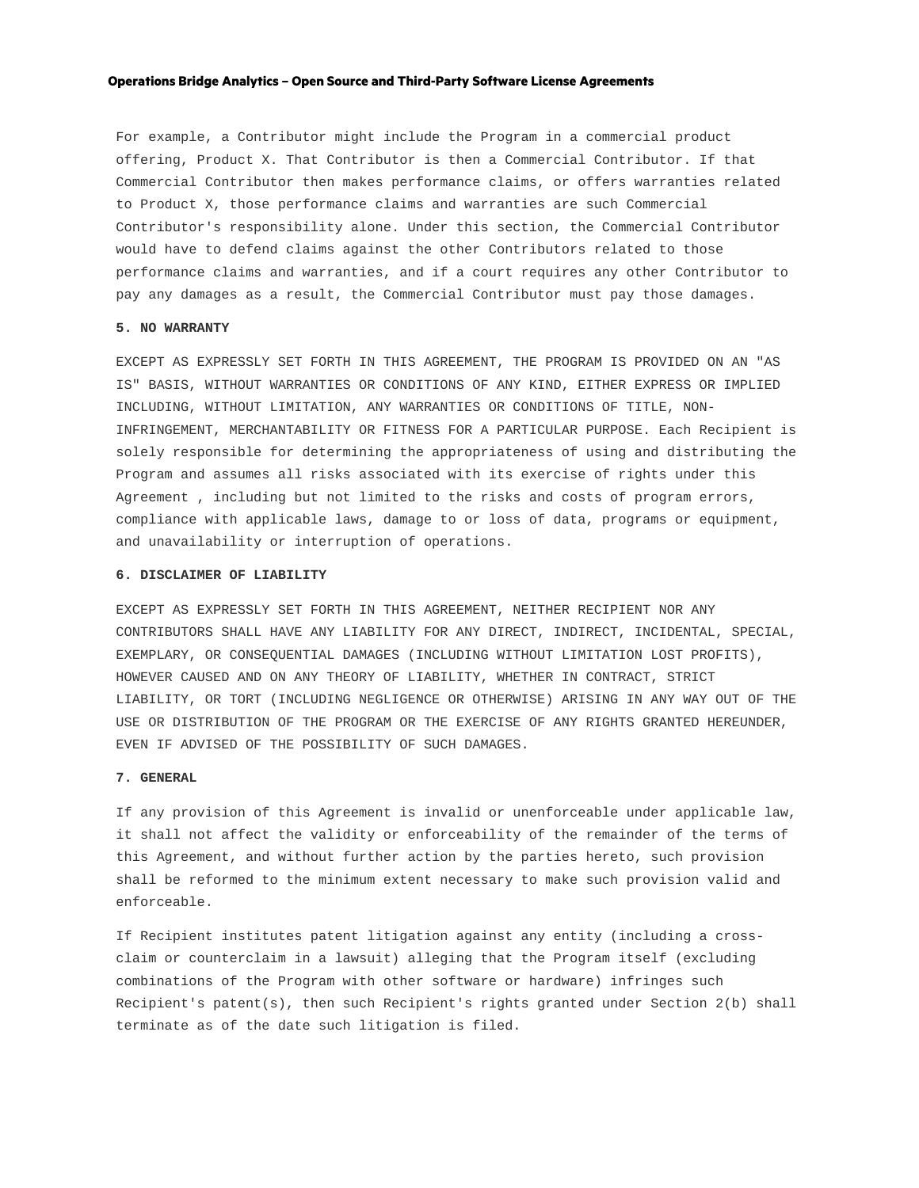For example, a Contributor might include the Program in a commercial product offering, Product X. That Contributor is then a Commercial Contributor. If that Commercial Contributor then makes performance claims, or offers warranties related to Product X, those performance claims and warranties are such Commercial Contributor's responsibility alone. Under this section, the Commercial Contributor would have to defend claims against the other Contributors related to those performance claims and warranties, and if a court requires any other Contributor to pay any damages as a result, the Commercial Contributor must pay those damages.

**5. NO WARRANTY**

EXCEPT AS EXPRESSLY SET FORTH IN THIS AGREEMENT, THE PROGRAM IS PROVIDED ON AN "AS IS" BASIS, WITHOUT WARRANTIES OR CONDITIONS OF ANY KIND, EITHER EXPRESS OR IMPLIED INCLUDING, WITHOUT LIMITATION, ANY WARRANTIES OR CONDITIONS OF TITLE, NON-INFRINGEMENT, MERCHANTABILITY OR FITNESS FOR A PARTICULAR PURPOSE. Each Recipient is solely responsible for determining the appropriateness of using and distributing the Program and assumes all risks associated with its exercise of rights under this Agreement , including but not limited to the risks and costs of program errors, compliance with applicable laws, damage to or loss of data, programs or equipment, and unavailability or interruption of operations.

**6. DISCLAIMER OF LIABILITY**

EXCEPT AS EXPRESSLY SET FORTH IN THIS AGREEMENT, NEITHER RECIPIENT NOR ANY CONTRIBUTORS SHALL HAVE ANY LIABILITY FOR ANY DIRECT, INDIRECT, INCIDENTAL, SPECIAL, EXEMPLARY, OR CONSEQUENTIAL DAMAGES (INCLUDING WITHOUT LIMITATION LOST PROFITS), HOWEVER CAUSED AND ON ANY THEORY OF LIABILITY, WHETHER IN CONTRACT, STRICT LIABILITY, OR TORT (INCLUDING NEGLIGENCE OR OTHERWISE) ARISING IN ANY WAY OUT OF THE USE OR DISTRIBUTION OF THE PROGRAM OR THE EXERCISE OF ANY RIGHTS GRANTED HEREUNDER, EVEN IF ADVISED OF THE POSSIBILITY OF SUCH DAMAGES.

**7. GENERAL**

If any provision of this Agreement is invalid or unenforceable under applicable law, it shall not affect the validity or enforceability of the remainder of the terms of this Agreement, and without further action by the parties hereto, such provision shall be reformed to the minimum extent necessary to make such provision valid and enforceable.

If Recipient institutes patent litigation against any entity (including a cross-claim or counterclaim in a lawsuit) alleging that the Program itself (excluding combinations of the Program with other software or hardware) infringes such Recipient's patent(s), then such Recipient's rights granted under Section 2(b) shall terminate as of the date such litigation is filed.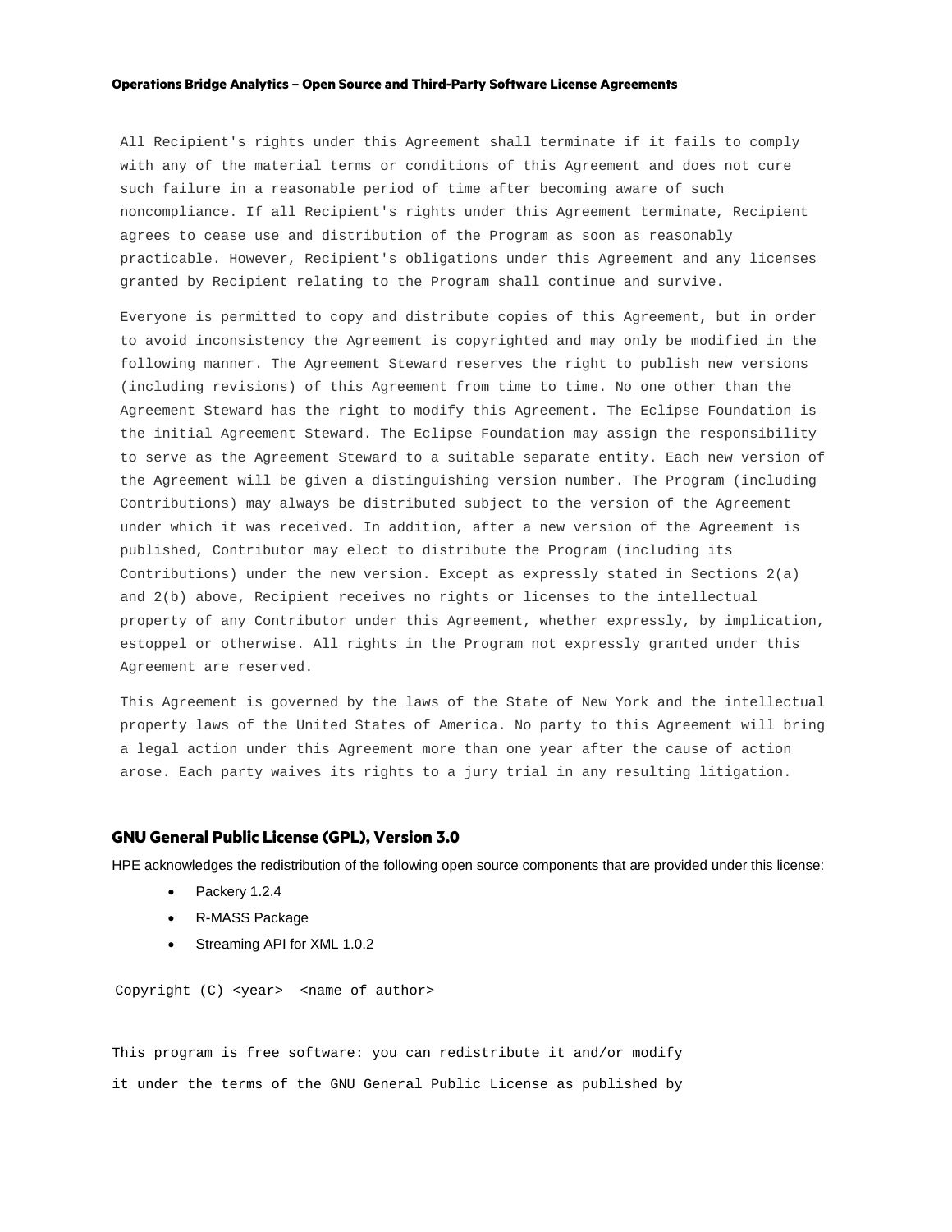All Recipient's rights under this Agreement shall terminate if it fails to comply with any of the material terms or conditions of this Agreement and does not cure such failure in a reasonable period of time after becoming aware of such noncompliance. If all Recipient's rights under this Agreement terminate, Recipient agrees to cease use and distribution of the Program as soon as reasonably practicable. However, Recipient's obligations under this Agreement and any licenses granted by Recipient relating to the Program shall continue and survive.

Everyone is permitted to copy and distribute copies of this Agreement, but in order to avoid inconsistency the Agreement is copyrighted and may only be modified in the following manner. The Agreement Steward reserves the right to publish new versions (including revisions) of this Agreement from time to time. No one other than the Agreement Steward has the right to modify this Agreement. The Eclipse Foundation is the initial Agreement Steward. The Eclipse Foundation may assign the responsibility to serve as the Agreement Steward to a suitable separate entity. Each new version of the Agreement will be given a distinguishing version number. The Program (including Contributions) may always be distributed subject to the version of the Agreement under which it was received. In addition, after a new version of the Agreement is published, Contributor may elect to distribute the Program (including its Contributions) under the new version. Except as expressly stated in Sections 2(a) and 2(b) above, Recipient receives no rights or licenses to the intellectual property of any Contributor under this Agreement, whether expressly, by implication, estoppel or otherwise. All rights in the Program not expressly granted under this Agreement are reserved.

This Agreement is governed by the laws of the State of New York and the intellectual property laws of the United States of America. No party to this Agreement will bring a legal action under this Agreement more than one year after the cause of action arose. Each party waives its rights to a jury trial in any resulting litigation.

## GNU General Public License (GPL), Version 3.0

HPE acknowledges the redistribution of the following open source components that are provided under this license:

- Packery 1.2.4
- R-MASS Package
- Streaming API for XML 1.0.2

Copyright (C) <year>  <name of author>

This program is free software: you can redistribute it and/or modify

it under the terms of the GNU General Public License as published by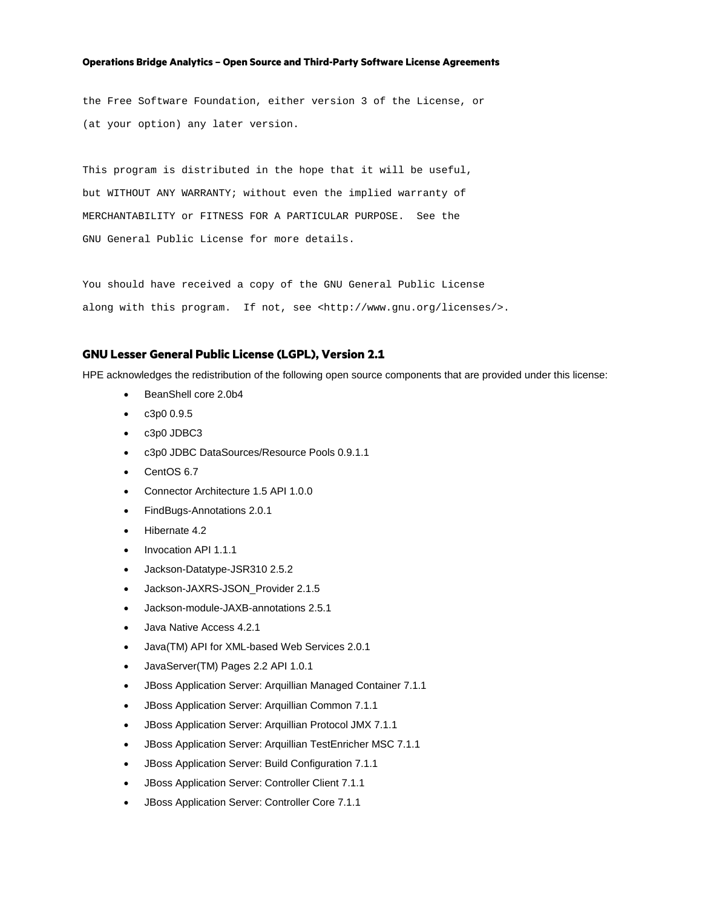```
the Free Software Foundation, either version 3 of the License, or
(at your option) any later version.

This program is distributed in the hope that it will be useful,
but WITHOUT ANY WARRANTY; without even the implied warranty of
MERCHANTABILITY or FITNESS FOR A PARTICULAR PURPOSE.  See the
GNU General Public License for more details.

You should have received a copy of the GNU General Public License
along with this program.  If not, see <http://www.gnu.org/licenses/>.
```

## GNU Lesser General Public License (LGPL), Version 2.1

HPE acknowledges the redistribution of the following open source components that are provided under this license:

- BeanShell core 2.0b4
- c3p0 0.9.5
- c3p0 JDBC3
- c3p0 JDBC DataSources/Resource Pools 0.9.1.1
- CentOS 6.7
- Connector Architecture 1.5 API 1.0.0
- FindBugs-Annotations 2.0.1
- Hibernate 4.2
- Invocation API 1.1.1
- Jackson-Datatype-JSR310 2.5.2
- Jackson-JAXRS-JSON_Provider 2.1.5
- Jackson-module-JAXB-annotations 2.5.1
- Java Native Access 4.2.1
- Java(TM) API for XML-based Web Services 2.0.1
- JavaServer(TM) Pages 2.2 API 1.0.1
- JBoss Application Server: Arquillian Managed Container 7.1.1
- JBoss Application Server: Arquillian Common 7.1.1
- JBoss Application Server: Arquillian Protocol JMX 7.1.1
- JBoss Application Server: Arquillian TestEnricher MSC 7.1.1
- JBoss Application Server: Build Configuration 7.1.1
- JBoss Application Server: Controller Client 7.1.1
- JBoss Application Server: Controller Core 7.1.1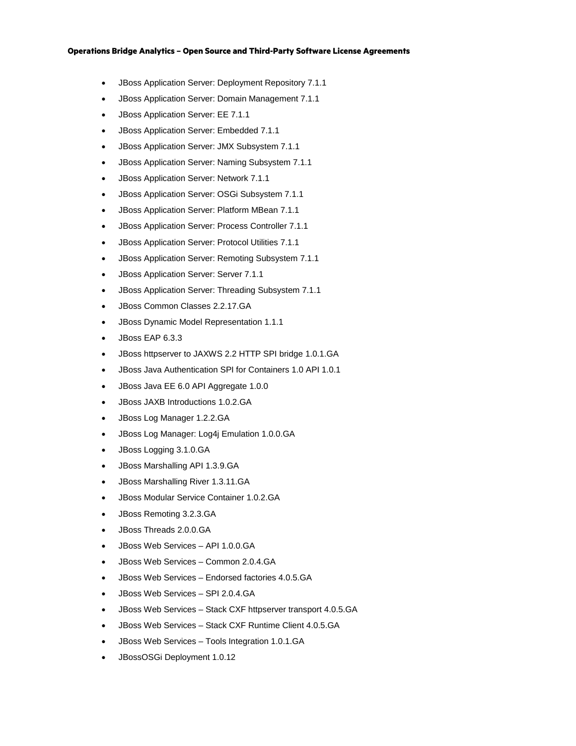- JBoss Application Server: Deployment Repository 7.1.1
- JBoss Application Server: Domain Management 7.1.1
- JBoss Application Server: EE 7.1.1
- JBoss Application Server: Embedded 7.1.1
- JBoss Application Server: JMX Subsystem 7.1.1
- JBoss Application Server: Naming Subsystem 7.1.1
- JBoss Application Server: Network 7.1.1
- JBoss Application Server: OSGi Subsystem 7.1.1
- JBoss Application Server: Platform MBean 7.1.1
- JBoss Application Server: Process Controller 7.1.1
- JBoss Application Server: Protocol Utilities 7.1.1
- JBoss Application Server: Remoting Subsystem 7.1.1
- JBoss Application Server: Server 7.1.1
- JBoss Application Server: Threading Subsystem 7.1.1
- JBoss Common Classes 2.2.17.GA
- JBoss Dynamic Model Representation 1.1.1
- JBoss EAP 6.3.3
- JBoss httpserver to JAXWS 2.2 HTTP SPI bridge 1.0.1.GA
- JBoss Java Authentication SPI for Containers 1.0 API 1.0.1
- JBoss Java EE 6.0 API Aggregate 1.0.0
- JBoss JAXB Introductions 1.0.2.GA
- JBoss Log Manager 1.2.2.GA
- JBoss Log Manager: Log4j Emulation 1.0.0.GA
- JBoss Logging 3.1.0.GA
- JBoss Marshalling API 1.3.9.GA
- JBoss Marshalling River 1.3.11.GA
- JBoss Modular Service Container 1.0.2.GA
- JBoss Remoting 3.2.3.GA
- JBoss Threads 2.0.0.GA
- JBoss Web Services – API 1.0.0.GA
- JBoss Web Services – Common 2.0.4.GA
- JBoss Web Services – Endorsed factories 4.0.5.GA
- JBoss Web Services – SPI 2.0.4.GA
- JBoss Web Services – Stack CXF httpserver transport 4.0.5.GA
- JBoss Web Services – Stack CXF Runtime Client 4.0.5.GA
- JBoss Web Services – Tools Integration 1.0.1.GA
- JBossOSGi Deployment 1.0.12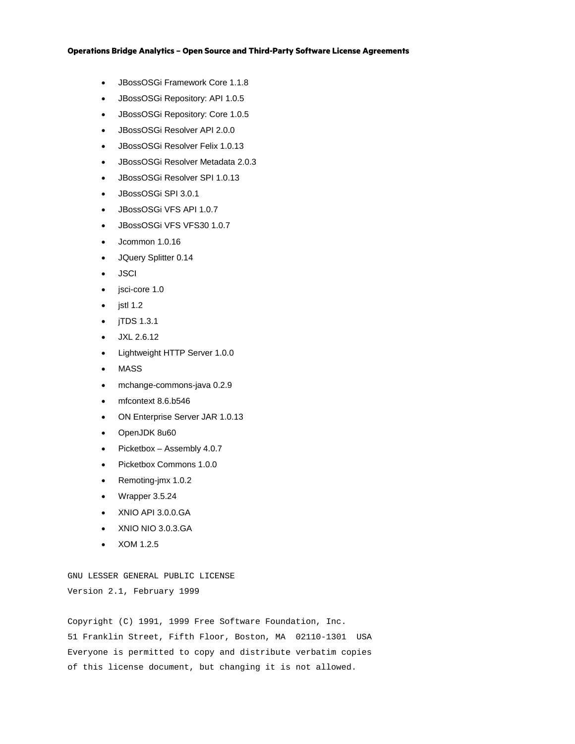- JBossOSGi Framework Core 1.1.8
- JBossOSGi Repository: API 1.0.5
- JBossOSGi Repository: Core 1.0.5
- JBossOSGi Resolver API 2.0.0
- JBossOSGi Resolver Felix 1.0.13
- JBossOSGi Resolver Metadata 2.0.3
- JBossOSGi Resolver SPI 1.0.13
- JBossOSGi SPI 3.0.1
- JBossOSGi VFS API 1.0.7
- JBossOSGi VFS VFS30 1.0.7
- Jcommon 1.0.16
- JQuery Splitter 0.14
- JSCI
- jsci-core 1.0
- jstl 1.2
- jTDS 1.3.1
- JXL 2.6.12
- Lightweight HTTP Server 1.0.0
- MASS
- mchange-commons-java 0.2.9
- mfcontext 8.6.b546
- ON Enterprise Server JAR 1.0.13
- OpenJDK 8u60
- Picketbox – Assembly 4.0.7
- Picketbox Commons 1.0.0
- Remoting-jmx 1.0.2
- Wrapper 3.5.24
- XNIO API 3.0.0.GA
- XNIO NIO 3.0.3.GA
- XOM 1.2.5

```
GNU LESSER GENERAL PUBLIC LICENSE
Version 2.1, February 1999

Copyright (C) 1991, 1999 Free Software Foundation, Inc.
51 Franklin Street, Fifth Floor, Boston, MA  02110-1301  USA
Everyone is permitted to copy and distribute verbatim copies
of this license document, but changing it is not allowed.
```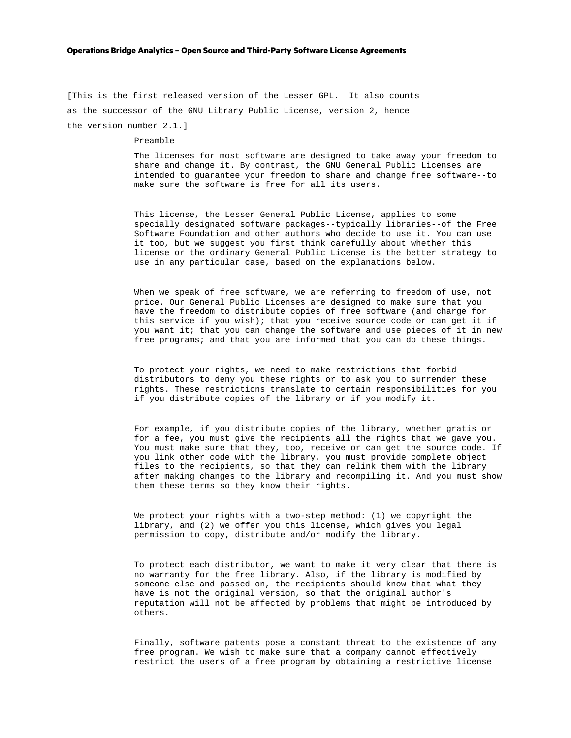[This is the first released version of the Lesser GPL. It also counts as the successor of the GNU Library Public License, version 2, hence the version number 2.1.]

Preamble

The licenses for most software are designed to take away your freedom to share and change it. By contrast, the GNU General Public Licenses are intended to guarantee your freedom to share and change free software--to make sure the software is free for all its users.

This license, the Lesser General Public License, applies to some specially designated software packages--typically libraries--of the Free Software Foundation and other authors who decide to use it. You can use it too, but we suggest you first think carefully about whether this license or the ordinary General Public License is the better strategy to use in any particular case, based on the explanations below.

When we speak of free software, we are referring to freedom of use, not price. Our General Public Licenses are designed to make sure that you have the freedom to distribute copies of free software (and charge for this service if you wish); that you receive source code or can get it if you want it; that you can change the software and use pieces of it in new free programs; and that you are informed that you can do these things.

To protect your rights, we need to make restrictions that forbid distributors to deny you these rights or to ask you to surrender these rights. These restrictions translate to certain responsibilities for you if you distribute copies of the library or if you modify it.

For example, if you distribute copies of the library, whether gratis or for a fee, you must give the recipients all the rights that we gave you. You must make sure that they, too, receive or can get the source code. If you link other code with the library, you must provide complete object files to the recipients, so that they can relink them with the library after making changes to the library and recompiling it. And you must show them these terms so they know their rights.

We protect your rights with a two-step method: (1) we copyright the library, and (2) we offer you this license, which gives you legal permission to copy, distribute and/or modify the library.

To protect each distributor, we want to make it very clear that there is no warranty for the free library. Also, if the library is modified by someone else and passed on, the recipients should know that what they have is not the original version, so that the original author's reputation will not be affected by problems that might be introduced by others.

Finally, software patents pose a constant threat to the existence of any free program. We wish to make sure that a company cannot effectively restrict the users of a free program by obtaining a restrictive license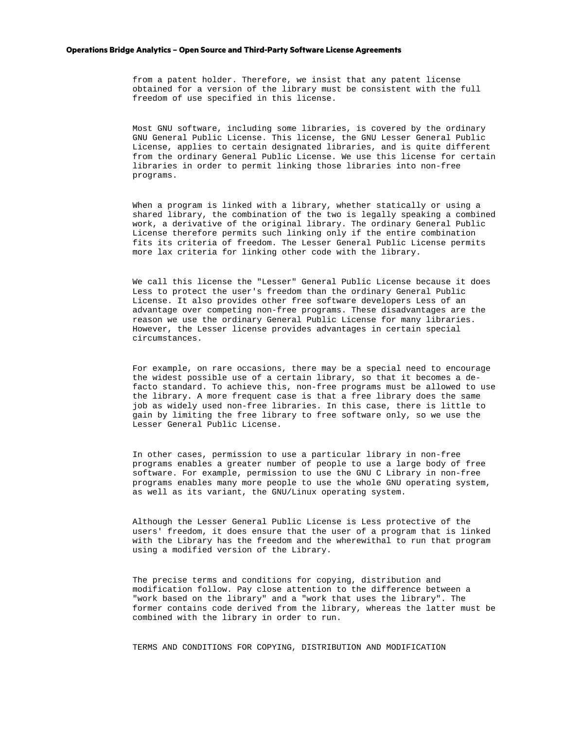from a patent holder. Therefore, we insist that any patent license obtained for a version of the library must be consistent with the full freedom of use specified in this license.

Most GNU software, including some libraries, is covered by the ordinary GNU General Public License. This license, the GNU Lesser General Public License, applies to certain designated libraries, and is quite different from the ordinary General Public License. We use this license for certain libraries in order to permit linking those libraries into non-free programs.

When a program is linked with a library, whether statically or using a shared library, the combination of the two is legally speaking a combined work, a derivative of the original library. The ordinary General Public License therefore permits such linking only if the entire combination fits its criteria of freedom. The Lesser General Public License permits more lax criteria for linking other code with the library.

We call this license the "Lesser" General Public License because it does Less to protect the user's freedom than the ordinary General Public License. It also provides other free software developers Less of an advantage over competing non-free programs. These disadvantages are the reason we use the ordinary General Public License for many libraries. However, the Lesser license provides advantages in certain special circumstances.

For example, on rare occasions, there may be a special need to encourage the widest possible use of a certain library, so that it becomes a de-facto standard. To achieve this, non-free programs must be allowed to use the library. A more frequent case is that a free library does the same job as widely used non-free libraries. In this case, there is little to gain by limiting the free library to free software only, so we use the Lesser General Public License.

In other cases, permission to use a particular library in non-free programs enables a greater number of people to use a large body of free software. For example, permission to use the GNU C Library in non-free programs enables many more people to use the whole GNU operating system, as well as its variant, the GNU/Linux operating system.

Although the Lesser General Public License is Less protective of the users' freedom, it does ensure that the user of a program that is linked with the Library has the freedom and the wherewithal to run that program using a modified version of the Library.

The precise terms and conditions for copying, distribution and modification follow. Pay close attention to the difference between a "work based on the library" and a "work that uses the library". The former contains code derived from the library, whereas the latter must be combined with the library in order to run.

TERMS AND CONDITIONS FOR COPYING, DISTRIBUTION AND MODIFICATION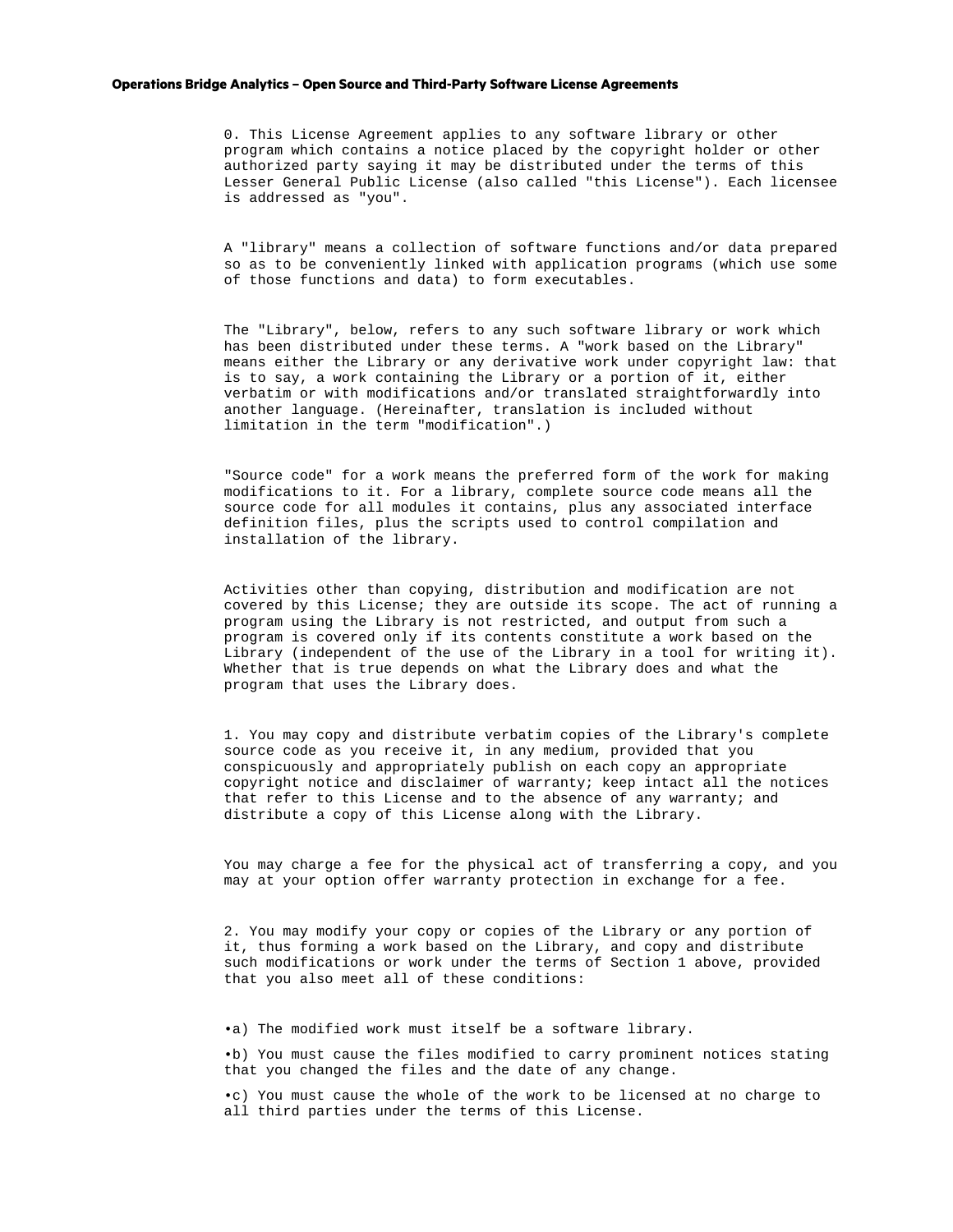0. This License Agreement applies to any software library or other program which contains a notice placed by the copyright holder or other authorized party saying it may be distributed under the terms of this Lesser General Public License (also called "this License"). Each licensee is addressed as "you".

A "library" means a collection of software functions and/or data prepared so as to be conveniently linked with application programs (which use some of those functions and data) to form executables.

The "Library", below, refers to any such software library or work which has been distributed under these terms. A "work based on the Library" means either the Library or any derivative work under copyright law: that is to say, a work containing the Library or a portion of it, either verbatim or with modifications and/or translated straightforwardly into another language. (Hereinafter, translation is included without limitation in the term "modification".)

"Source code" for a work means the preferred form of the work for making modifications to it. For a library, complete source code means all the source code for all modules it contains, plus any associated interface definition files, plus the scripts used to control compilation and installation of the library.

Activities other than copying, distribution and modification are not covered by this License; they are outside its scope. The act of running a program using the Library is not restricted, and output from such a program is covered only if its contents constitute a work based on the Library (independent of the use of the Library in a tool for writing it). Whether that is true depends on what the Library does and what the program that uses the Library does.

1. You may copy and distribute verbatim copies of the Library's complete source code as you receive it, in any medium, provided that you conspicuously and appropriately publish on each copy an appropriate copyright notice and disclaimer of warranty; keep intact all the notices that refer to this License and to the absence of any warranty; and distribute a copy of this License along with the Library.

You may charge a fee for the physical act of transferring a copy, and you may at your option offer warranty protection in exchange for a fee.

2. You may modify your copy or copies of the Library or any portion of it, thus forming a work based on the Library, and copy and distribute such modifications or work under the terms of Section 1 above, provided that you also meet all of these conditions:

- a) The modified work must itself be a software library.
- b) You must cause the files modified to carry prominent notices stating that you changed the files and the date of any change.
- c) You must cause the whole of the work to be licensed at no charge to all third parties under the terms of this License.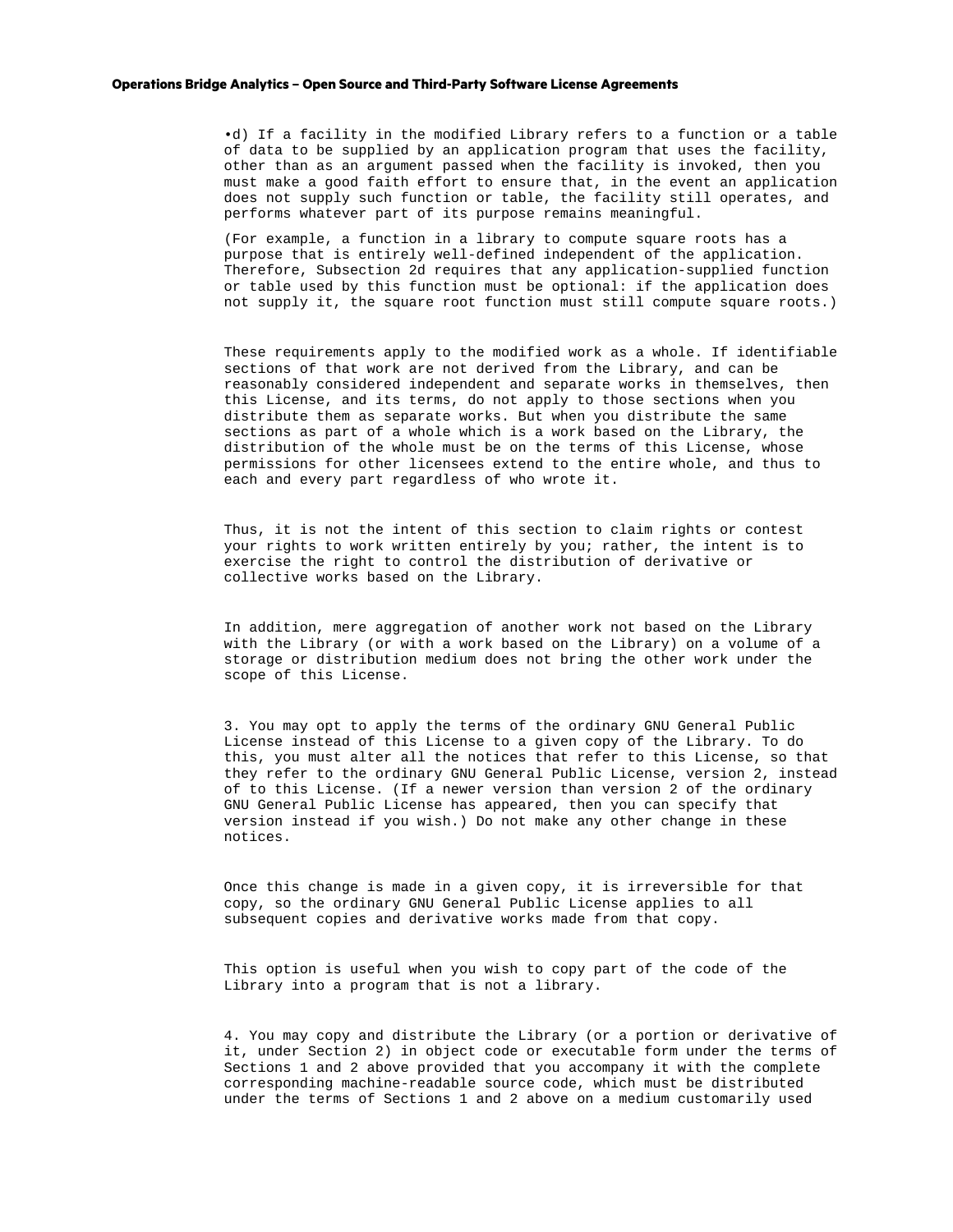•d) If a facility in the modified Library refers to a function or a table of data to be supplied by an application program that uses the facility, other than as an argument passed when the facility is invoked, then you must make a good faith effort to ensure that, in the event an application does not supply such function or table, the facility still operates, and performs whatever part of its purpose remains meaningful.

(For example, a function in a library to compute square roots has a purpose that is entirely well-defined independent of the application. Therefore, Subsection 2d requires that any application-supplied function or table used by this function must be optional: if the application does not supply it, the square root function must still compute square roots.)

These requirements apply to the modified work as a whole. If identifiable sections of that work are not derived from the Library, and can be reasonably considered independent and separate works in themselves, then this License, and its terms, do not apply to those sections when you distribute them as separate works. But when you distribute the same sections as part of a whole which is a work based on the Library, the distribution of the whole must be on the terms of this License, whose permissions for other licensees extend to the entire whole, and thus to each and every part regardless of who wrote it.

Thus, it is not the intent of this section to claim rights or contest your rights to work written entirely by you; rather, the intent is to exercise the right to control the distribution of derivative or collective works based on the Library.

In addition, mere aggregation of another work not based on the Library with the Library (or with a work based on the Library) on a volume of a storage or distribution medium does not bring the other work under the scope of this License.

3. You may opt to apply the terms of the ordinary GNU General Public License instead of this License to a given copy of the Library. To do this, you must alter all the notices that refer to this License, so that they refer to the ordinary GNU General Public License, version 2, instead of to this License. (If a newer version than version 2 of the ordinary GNU General Public License has appeared, then you can specify that version instead if you wish.) Do not make any other change in these notices.

Once this change is made in a given copy, it is irreversible for that copy, so the ordinary GNU General Public License applies to all subsequent copies and derivative works made from that copy.

This option is useful when you wish to copy part of the code of the Library into a program that is not a library.

4. You may copy and distribute the Library (or a portion or derivative of it, under Section 2) in object code or executable form under the terms of Sections 1 and 2 above provided that you accompany it with the complete corresponding machine-readable source code, which must be distributed under the terms of Sections 1 and 2 above on a medium customarily used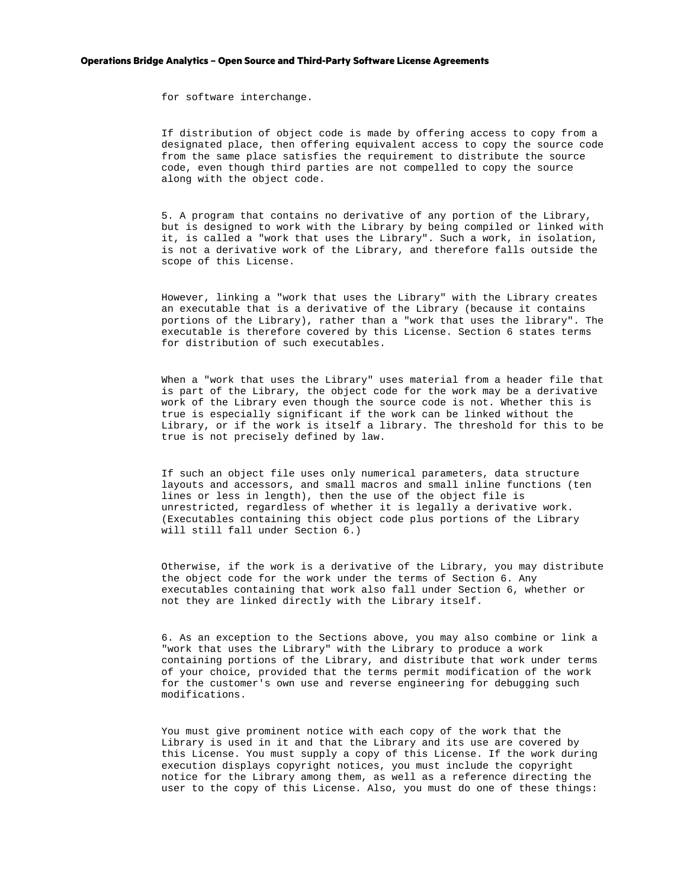for software interchange.

If distribution of object code is made by offering access to copy from a designated place, then offering equivalent access to copy the source code from the same place satisfies the requirement to distribute the source code, even though third parties are not compelled to copy the source along with the object code.

5. A program that contains no derivative of any portion of the Library, but is designed to work with the Library by being compiled or linked with it, is called a "work that uses the Library". Such a work, in isolation, is not a derivative work of the Library, and therefore falls outside the scope of this License.

However, linking a "work that uses the Library" with the Library creates an executable that is a derivative of the Library (because it contains portions of the Library), rather than a "work that uses the library". The executable is therefore covered by this License. Section 6 states terms for distribution of such executables.

When a "work that uses the Library" uses material from a header file that is part of the Library, the object code for the work may be a derivative work of the Library even though the source code is not. Whether this is true is especially significant if the work can be linked without the Library, or if the work is itself a library. The threshold for this to be true is not precisely defined by law.

If such an object file uses only numerical parameters, data structure layouts and accessors, and small macros and small inline functions (ten lines or less in length), then the use of the object file is unrestricted, regardless of whether it is legally a derivative work. (Executables containing this object code plus portions of the Library will still fall under Section 6.)

Otherwise, if the work is a derivative of the Library, you may distribute the object code for the work under the terms of Section 6. Any executables containing that work also fall under Section 6, whether or not they are linked directly with the Library itself.

6. As an exception to the Sections above, you may also combine or link a "work that uses the Library" with the Library to produce a work containing portions of the Library, and distribute that work under terms of your choice, provided that the terms permit modification of the work for the customer's own use and reverse engineering for debugging such modifications.

You must give prominent notice with each copy of the work that the Library is used in it and that the Library and its use are covered by this License. You must supply a copy of this License. If the work during execution displays copyright notices, you must include the copyright notice for the Library among them, as well as a reference directing the user to the copy of this License. Also, you must do one of these things: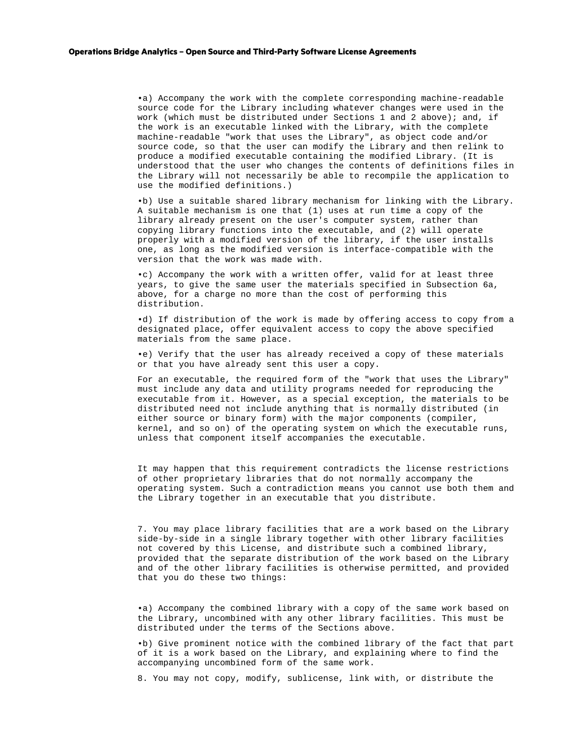•a) Accompany the work with the complete corresponding machine-readable source code for the Library including whatever changes were used in the work (which must be distributed under Sections 1 and 2 above); and, if the work is an executable linked with the Library, with the complete machine-readable "work that uses the Library", as object code and/or source code, so that the user can modify the Library and then relink to produce a modified executable containing the modified Library. (It is understood that the user who changes the contents of definitions files in the Library will not necessarily be able to recompile the application to use the modified definitions.)

•b) Use a suitable shared library mechanism for linking with the Library. A suitable mechanism is one that (1) uses at run time a copy of the library already present on the user's computer system, rather than copying library functions into the executable, and (2) will operate properly with a modified version of the library, if the user installs one, as long as the modified version is interface-compatible with the version that the work was made with.

•c) Accompany the work with a written offer, valid for at least three years, to give the same user the materials specified in Subsection 6a, above, for a charge no more than the cost of performing this distribution.

•d) If distribution of the work is made by offering access to copy from a designated place, offer equivalent access to copy the above specified materials from the same place.

•e) Verify that the user has already received a copy of these materials or that you have already sent this user a copy.

For an executable, the required form of the "work that uses the Library" must include any data and utility programs needed for reproducing the executable from it. However, as a special exception, the materials to be distributed need not include anything that is normally distributed (in either source or binary form) with the major components (compiler, kernel, and so on) of the operating system on which the executable runs, unless that component itself accompanies the executable.

It may happen that this requirement contradicts the license restrictions of other proprietary libraries that do not normally accompany the operating system. Such a contradiction means you cannot use both them and the Library together in an executable that you distribute.

7. You may place library facilities that are a work based on the Library side-by-side in a single library together with other library facilities not covered by this License, and distribute such a combined library, provided that the separate distribution of the work based on the Library and of the other library facilities is otherwise permitted, and provided that you do these two things:

•a) Accompany the combined library with a copy of the same work based on the Library, uncombined with any other library facilities. This must be distributed under the terms of the Sections above.

•b) Give prominent notice with the combined library of the fact that part of it is a work based on the Library, and explaining where to find the accompanying uncombined form of the same work.

8. You may not copy, modify, sublicense, link with, or distribute the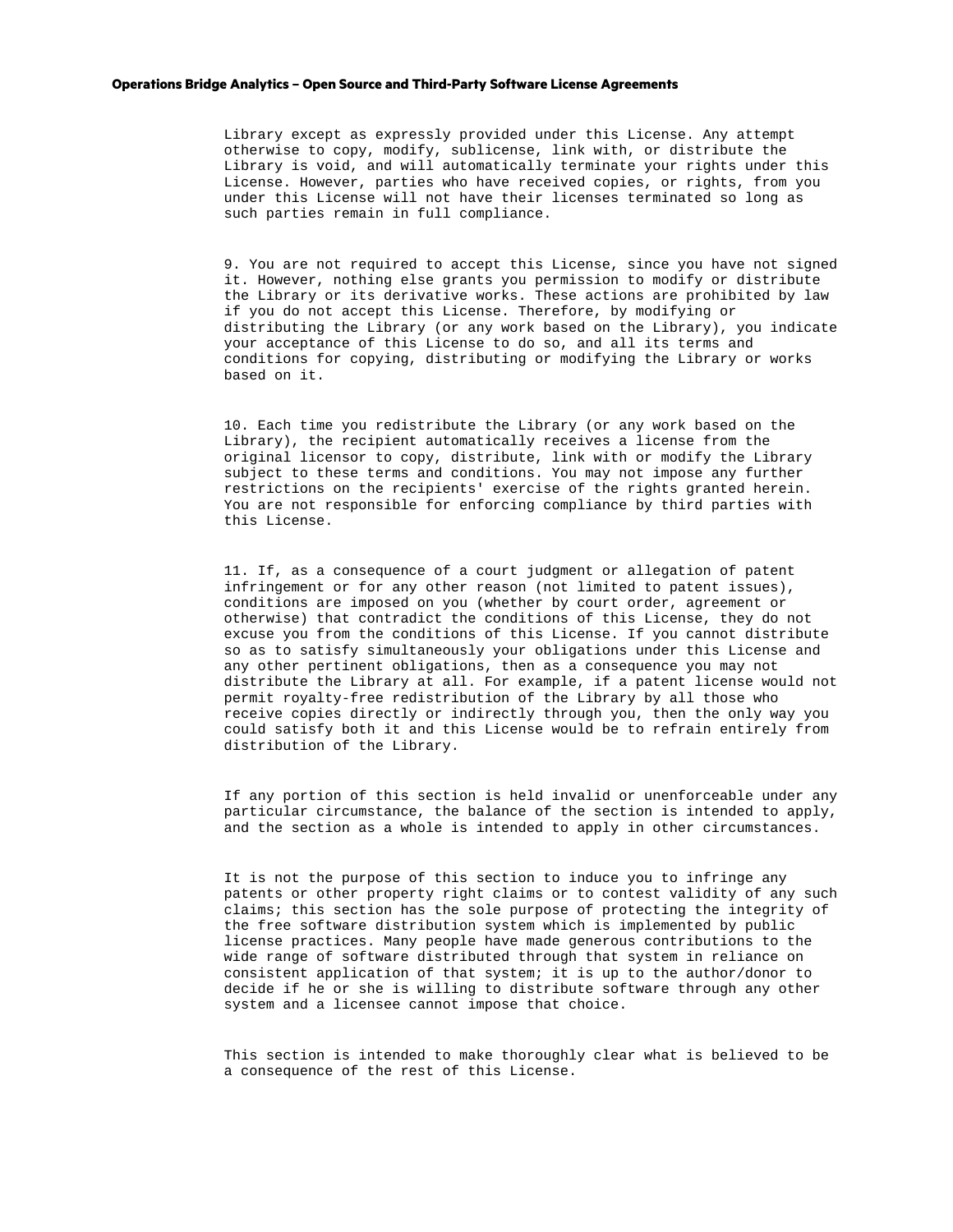Library except as expressly provided under this License. Any attempt otherwise to copy, modify, sublicense, link with, or distribute the Library is void, and will automatically terminate your rights under this License. However, parties who have received copies, or rights, from you under this License will not have their licenses terminated so long as such parties remain in full compliance.

9. You are not required to accept this License, since you have not signed it. However, nothing else grants you permission to modify or distribute the Library or its derivative works. These actions are prohibited by law if you do not accept this License. Therefore, by modifying or distributing the Library (or any work based on the Library), you indicate your acceptance of this License to do so, and all its terms and conditions for copying, distributing or modifying the Library or works based on it.

10. Each time you redistribute the Library (or any work based on the Library), the recipient automatically receives a license from the original licensor to copy, distribute, link with or modify the Library subject to these terms and conditions. You may not impose any further restrictions on the recipients' exercise of the rights granted herein. You are not responsible for enforcing compliance by third parties with this License.

11. If, as a consequence of a court judgment or allegation of patent infringement or for any other reason (not limited to patent issues), conditions are imposed on you (whether by court order, agreement or otherwise) that contradict the conditions of this License, they do not excuse you from the conditions of this License. If you cannot distribute so as to satisfy simultaneously your obligations under this License and any other pertinent obligations, then as a consequence you may not distribute the Library at all. For example, if a patent license would not permit royalty-free redistribution of the Library by all those who receive copies directly or indirectly through you, then the only way you could satisfy both it and this License would be to refrain entirely from distribution of the Library.

If any portion of this section is held invalid or unenforceable under any particular circumstance, the balance of the section is intended to apply, and the section as a whole is intended to apply in other circumstances.

It is not the purpose of this section to induce you to infringe any patents or other property right claims or to contest validity of any such claims; this section has the sole purpose of protecting the integrity of the free software distribution system which is implemented by public license practices. Many people have made generous contributions to the wide range of software distributed through that system in reliance on consistent application of that system; it is up to the author/donor to decide if he or she is willing to distribute software through any other system and a licensee cannot impose that choice.

This section is intended to make thoroughly clear what is believed to be a consequence of the rest of this License.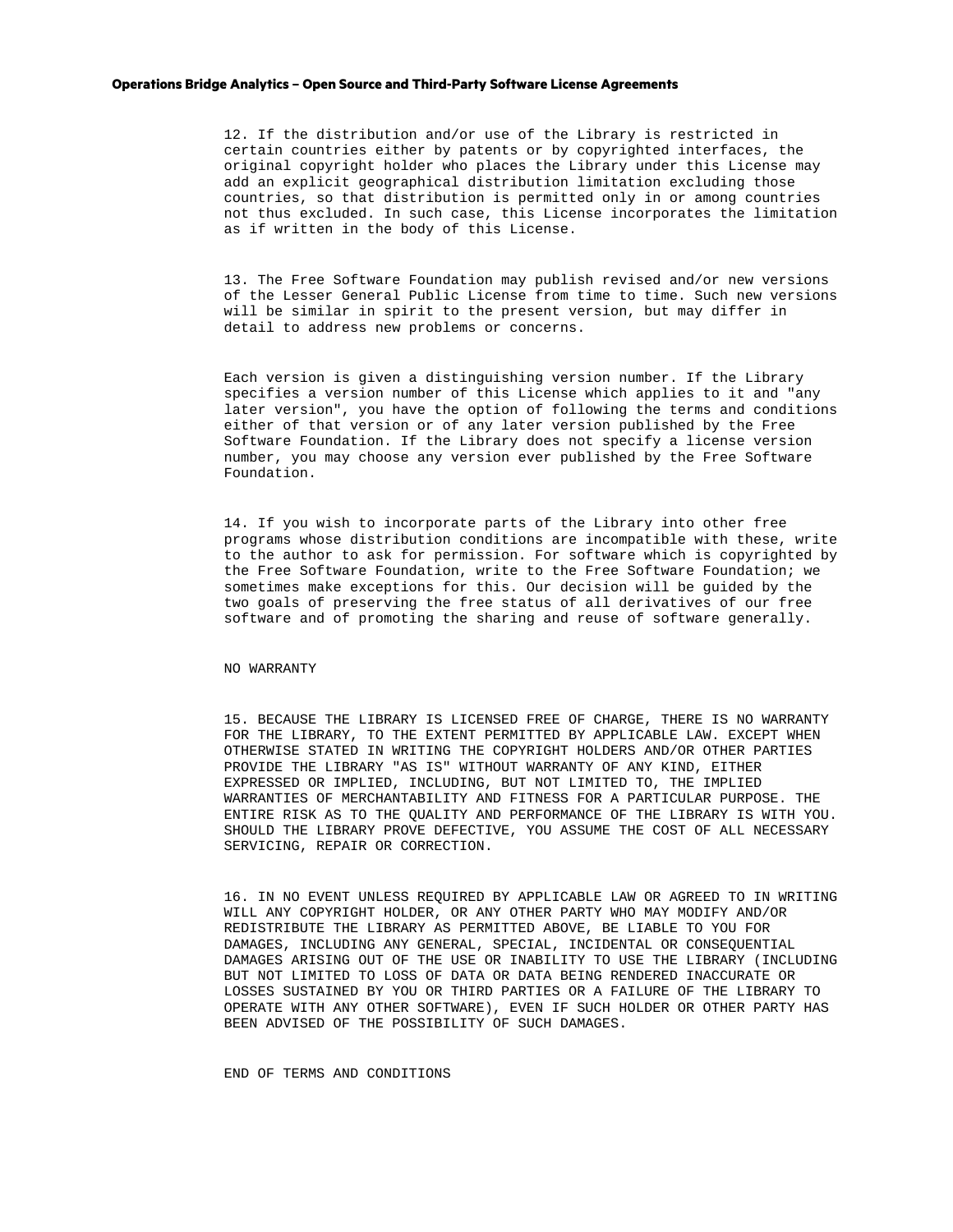12. If the distribution and/or use of the Library is restricted in certain countries either by patents or by copyrighted interfaces, the original copyright holder who places the Library under this License may add an explicit geographical distribution limitation excluding those countries, so that distribution is permitted only in or among countries not thus excluded. In such case, this License incorporates the limitation as if written in the body of this License.

13. The Free Software Foundation may publish revised and/or new versions of the Lesser General Public License from time to time. Such new versions will be similar in spirit to the present version, but may differ in detail to address new problems or concerns.

Each version is given a distinguishing version number. If the Library specifies a version number of this License which applies to it and "any later version", you have the option of following the terms and conditions either of that version or of any later version published by the Free Software Foundation. If the Library does not specify a license version number, you may choose any version ever published by the Free Software Foundation.

14. If you wish to incorporate parts of the Library into other free programs whose distribution conditions are incompatible with these, write to the author to ask for permission. For software which is copyrighted by the Free Software Foundation, write to the Free Software Foundation; we sometimes make exceptions for this. Our decision will be guided by the two goals of preserving the free status of all derivatives of our free software and of promoting the sharing and reuse of software generally.

NO WARRANTY

15. BECAUSE THE LIBRARY IS LICENSED FREE OF CHARGE, THERE IS NO WARRANTY FOR THE LIBRARY, TO THE EXTENT PERMITTED BY APPLICABLE LAW. EXCEPT WHEN OTHERWISE STATED IN WRITING THE COPYRIGHT HOLDERS AND/OR OTHER PARTIES PROVIDE THE LIBRARY "AS IS" WITHOUT WARRANTY OF ANY KIND, EITHER EXPRESSED OR IMPLIED, INCLUDING, BUT NOT LIMITED TO, THE IMPLIED WARRANTIES OF MERCHANTABILITY AND FITNESS FOR A PARTICULAR PURPOSE. THE ENTIRE RISK AS TO THE QUALITY AND PERFORMANCE OF THE LIBRARY IS WITH YOU. SHOULD THE LIBRARY PROVE DEFECTIVE, YOU ASSUME THE COST OF ALL NECESSARY SERVICING, REPAIR OR CORRECTION.

16. IN NO EVENT UNLESS REQUIRED BY APPLICABLE LAW OR AGREED TO IN WRITING WILL ANY COPYRIGHT HOLDER, OR ANY OTHER PARTY WHO MAY MODIFY AND/OR REDISTRIBUTE THE LIBRARY AS PERMITTED ABOVE, BE LIABLE TO YOU FOR DAMAGES, INCLUDING ANY GENERAL, SPECIAL, INCIDENTAL OR CONSEQUENTIAL DAMAGES ARISING OUT OF THE USE OR INABILITY TO USE THE LIBRARY (INCLUDING BUT NOT LIMITED TO LOSS OF DATA OR DATA BEING RENDERED INACCURATE OR LOSSES SUSTAINED BY YOU OR THIRD PARTIES OR A FAILURE OF THE LIBRARY TO OPERATE WITH ANY OTHER SOFTWARE), EVEN IF SUCH HOLDER OR OTHER PARTY HAS BEEN ADVISED OF THE POSSIBILITY OF SUCH DAMAGES.

END OF TERMS AND CONDITIONS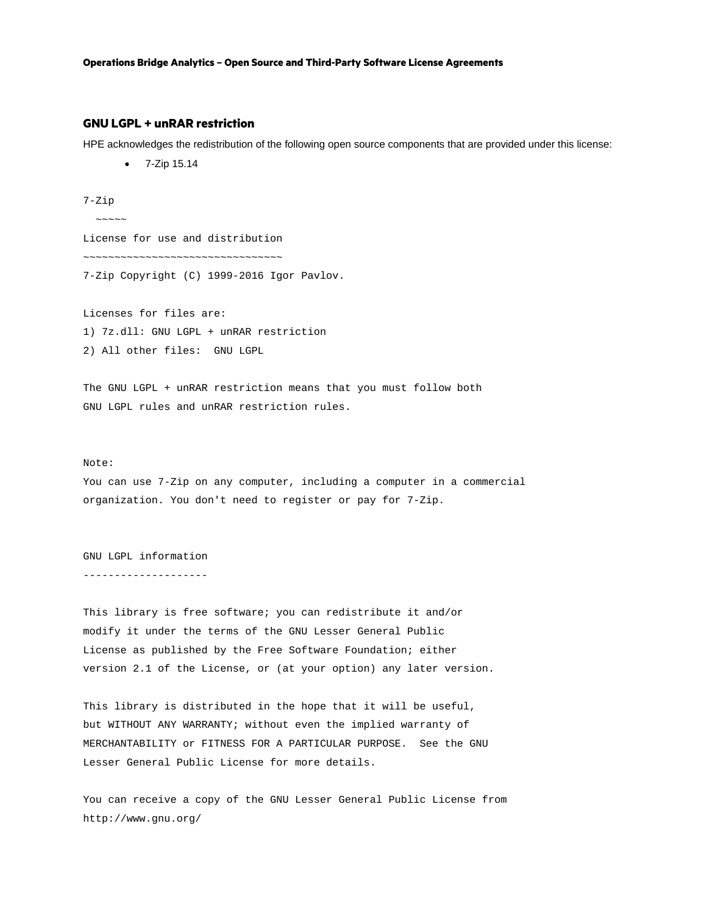## GNU LGPL + unRAR restriction

HPE acknowledges the redistribution of the following open source components that are provided under this license:

- 7-Zip 15.14

```
7-Zip
  ~~~~~
License for use and distribution
~~~~~~~~~~~~~~~~~~~~~~~~~~~~~~~~
7-Zip Copyright (C) 1999-2016 Igor Pavlov.

Licenses for files are:
1) 7z.dll: GNU LGPL + unRAR restriction
2) All other files:  GNU LGPL

The GNU LGPL + unRAR restriction means that you must follow both
GNU LGPL rules and unRAR restriction rules.


Note:
You can use 7-Zip on any computer, including a computer in a commercial
organization. You don't need to register or pay for 7-Zip.


GNU LGPL information
--------------------

This library is free software; you can redistribute it and/or
modify it under the terms of the GNU Lesser General Public
License as published by the Free Software Foundation; either
version 2.1 of the License, or (at your option) any later version.

This library is distributed in the hope that it will be useful,
but WITHOUT ANY WARRANTY; without even the implied warranty of
MERCHANTABILITY or FITNESS FOR A PARTICULAR PURPOSE.  See the GNU
Lesser General Public License for more details.

You can receive a copy of the GNU Lesser General Public License from
http://www.gnu.org/
```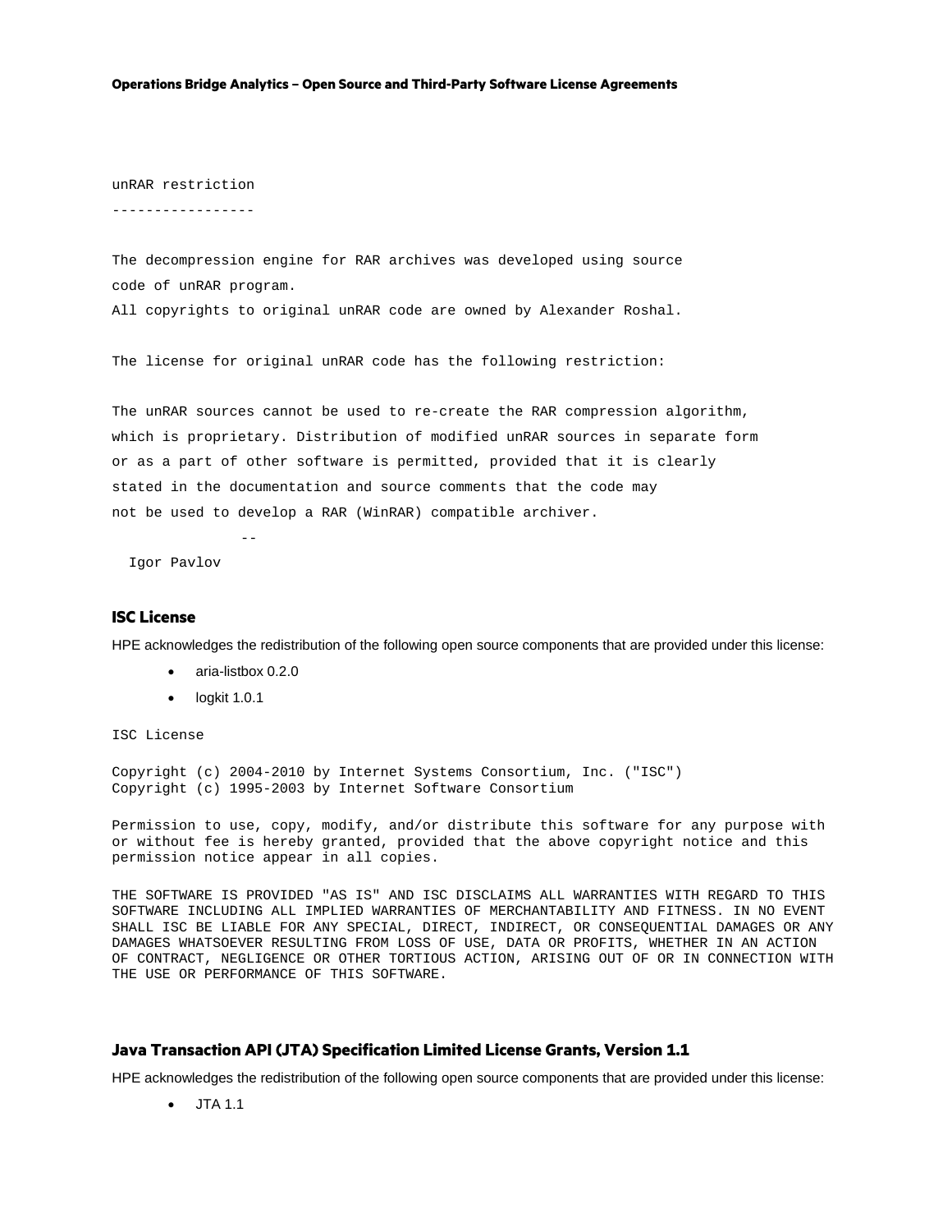```
unRAR restriction
-----------------

The decompression engine for RAR archives was developed using source
code of unRAR program.
All copyrights to original unRAR code are owned by Alexander Roshal.

The license for original unRAR code has the following restriction:

The unRAR sources cannot be used to re-create the RAR compression algorithm,
which is proprietary. Distribution of modified unRAR sources in separate form
or as a part of other software is permitted, provided that it is clearly
stated in the documentation and source comments that the code may
not be used to develop a RAR (WinRAR) compatible archiver.

               --
  Igor Pavlov
```

### ISC License

HPE acknowledges the redistribution of the following open source components that are provided under this license:

- aria-listbox 0.2.0
- logkit 1.0.1

```
ISC License

Copyright (c) 2004-2010 by Internet Systems Consortium, Inc. ("ISC")
Copyright (c) 1995-2003 by Internet Software Consortium

Permission to use, copy, modify, and/or distribute this software for any purpose with
or without fee is hereby granted, provided that the above copyright notice and this
permission notice appear in all copies.

THE SOFTWARE IS PROVIDED "AS IS" AND ISC DISCLAIMS ALL WARRANTIES WITH REGARD TO THIS
SOFTWARE INCLUDING ALL IMPLIED WARRANTIES OF MERCHANTABILITY AND FITNESS. IN NO EVENT
SHALL ISC BE LIABLE FOR ANY SPECIAL, DIRECT, INDIRECT, OR CONSEQUENTIAL DAMAGES OR ANY
DAMAGES WHATSOEVER RESULTING FROM LOSS OF USE, DATA OR PROFITS, WHETHER IN AN ACTION
OF CONTRACT, NEGLIGENCE OR OTHER TORTIOUS ACTION, ARISING OUT OF OR IN CONNECTION WITH
THE USE OR PERFORMANCE OF THIS SOFTWARE.
```

### Java Transaction API (JTA) Specification Limited License Grants, Version 1.1

HPE acknowledges the redistribution of the following open source components that are provided under this license:

- JTA 1.1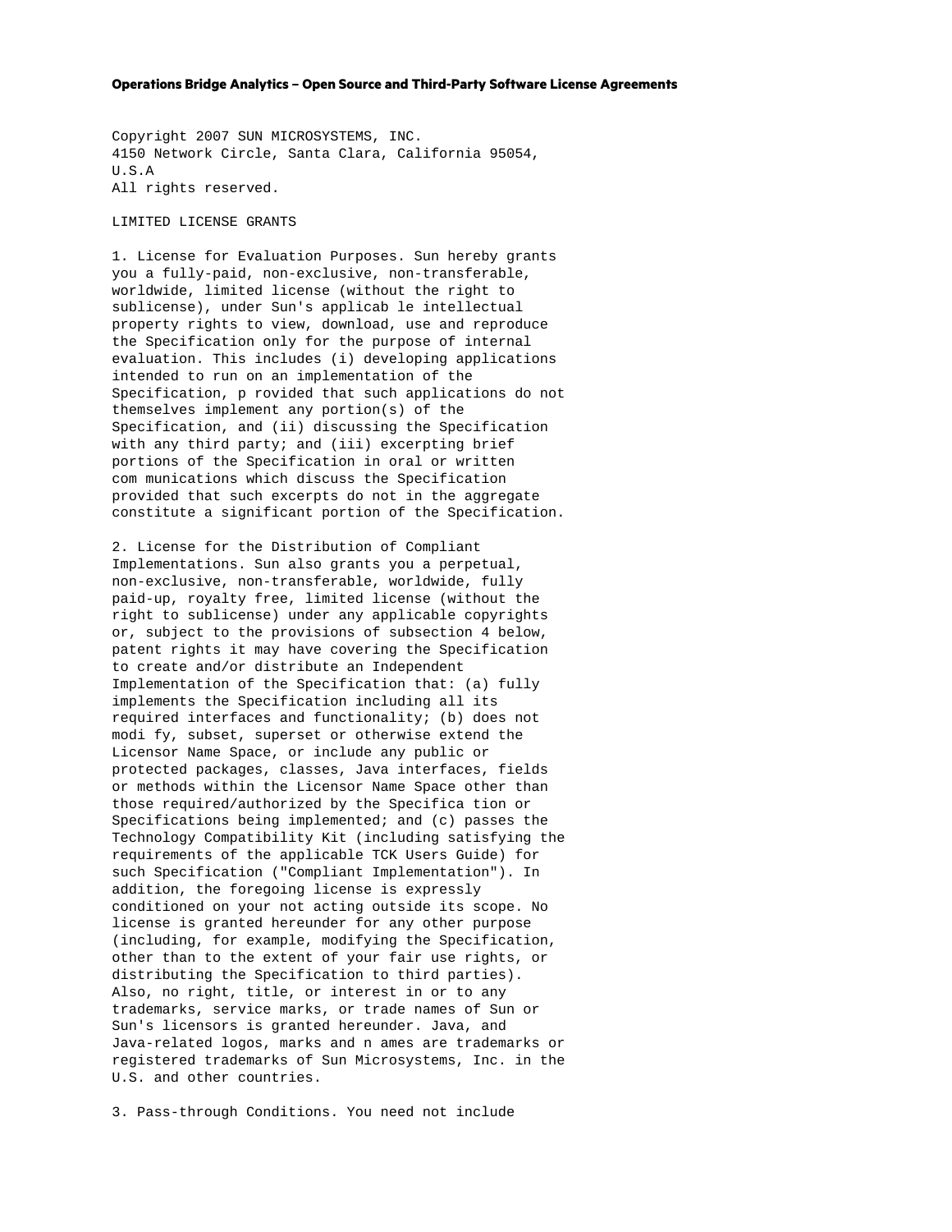**Operations Bridge Analytics – Open Source and Third-Party Software License Agreements**

Copyright 2007 SUN MICROSYSTEMS, INC.
4150 Network Circle, Santa Clara, California 95054,
U.S.A
All rights reserved.

LIMITED LICENSE GRANTS

1. License for Evaluation Purposes. Sun hereby grants you a fully-paid, non-exclusive, non-transferable, worldwide, limited license (without the right to sublicense), under Sun's applicab le intellectual property rights to view, download, use and reproduce the Specification only for the purpose of internal evaluation. This includes (i) developing applications intended to run on an implementation of the Specification, p rovided that such applications do not themselves implement any portion(s) of the Specification, and (ii) discussing the Specification with any third party; and (iii) excerpting brief portions of the Specification in oral or written com munications which discuss the Specification provided that such excerpts do not in the aggregate constitute a significant portion of the Specification.

2. License for the Distribution of Compliant Implementations. Sun also grants you a perpetual, non-exclusive, non-transferable, worldwide, fully paid-up, royalty free, limited license (without the right to sublicense) under any applicable copyrights or, subject to the provisions of subsection 4 below, patent rights it may have covering the Specification to create and/or distribute an Independent Implementation of the Specification that: (a) fully implements the Specification including all its required interfaces and functionality; (b) does not modi fy, subset, superset or otherwise extend the Licensor Name Space, or include any public or protected packages, classes, Java interfaces, fields or methods within the Licensor Name Space other than those required/authorized by the Specifica tion or Specifications being implemented; and (c) passes the Technology Compatibility Kit (including satisfying the requirements of the applicable TCK Users Guide) for such Specification ("Compliant Implementation"). In addition, the foregoing license is expressly conditioned on your not acting outside its scope. No license is granted hereunder for any other purpose (including, for example, modifying the Specification, other than to the extent of your fair use rights, or distributing the Specification to third parties). Also, no right, title, or interest in or to any trademarks, service marks, or trade names of Sun or Sun's licensors is granted hereunder. Java, and Java-related logos, marks and n ames are trademarks or registered trademarks of Sun Microsystems, Inc. in the U.S. and other countries.

3. Pass-through Conditions. You need not include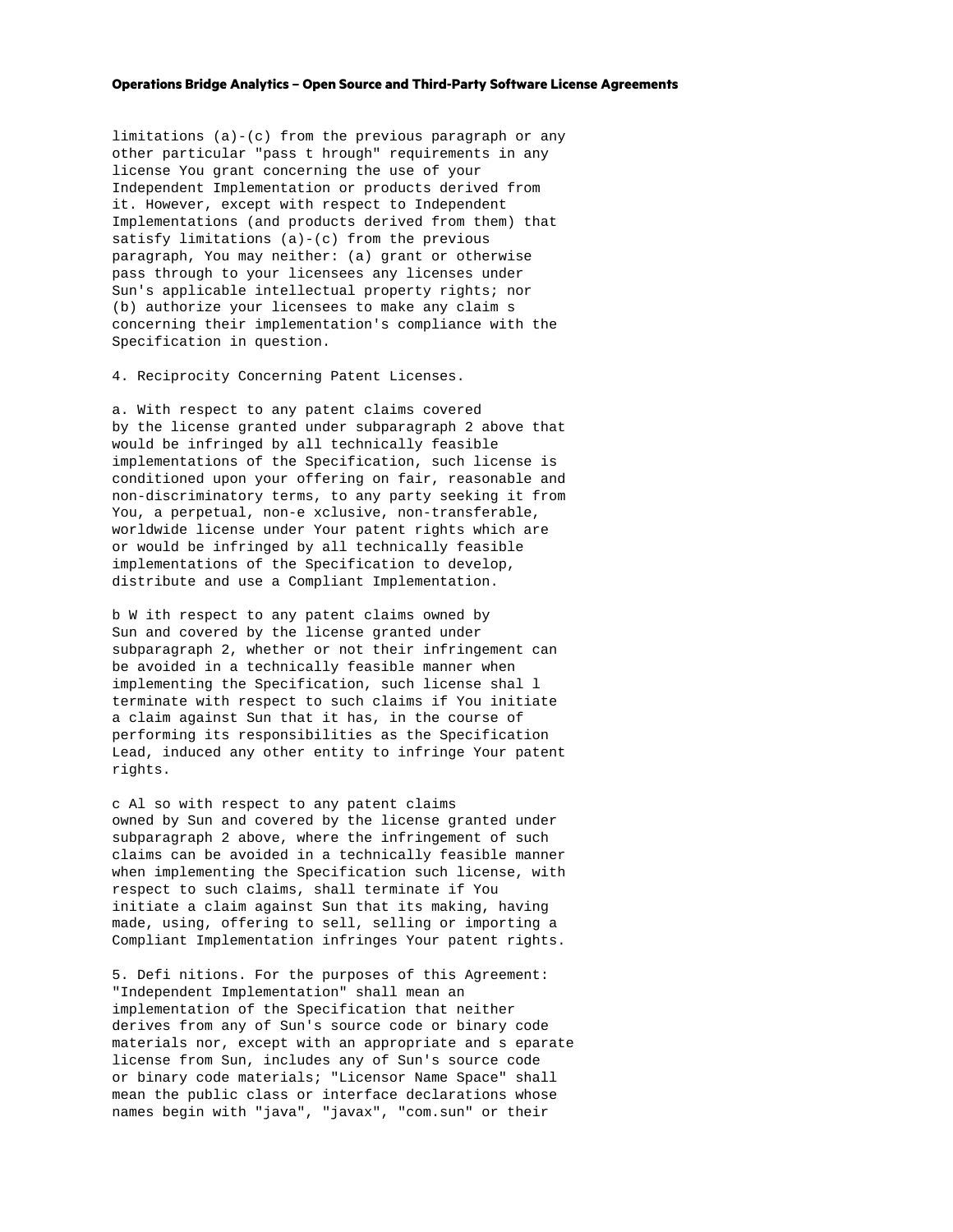limitations (a)-(c) from the previous paragraph or any other particular "pass t hrough" requirements in any license You grant concerning the use of your Independent Implementation or products derived from it. However, except with respect to Independent Implementations (and products derived from them) that satisfy limitations (a)-(c) from the previous paragraph, You may neither: (a) grant or otherwise pass through to your licensees any licenses under Sun's applicable intellectual property rights; nor (b) authorize your licensees to make any claim s concerning their implementation's compliance with the Specification in question.

4. Reciprocity Concerning Patent Licenses.

a. With respect to any patent claims covered by the license granted under subparagraph 2 above that would be infringed by all technically feasible implementations of the Specification, such license is conditioned upon your offering on fair, reasonable and non-discriminatory terms, to any party seeking it from You, a perpetual, non-e xclusive, non-transferable, worldwide license under Your patent rights which are or would be infringed by all technically feasible implementations of the Specification to develop, distribute and use a Compliant Implementation.

b W ith respect to any patent claims owned by Sun and covered by the license granted under subparagraph 2, whether or not their infringement can be avoided in a technically feasible manner when implementing the Specification, such license shal l terminate with respect to such claims if You initiate a claim against Sun that it has, in the course of performing its responsibilities as the Specification Lead, induced any other entity to infringe Your patent rights.

c Al so with respect to any patent claims owned by Sun and covered by the license granted under subparagraph 2 above, where the infringement of such claims can be avoided in a technically feasible manner when implementing the Specification such license, with respect to such claims, shall terminate if You initiate a claim against Sun that its making, having made, using, offering to sell, selling or importing a Compliant Implementation infringes Your patent rights.

5. Defi nitions. For the purposes of this Agreement: "Independent Implementation" shall mean an implementation of the Specification that neither derives from any of Sun's source code or binary code materials nor, except with an appropriate and s eparate license from Sun, includes any of Sun's source code or binary code materials; "Licensor Name Space" shall mean the public class or interface declarations whose names begin with "java", "javax", "com.sun" or their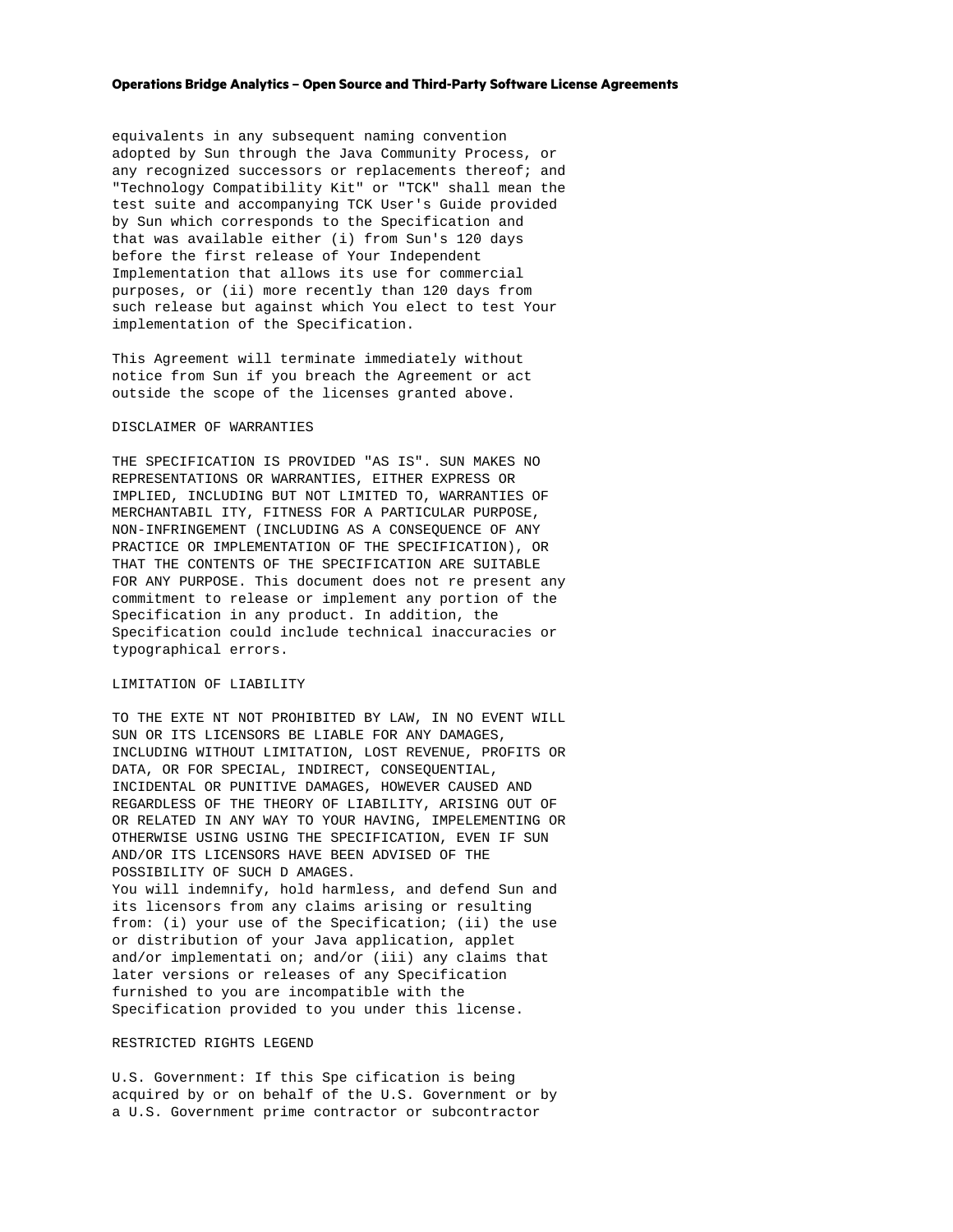equivalents in any subsequent naming convention adopted by Sun through the Java Community Process, or any recognized successors or replacements thereof; and "Technology Compatibility Kit" or "TCK" shall mean the test suite and accompanying TCK User's Guide provided by Sun which corresponds to the Specification and that was available either (i) from Sun's 120 days before the first release of Your Independent Implementation that allows its use for commercial purposes, or (ii) more recently than 120 days from such release but against which You elect to test Your implementation of the Specification.

This Agreement will terminate immediately without notice from Sun if you breach the Agreement or act outside the scope of the licenses granted above.

DISCLAIMER OF WARRANTIES

THE SPECIFICATION IS PROVIDED "AS IS". SUN MAKES NO REPRESENTATIONS OR WARRANTIES, EITHER EXPRESS OR IMPLIED, INCLUDING BUT NOT LIMITED TO, WARRANTIES OF MERCHANTABIL ITY, FITNESS FOR A PARTICULAR PURPOSE, NON-INFRINGEMENT (INCLUDING AS A CONSEQUENCE OF ANY PRACTICE OR IMPLEMENTATION OF THE SPECIFICATION), OR THAT THE CONTENTS OF THE SPECIFICATION ARE SUITABLE FOR ANY PURPOSE. This document does not re present any commitment to release or implement any portion of the Specification in any product. In addition, the Specification could include technical inaccuracies or typographical errors.

LIMITATION OF LIABILITY

TO THE EXTE NT NOT PROHIBITED BY LAW, IN NO EVENT WILL SUN OR ITS LICENSORS BE LIABLE FOR ANY DAMAGES, INCLUDING WITHOUT LIMITATION, LOST REVENUE, PROFITS OR DATA, OR FOR SPECIAL, INDIRECT, CONSEQUENTIAL, INCIDENTAL OR PUNITIVE DAMAGES, HOWEVER CAUSED AND REGARDLESS OF THE THEORY OF LIABILITY, ARISING OUT OF OR RELATED IN ANY WAY TO YOUR HAVING, IMPELEMENTING OR OTHERWISE USING USING THE SPECIFICATION, EVEN IF SUN AND/OR ITS LICENSORS HAVE BEEN ADVISED OF THE POSSIBILITY OF SUCH D AMAGES.
You will indemnify, hold harmless, and defend Sun and its licensors from any claims arising or resulting from: (i) your use of the Specification; (ii) the use or distribution of your Java application, applet and/or implementati on; and/or (iii) any claims that later versions or releases of any Specification furnished to you are incompatible with the Specification provided to you under this license.

RESTRICTED RIGHTS LEGEND

U.S. Government: If this Spe cification is being acquired by or on behalf of the U.S. Government or by a U.S. Government prime contractor or subcontractor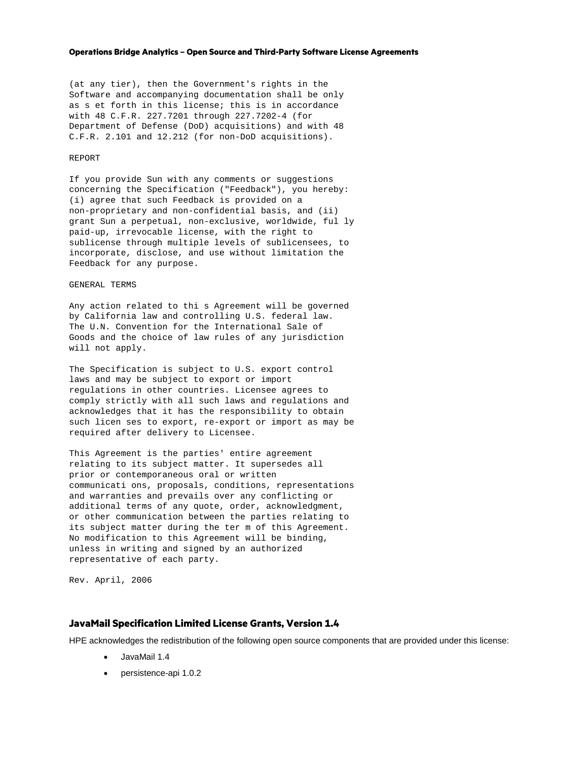(at any tier), then the Government's rights in the Software and accompanying documentation shall be only as s et forth in this license; this is in accordance with 48 C.F.R. 227.7201 through 227.7202-4 (for Department of Defense (DoD) acquisitions) and with 48 C.F.R. 2.101 and 12.212 (for non-DoD acquisitions).

REPORT

If you provide Sun with any comments or suggestions concerning the Specification ("Feedback"), you hereby: (i) agree that such Feedback is provided on a non-proprietary and non-confidential basis, and (ii) grant Sun a perpetual, non-exclusive, worldwide, ful ly paid-up, irrevocable license, with the right to sublicense through multiple levels of sublicensees, to incorporate, disclose, and use without limitation the Feedback for any purpose.

GENERAL TERMS

Any action related to thi s Agreement will be governed by California law and controlling U.S. federal law. The U.N. Convention for the International Sale of Goods and the choice of law rules of any jurisdiction will not apply.

The Specification is subject to U.S. export control laws and may be subject to export or import regulations in other countries. Licensee agrees to comply strictly with all such laws and regulations and acknowledges that it has the responsibility to obtain such licen ses to export, re-export or import as may be required after delivery to Licensee.

This Agreement is the parties' entire agreement relating to its subject matter. It supersedes all prior or contemporaneous oral or written communicati ons, proposals, conditions, representations and warranties and prevails over any conflicting or additional terms of any quote, order, acknowledgment, or other communication between the parties relating to its subject matter during the ter m of this Agreement. No modification to this Agreement will be binding, unless in writing and signed by an authorized representative of each party.

Rev. April, 2006

## JavaMail Specification Limited License Grants, Version 1.4

HPE acknowledges the redistribution of the following open source components that are provided under this license:

- JavaMail 1.4
- persistence-api 1.0.2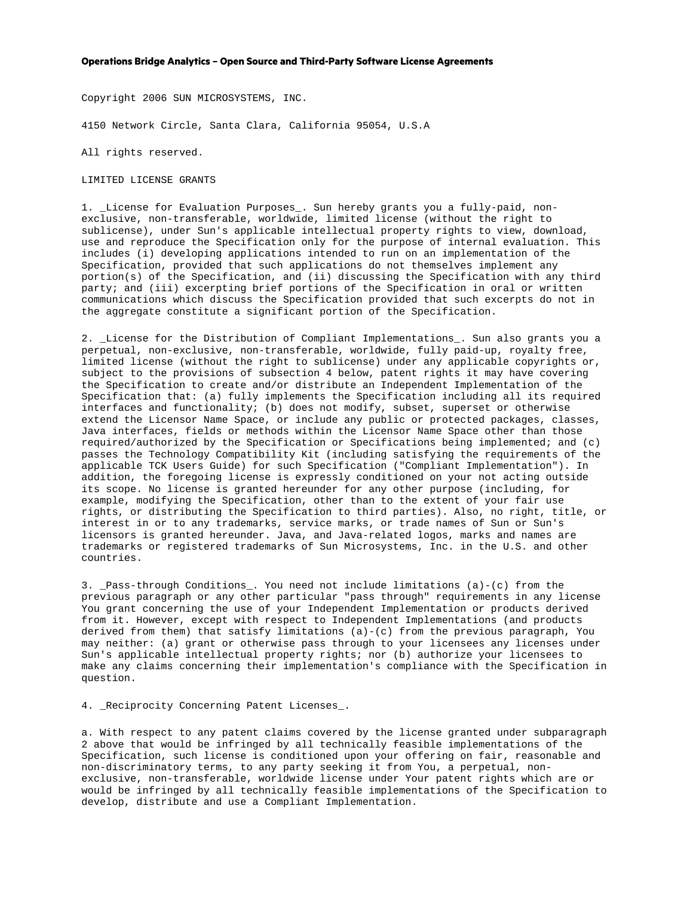Copyright 2006 SUN MICROSYSTEMS, INC.

4150 Network Circle, Santa Clara, California 95054, U.S.A

All rights reserved.

LIMITED LICENSE GRANTS

1. _License for Evaluation Purposes_. Sun hereby grants you a fully-paid, non-exclusive, non-transferable, worldwide, limited license (without the right to sublicense), under Sun's applicable intellectual property rights to view, download, use and reproduce the Specification only for the purpose of internal evaluation. This includes (i) developing applications intended to run on an implementation of the Specification, provided that such applications do not themselves implement any portion(s) of the Specification, and (ii) discussing the Specification with any third party; and (iii) excerpting brief portions of the Specification in oral or written communications which discuss the Specification provided that such excerpts do not in the aggregate constitute a significant portion of the Specification.

2. _License for the Distribution of Compliant Implementations_. Sun also grants you a perpetual, non-exclusive, non-transferable, worldwide, fully paid-up, royalty free, limited license (without the right to sublicense) under any applicable copyrights or, subject to the provisions of subsection 4 below, patent rights it may have covering the Specification to create and/or distribute an Independent Implementation of the Specification that: (a) fully implements the Specification including all its required interfaces and functionality; (b) does not modify, subset, superset or otherwise extend the Licensor Name Space, or include any public or protected packages, classes, Java interfaces, fields or methods within the Licensor Name Space other than those required/authorized by the Specification or Specifications being implemented; and (c) passes the Technology Compatibility Kit (including satisfying the requirements of the applicable TCK Users Guide) for such Specification ("Compliant Implementation"). In addition, the foregoing license is expressly conditioned on your not acting outside its scope. No license is granted hereunder for any other purpose (including, for example, modifying the Specification, other than to the extent of your fair use rights, or distributing the Specification to third parties). Also, no right, title, or interest in or to any trademarks, service marks, or trade names of Sun or Sun's licensors is granted hereunder. Java, and Java-related logos, marks and names are trademarks or registered trademarks of Sun Microsystems, Inc. in the U.S. and other countries.

3. _Pass-through Conditions_. You need not include limitations (a)-(c) from the previous paragraph or any other particular "pass through" requirements in any license You grant concerning the use of your Independent Implementation or products derived from it. However, except with respect to Independent Implementations (and products derived from them) that satisfy limitations (a)-(c) from the previous paragraph, You may neither: (a) grant or otherwise pass through to your licensees any licenses under Sun's applicable intellectual property rights; nor (b) authorize your licensees to make any claims concerning their implementation's compliance with the Specification in question.

4. _Reciprocity Concerning Patent Licenses_.

a. With respect to any patent claims covered by the license granted under subparagraph 2 above that would be infringed by all technically feasible implementations of the Specification, such license is conditioned upon your offering on fair, reasonable and non-discriminatory terms, to any party seeking it from You, a perpetual, non-exclusive, non-transferable, worldwide license under Your patent rights which are or would be infringed by all technically feasible implementations of the Specification to develop, distribute and use a Compliant Implementation.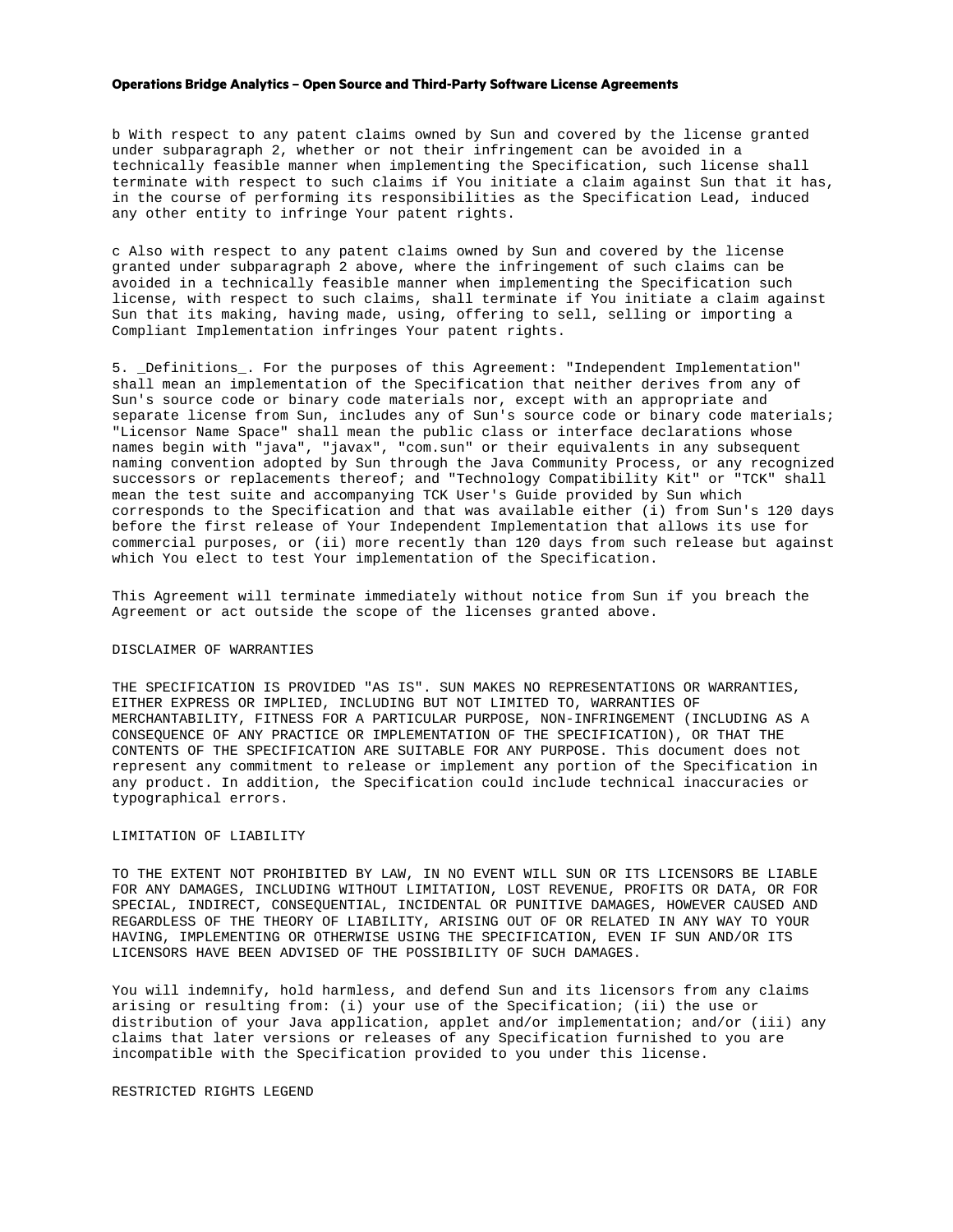b With respect to any patent claims owned by Sun and covered by the license granted under subparagraph 2, whether or not their infringement can be avoided in a technically feasible manner when implementing the Specification, such license shall terminate with respect to such claims if You initiate a claim against Sun that it has, in the course of performing its responsibilities as the Specification Lead, induced any other entity to infringe Your patent rights.

c Also with respect to any patent claims owned by Sun and covered by the license granted under subparagraph 2 above, where the infringement of such claims can be avoided in a technically feasible manner when implementing the Specification such license, with respect to such claims, shall terminate if You initiate a claim against Sun that its making, having made, using, offering to sell, selling or importing a Compliant Implementation infringes Your patent rights.

5. _Definitions_. For the purposes of this Agreement: "Independent Implementation" shall mean an implementation of the Specification that neither derives from any of Sun's source code or binary code materials nor, except with an appropriate and separate license from Sun, includes any of Sun's source code or binary code materials; "Licensor Name Space" shall mean the public class or interface declarations whose names begin with "java", "javax", "com.sun" or their equivalents in any subsequent naming convention adopted by Sun through the Java Community Process, or any recognized successors or replacements thereof; and "Technology Compatibility Kit" or "TCK" shall mean the test suite and accompanying TCK User's Guide provided by Sun which corresponds to the Specification and that was available either (i) from Sun's 120 days before the first release of Your Independent Implementation that allows its use for commercial purposes, or (ii) more recently than 120 days from such release but against which You elect to test Your implementation of the Specification.

This Agreement will terminate immediately without notice from Sun if you breach the Agreement or act outside the scope of the licenses granted above.

DISCLAIMER OF WARRANTIES

THE SPECIFICATION IS PROVIDED "AS IS". SUN MAKES NO REPRESENTATIONS OR WARRANTIES, EITHER EXPRESS OR IMPLIED, INCLUDING BUT NOT LIMITED TO, WARRANTIES OF MERCHANTABILITY, FITNESS FOR A PARTICULAR PURPOSE, NON-INFRINGEMENT (INCLUDING AS A CONSEQUENCE OF ANY PRACTICE OR IMPLEMENTATION OF THE SPECIFICATION), OR THAT THE CONTENTS OF THE SPECIFICATION ARE SUITABLE FOR ANY PURPOSE. This document does not represent any commitment to release or implement any portion of the Specification in any product. In addition, the Specification could include technical inaccuracies or typographical errors.

LIMITATION OF LIABILITY

TO THE EXTENT NOT PROHIBITED BY LAW, IN NO EVENT WILL SUN OR ITS LICENSORS BE LIABLE FOR ANY DAMAGES, INCLUDING WITHOUT LIMITATION, LOST REVENUE, PROFITS OR DATA, OR FOR SPECIAL, INDIRECT, CONSEQUENTIAL, INCIDENTAL OR PUNITIVE DAMAGES, HOWEVER CAUSED AND REGARDLESS OF THE THEORY OF LIABILITY, ARISING OUT OF OR RELATED IN ANY WAY TO YOUR HAVING, IMPLEMENTING OR OTHERWISE USING THE SPECIFICATION, EVEN IF SUN AND/OR ITS LICENSORS HAVE BEEN ADVISED OF THE POSSIBILITY OF SUCH DAMAGES.

You will indemnify, hold harmless, and defend Sun and its licensors from any claims arising or resulting from: (i) your use of the Specification; (ii) the use or distribution of your Java application, applet and/or implementation; and/or (iii) any claims that later versions or releases of any Specification furnished to you are incompatible with the Specification provided to you under this license.

RESTRICTED RIGHTS LEGEND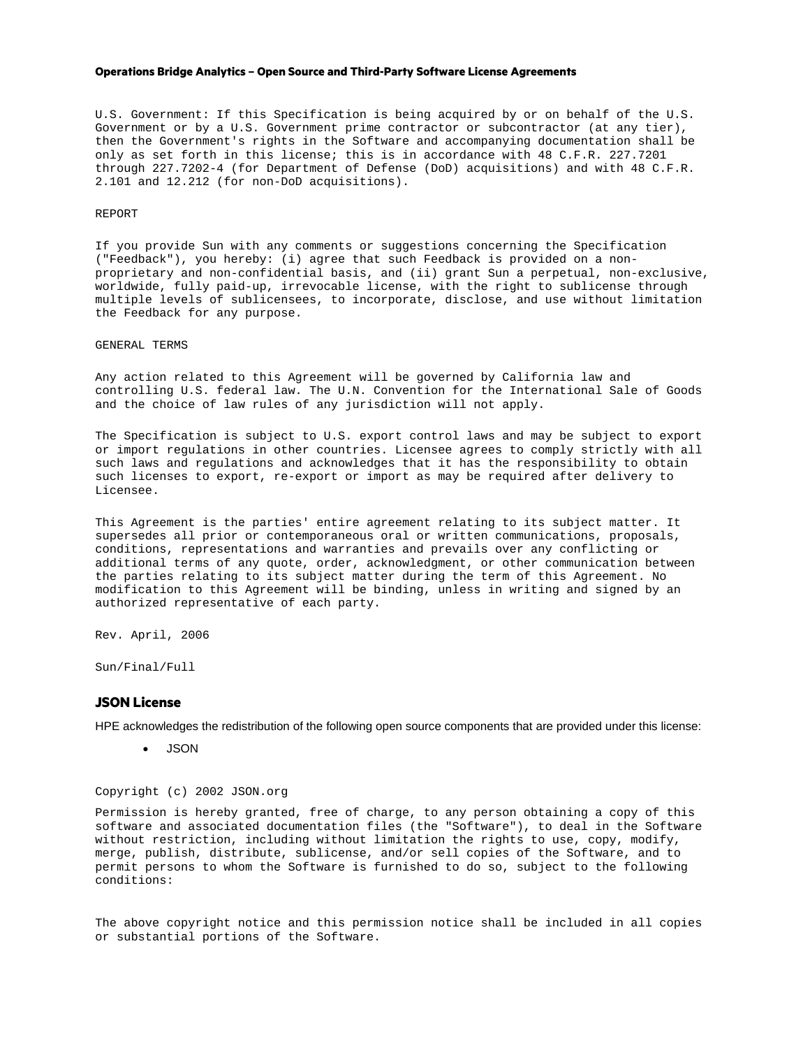U.S. Government: If this Specification is being acquired by or on behalf of the U.S. Government or by a U.S. Government prime contractor or subcontractor (at any tier), then the Government's rights in the Software and accompanying documentation shall be only as set forth in this license; this is in accordance with 48 C.F.R. 227.7201 through 227.7202-4 (for Department of Defense (DoD) acquisitions) and with 48 C.F.R. 2.101 and 12.212 (for non-DoD acquisitions).

REPORT

If you provide Sun with any comments or suggestions concerning the Specification ("Feedback"), you hereby: (i) agree that such Feedback is provided on a non-proprietary and non-confidential basis, and (ii) grant Sun a perpetual, non-exclusive, worldwide, fully paid-up, irrevocable license, with the right to sublicense through multiple levels of sublicensees, to incorporate, disclose, and use without limitation the Feedback for any purpose.

GENERAL TERMS

Any action related to this Agreement will be governed by California law and controlling U.S. federal law. The U.N. Convention for the International Sale of Goods and the choice of law rules of any jurisdiction will not apply.

The Specification is subject to U.S. export control laws and may be subject to export or import regulations in other countries. Licensee agrees to comply strictly with all such laws and regulations and acknowledges that it has the responsibility to obtain such licenses to export, re-export or import as may be required after delivery to Licensee.

This Agreement is the parties' entire agreement relating to its subject matter. It supersedes all prior or contemporaneous oral or written communications, proposals, conditions, representations and warranties and prevails over any conflicting or additional terms of any quote, order, acknowledgment, or other communication between the parties relating to its subject matter during the term of this Agreement. No modification to this Agreement will be binding, unless in writing and signed by an authorized representative of each party.

Rev. April, 2006

Sun/Final/Full

## JSON License

HPE acknowledges the redistribution of the following open source components that are provided under this license:

- JSON

Copyright (c) 2002 JSON.org

Permission is hereby granted, free of charge, to any person obtaining a copy of this software and associated documentation files (the "Software"), to deal in the Software without restriction, including without limitation the rights to use, copy, modify, merge, publish, distribute, sublicense, and/or sell copies of the Software, and to permit persons to whom the Software is furnished to do so, subject to the following conditions:

The above copyright notice and this permission notice shall be included in all copies or substantial portions of the Software.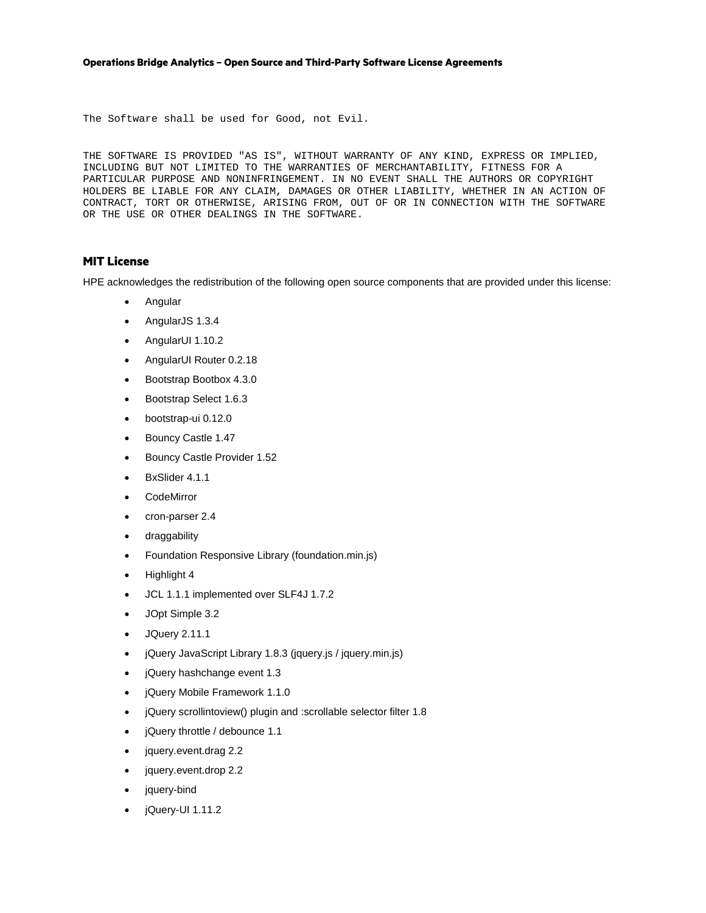```
The Software shall be used for Good, not Evil.
```

```
THE SOFTWARE IS PROVIDED "AS IS", WITHOUT WARRANTY OF ANY KIND, EXPRESS OR IMPLIED,
INCLUDING BUT NOT LIMITED TO THE WARRANTIES OF MERCHANTABILITY, FITNESS FOR A
PARTICULAR PURPOSE AND NONINFRINGEMENT. IN NO EVENT SHALL THE AUTHORS OR COPYRIGHT
HOLDERS BE LIABLE FOR ANY CLAIM, DAMAGES OR OTHER LIABILITY, WHETHER IN AN ACTION OF
CONTRACT, TORT OR OTHERWISE, ARISING FROM, OUT OF OR IN CONNECTION WITH THE SOFTWARE
OR THE USE OR OTHER DEALINGS IN THE SOFTWARE.
```

## MIT License

HPE acknowledges the redistribution of the following open source components that are provided under this license:

- Angular
- AngularJS 1.3.4
- AngularUI 1.10.2
- AngularUI Router 0.2.18
- Bootstrap Bootbox 4.3.0
- Bootstrap Select 1.6.3
- bootstrap-ui 0.12.0
- Bouncy Castle 1.47
- Bouncy Castle Provider 1.52
- BxSlider 4.1.1
- CodeMirror
- cron-parser 2.4
- draggability
- Foundation Responsive Library (foundation.min.js)
- Highlight 4
- JCL 1.1.1 implemented over SLF4J 1.7.2
- JOpt Simple 3.2
- JQuery 2.11.1
- jQuery JavaScript Library 1.8.3 (jquery.js / jquery.min.js)
- jQuery hashchange event 1.3
- jQuery Mobile Framework 1.1.0
- jQuery scrollintoview() plugin and :scrollable selector filter 1.8
- jQuery throttle / debounce 1.1
- jquery.event.drag 2.2
- jquery.event.drop 2.2
- jquery-bind
- jQuery-UI 1.11.2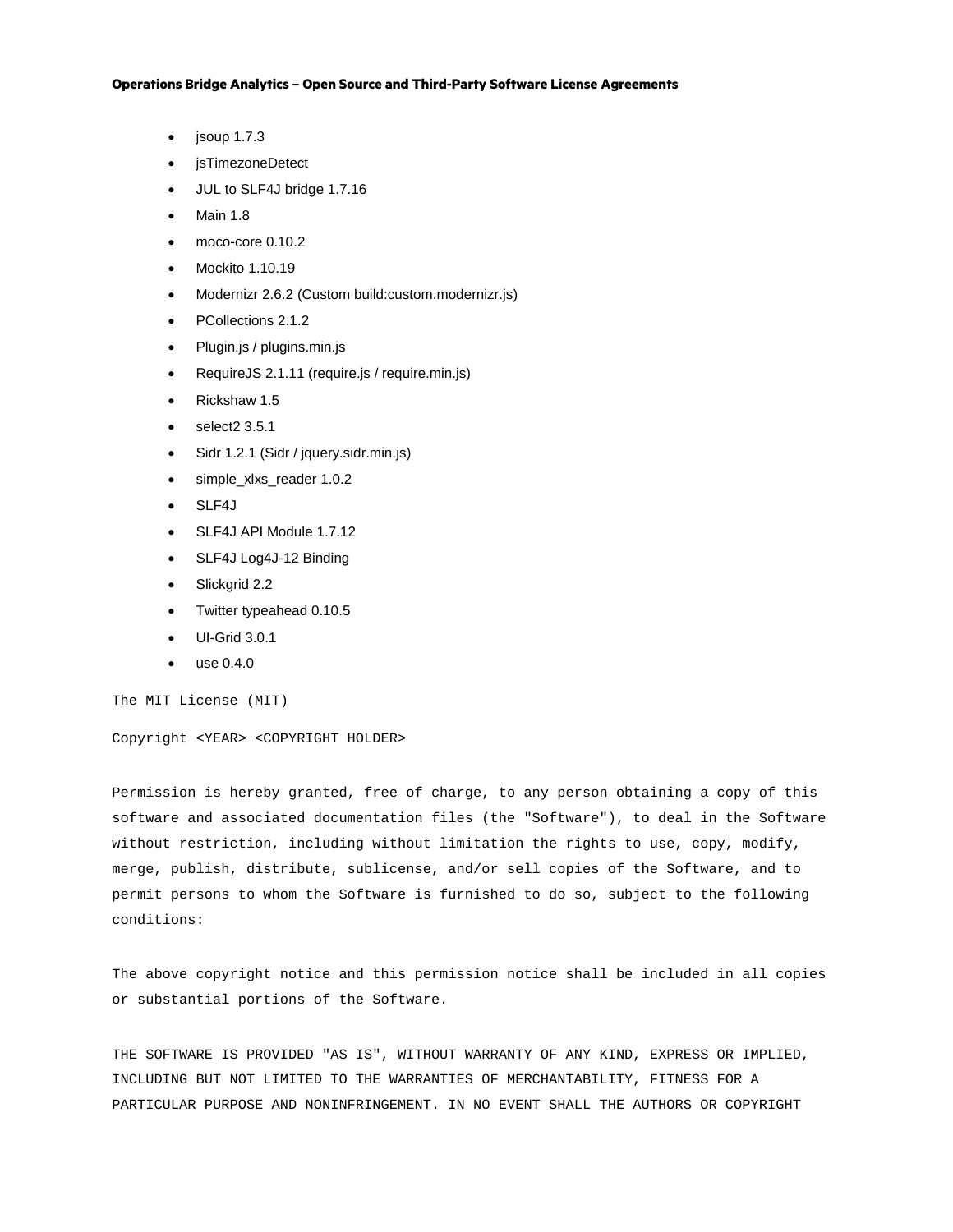- jsoup 1.7.3
- jsTimezoneDetect
- JUL to SLF4J bridge 1.7.16
- Main 1.8
- moco-core 0.10.2
- Mockito 1.10.19
- Modernizr 2.6.2 (Custom build:custom.modernizr.js)
- PCollections 2.1.2
- Plugin.js / plugins.min.js
- RequireJS 2.1.11 (require.js / require.min.js)
- Rickshaw 1.5
- select2 3.5.1
- Sidr 1.2.1 (Sidr / jquery.sidr.min.js)
- simple_xlxs_reader 1.0.2
- SLF4J
- SLF4J API Module 1.7.12
- SLF4J Log4J-12 Binding
- Slickgrid 2.2
- Twitter typeahead 0.10.5
- UI-Grid 3.0.1
- use 0.4.0

```
The MIT License (MIT)

Copyright <YEAR> <COPYRIGHT HOLDER>

Permission is hereby granted, free of charge, to any person obtaining a copy of this
software and associated documentation files (the "Software"), to deal in the Software
without restriction, including without limitation the rights to use, copy, modify,
merge, publish, distribute, sublicense, and/or sell copies of the Software, and to
permit persons to whom the Software is furnished to do so, subject to the following
conditions:

The above copyright notice and this permission notice shall be included in all copies
or substantial portions of the Software.

THE SOFTWARE IS PROVIDED "AS IS", WITHOUT WARRANTY OF ANY KIND, EXPRESS OR IMPLIED,
INCLUDING BUT NOT LIMITED TO THE WARRANTIES OF MERCHANTABILITY, FITNESS FOR A
PARTICULAR PURPOSE AND NONINFRINGEMENT. IN NO EVENT SHALL THE AUTHORS OR COPYRIGHT
```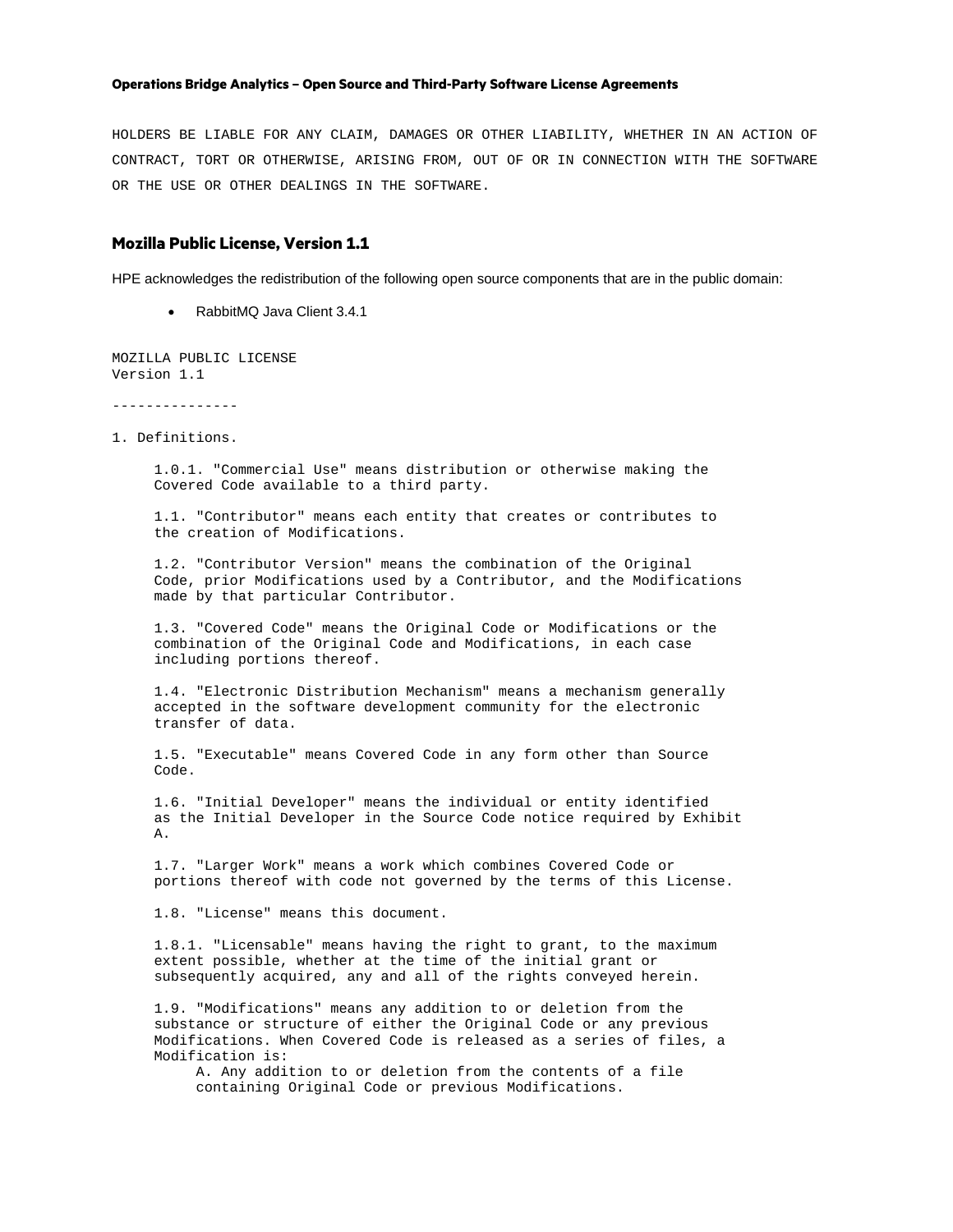HOLDERS BE LIABLE FOR ANY CLAIM, DAMAGES OR OTHER LIABILITY, WHETHER IN AN ACTION OF CONTRACT, TORT OR OTHERWISE, ARISING FROM, OUT OF OR IN CONNECTION WITH THE SOFTWARE OR THE USE OR OTHER DEALINGS IN THE SOFTWARE.

## Mozilla Public License, Version 1.1

HPE acknowledges the redistribution of the following open source components that are in the public domain:

- RabbitMQ Java Client 3.4.1

```
MOZILLA PUBLIC LICENSE
Version 1.1

---------------

1. Definitions.

     1.0.1. "Commercial Use" means distribution or otherwise making the
     Covered Code available to a third party.

     1.1. "Contributor" means each entity that creates or contributes to
     the creation of Modifications.

     1.2. "Contributor Version" means the combination of the Original
     Code, prior Modifications used by a Contributor, and the Modifications
     made by that particular Contributor.

     1.3. "Covered Code" means the Original Code or Modifications or the
     combination of the Original Code and Modifications, in each case
     including portions thereof.

     1.4. "Electronic Distribution Mechanism" means a mechanism generally
     accepted in the software development community for the electronic
     transfer of data.

     1.5. "Executable" means Covered Code in any form other than Source
     Code.

     1.6. "Initial Developer" means the individual or entity identified
     as the Initial Developer in the Source Code notice required by Exhibit
     A.

     1.7. "Larger Work" means a work which combines Covered Code or
     portions thereof with code not governed by the terms of this License.

     1.8. "License" means this document.

     1.8.1. "Licensable" means having the right to grant, to the maximum
     extent possible, whether at the time of the initial grant or
     subsequently acquired, any and all of the rights conveyed herein.

     1.9. "Modifications" means any addition to or deletion from the
     substance or structure of either the Original Code or any previous
     Modifications. When Covered Code is released as a series of files, a
     Modification is:
          A. Any addition to or deletion from the contents of a file
          containing Original Code or previous Modifications.
```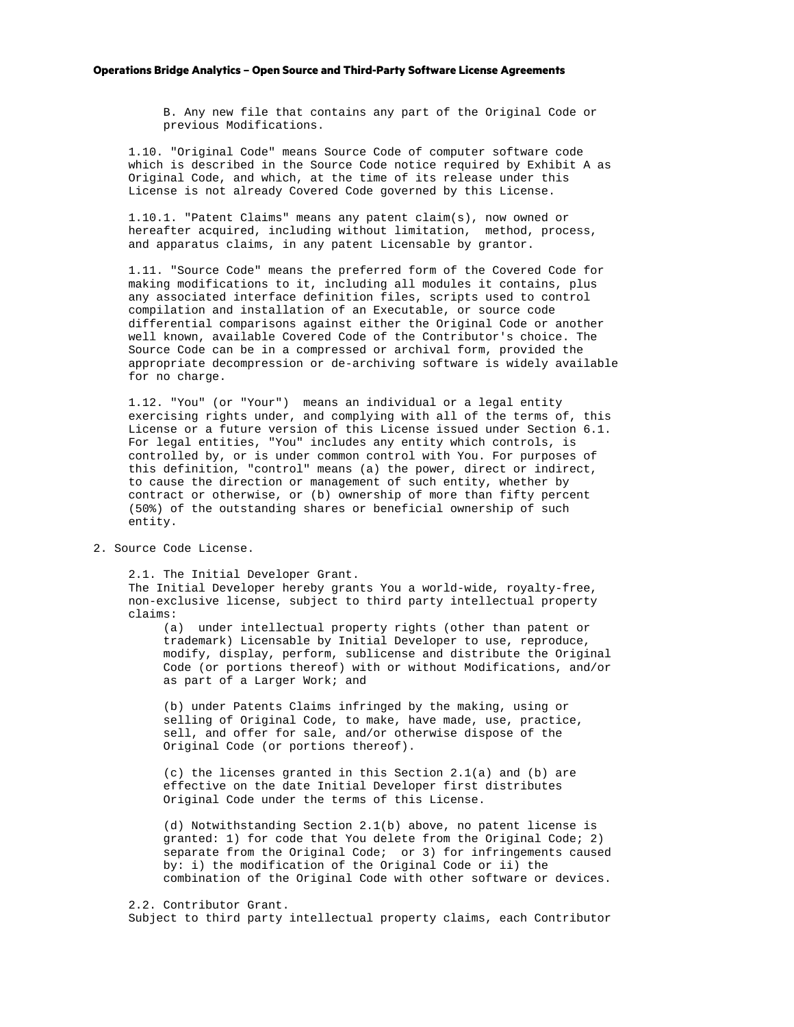B. Any new file that contains any part of the Original Code or previous Modifications.

1.10. "Original Code" means Source Code of computer software code which is described in the Source Code notice required by Exhibit A as Original Code, and which, at the time of its release under this License is not already Covered Code governed by this License.

1.10.1. "Patent Claims" means any patent claim(s), now owned or hereafter acquired, including without limitation, method, process, and apparatus claims, in any patent Licensable by grantor.

1.11. "Source Code" means the preferred form of the Covered Code for making modifications to it, including all modules it contains, plus any associated interface definition files, scripts used to control compilation and installation of an Executable, or source code differential comparisons against either the Original Code or another well known, available Covered Code of the Contributor's choice. The Source Code can be in a compressed or archival form, provided the appropriate decompression or de-archiving software is widely available for no charge.

1.12. "You" (or "Your") means an individual or a legal entity exercising rights under, and complying with all of the terms of, this License or a future version of this License issued under Section 6.1. For legal entities, "You" includes any entity which controls, is controlled by, or is under common control with You. For purposes of this definition, "control" means (a) the power, direct or indirect, to cause the direction or management of such entity, whether by contract or otherwise, or (b) ownership of more than fifty percent (50%) of the outstanding shares or beneficial ownership of such entity.

2. Source Code License.

2.1. The Initial Developer Grant.
The Initial Developer hereby grants You a world-wide, royalty-free, non-exclusive license, subject to third party intellectual property claims:

(a) under intellectual property rights (other than patent or trademark) Licensable by Initial Developer to use, reproduce, modify, display, perform, sublicense and distribute the Original Code (or portions thereof) with or without Modifications, and/or as part of a Larger Work; and

(b) under Patents Claims infringed by the making, using or selling of Original Code, to make, have made, use, practice, sell, and offer for sale, and/or otherwise dispose of the Original Code (or portions thereof).

(c) the licenses granted in this Section 2.1(a) and (b) are effective on the date Initial Developer first distributes Original Code under the terms of this License.

(d) Notwithstanding Section 2.1(b) above, no patent license is granted: 1) for code that You delete from the Original Code; 2) separate from the Original Code; or 3) for infringements caused by: i) the modification of the Original Code or ii) the combination of the Original Code with other software or devices.

2.2. Contributor Grant.
Subject to third party intellectual property claims, each Contributor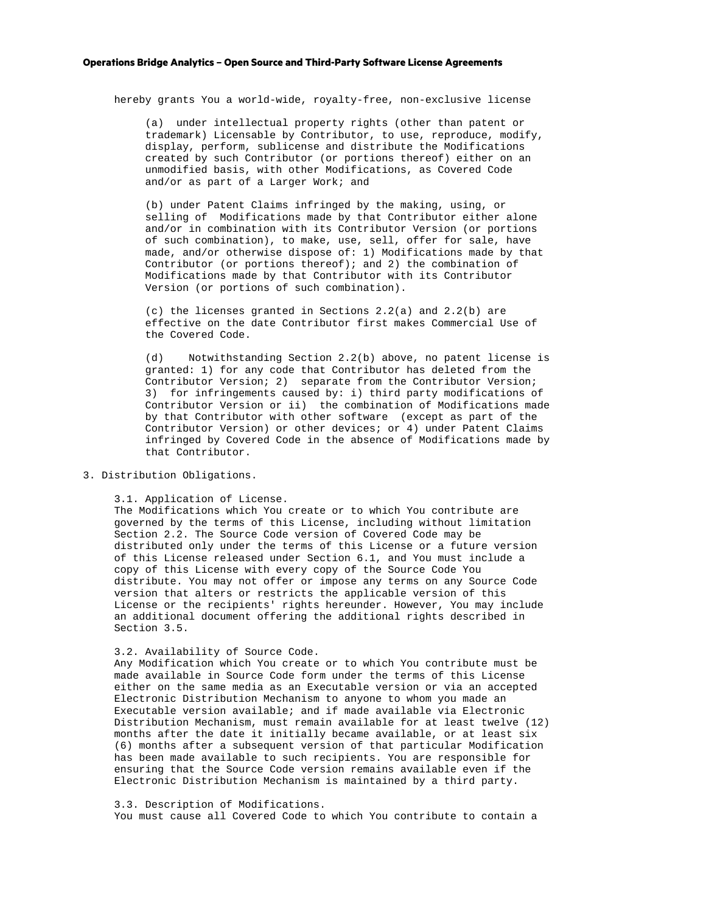hereby grants You a world-wide, royalty-free, non-exclusive license

(a) under intellectual property rights (other than patent or trademark) Licensable by Contributor, to use, reproduce, modify, display, perform, sublicense and distribute the Modifications created by such Contributor (or portions thereof) either on an unmodified basis, with other Modifications, as Covered Code and/or as part of a Larger Work; and

(b) under Patent Claims infringed by the making, using, or selling of Modifications made by that Contributor either alone and/or in combination with its Contributor Version (or portions of such combination), to make, use, sell, offer for sale, have made, and/or otherwise dispose of: 1) Modifications made by that Contributor (or portions thereof); and 2) the combination of Modifications made by that Contributor with its Contributor Version (or portions of such combination).

(c) the licenses granted in Sections 2.2(a) and 2.2(b) are effective on the date Contributor first makes Commercial Use of the Covered Code.

(d) Notwithstanding Section 2.2(b) above, no patent license is granted: 1) for any code that Contributor has deleted from the Contributor Version; 2) separate from the Contributor Version; 3) for infringements caused by: i) third party modifications of Contributor Version or ii) the combination of Modifications made by that Contributor with other software (except as part of the Contributor Version) or other devices; or 4) under Patent Claims infringed by Covered Code in the absence of Modifications made by that Contributor.

3. Distribution Obligations.

3.1. Application of License.
The Modifications which You create or to which You contribute are governed by the terms of this License, including without limitation Section 2.2. The Source Code version of Covered Code may be distributed only under the terms of this License or a future version of this License released under Section 6.1, and You must include a copy of this License with every copy of the Source Code You distribute. You may not offer or impose any terms on any Source Code version that alters or restricts the applicable version of this License or the recipients' rights hereunder. However, You may include an additional document offering the additional rights described in Section 3.5.

3.2. Availability of Source Code.
Any Modification which You create or to which You contribute must be made available in Source Code form under the terms of this License either on the same media as an Executable version or via an accepted Electronic Distribution Mechanism to anyone to whom you made an Executable version available; and if made available via Electronic Distribution Mechanism, must remain available for at least twelve (12) months after the date it initially became available, or at least six (6) months after a subsequent version of that particular Modification has been made available to such recipients. You are responsible for ensuring that the Source Code version remains available even if the Electronic Distribution Mechanism is maintained by a third party.

3.3. Description of Modifications.
You must cause all Covered Code to which You contribute to contain a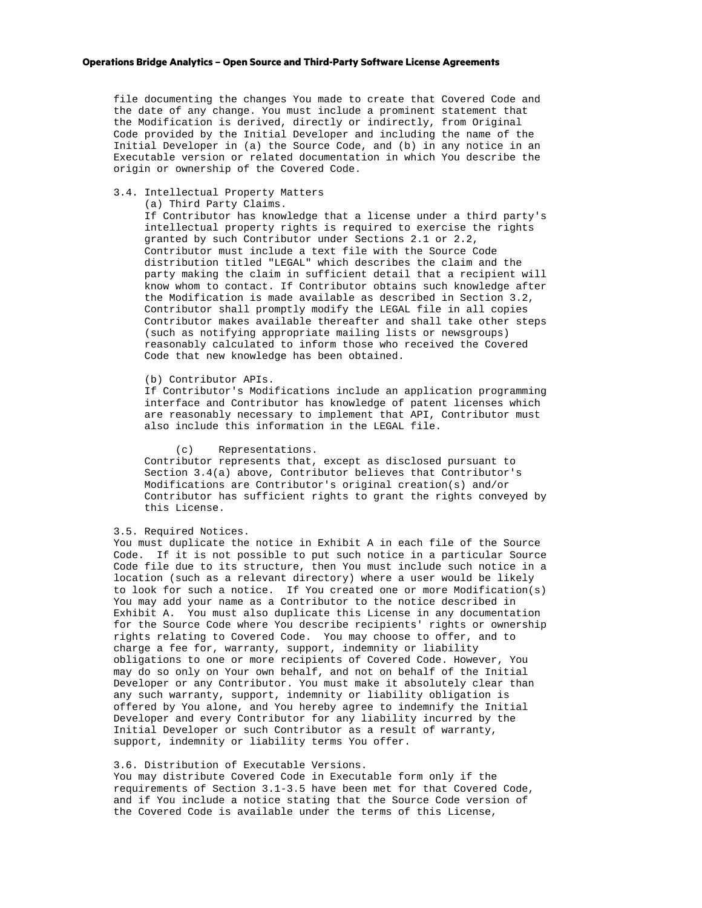file documenting the changes You made to create that Covered Code and the date of any change. You must include a prominent statement that the Modification is derived, directly or indirectly, from Original Code provided by the Initial Developer and including the name of the Initial Developer in (a) the Source Code, and (b) in any notice in an Executable version or related documentation in which You describe the origin or ownership of the Covered Code.

3.4. Intellectual Property Matters

(a) Third Party Claims.

If Contributor has knowledge that a license under a third party's intellectual property rights is required to exercise the rights granted by such Contributor under Sections 2.1 or 2.2, Contributor must include a text file with the Source Code distribution titled "LEGAL" which describes the claim and the party making the claim in sufficient detail that a recipient will know whom to contact. If Contributor obtains such knowledge after the Modification is made available as described in Section 3.2, Contributor shall promptly modify the LEGAL file in all copies Contributor makes available thereafter and shall take other steps (such as notifying appropriate mailing lists or newsgroups) reasonably calculated to inform those who received the Covered Code that new knowledge has been obtained.

(b) Contributor APIs.

If Contributor's Modifications include an application programming interface and Contributor has knowledge of patent licenses which are reasonably necessary to implement that API, Contributor must also include this information in the LEGAL file.

(c) Representations.

Contributor represents that, except as disclosed pursuant to Section 3.4(a) above, Contributor believes that Contributor's Modifications are Contributor's original creation(s) and/or Contributor has sufficient rights to grant the rights conveyed by this License.

3.5. Required Notices.

You must duplicate the notice in Exhibit A in each file of the Source Code. If it is not possible to put such notice in a particular Source Code file due to its structure, then You must include such notice in a location (such as a relevant directory) where a user would be likely to look for such a notice. If You created one or more Modification(s) You may add your name as a Contributor to the notice described in Exhibit A. You must also duplicate this License in any documentation for the Source Code where You describe recipients' rights or ownership rights relating to Covered Code. You may choose to offer, and to charge a fee for, warranty, support, indemnity or liability obligations to one or more recipients of Covered Code. However, You may do so only on Your own behalf, and not on behalf of the Initial Developer or any Contributor. You must make it absolutely clear than any such warranty, support, indemnity or liability obligation is offered by You alone, and You hereby agree to indemnify the Initial Developer and every Contributor for any liability incurred by the Initial Developer or such Contributor as a result of warranty, support, indemnity or liability terms You offer.

3.6. Distribution of Executable Versions.

You may distribute Covered Code in Executable form only if the requirements of Section 3.1-3.5 have been met for that Covered Code, and if You include a notice stating that the Source Code version of the Covered Code is available under the terms of this License,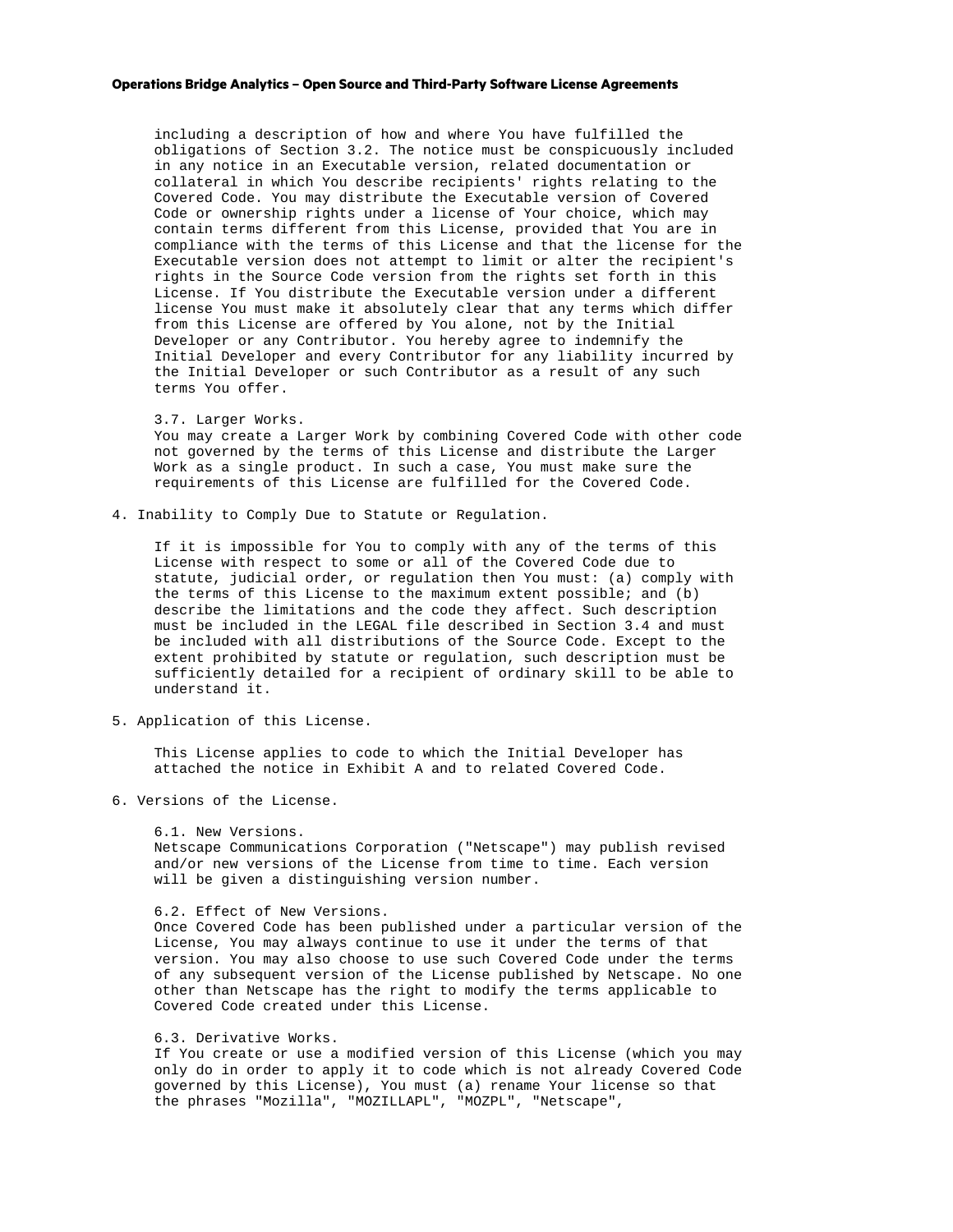including a description of how and where You have fulfilled the obligations of Section 3.2. The notice must be conspicuously included in any notice in an Executable version, related documentation or collateral in which You describe recipients' rights relating to the Covered Code. You may distribute the Executable version of Covered Code or ownership rights under a license of Your choice, which may contain terms different from this License, provided that You are in compliance with the terms of this License and that the license for the Executable version does not attempt to limit or alter the recipient's rights in the Source Code version from the rights set forth in this License. If You distribute the Executable version under a different license You must make it absolutely clear that any terms which differ from this License are offered by You alone, not by the Initial Developer or any Contributor. You hereby agree to indemnify the Initial Developer and every Contributor for any liability incurred by the Initial Developer or such Contributor as a result of any such terms You offer.

3.7. Larger Works.
You may create a Larger Work by combining Covered Code with other code not governed by the terms of this License and distribute the Larger Work as a single product. In such a case, You must make sure the requirements of this License are fulfilled for the Covered Code.

4. Inability to Comply Due to Statute or Regulation.

If it is impossible for You to comply with any of the terms of this License with respect to some or all of the Covered Code due to statute, judicial order, or regulation then You must: (a) comply with the terms of this License to the maximum extent possible; and (b) describe the limitations and the code they affect. Such description must be included in the LEGAL file described in Section 3.4 and must be included with all distributions of the Source Code. Except to the extent prohibited by statute or regulation, such description must be sufficiently detailed for a recipient of ordinary skill to be able to understand it.

5. Application of this License.

This License applies to code to which the Initial Developer has attached the notice in Exhibit A and to related Covered Code.

6. Versions of the License.

6.1. New Versions.
Netscape Communications Corporation ("Netscape") may publish revised and/or new versions of the License from time to time. Each version will be given a distinguishing version number.

6.2. Effect of New Versions.
Once Covered Code has been published under a particular version of the License, You may always continue to use it under the terms of that version. You may also choose to use such Covered Code under the terms of any subsequent version of the License published by Netscape. No one other than Netscape has the right to modify the terms applicable to Covered Code created under this License.

6.3. Derivative Works.
If You create or use a modified version of this License (which you may only do in order to apply it to code which is not already Covered Code governed by this License), You must (a) rename Your license so that the phrases "Mozilla", "MOZILLAPL", "MOZPL", "Netscape",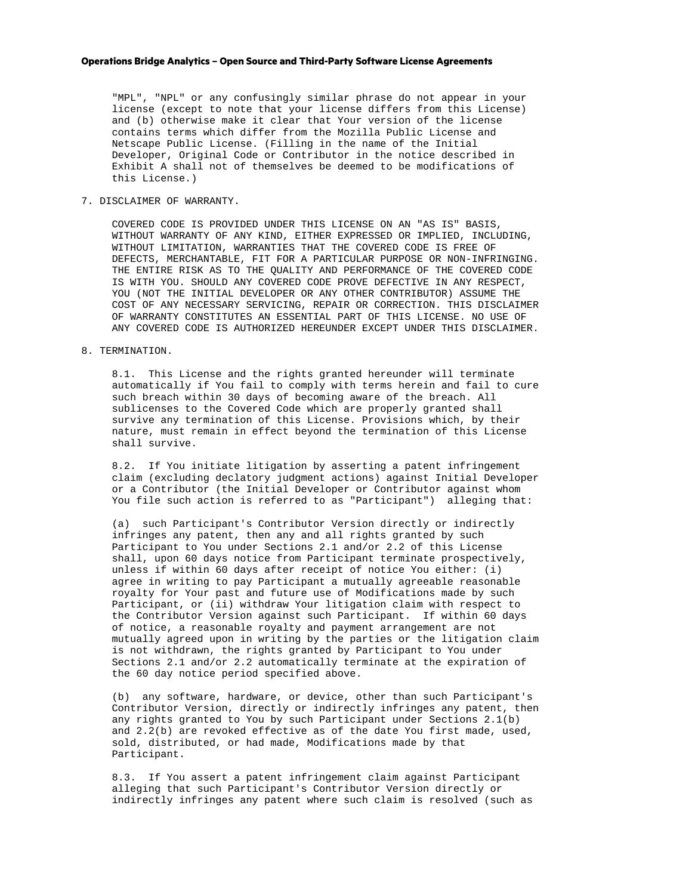"MPL", "NPL" or any confusingly similar phrase do not appear in your license (except to note that your license differs from this License) and (b) otherwise make it clear that Your version of the license contains terms which differ from the Mozilla Public License and Netscape Public License. (Filling in the name of the Initial Developer, Original Code or Contributor in the notice described in Exhibit A shall not of themselves be deemed to be modifications of this License.)

7. DISCLAIMER OF WARRANTY.

COVERED CODE IS PROVIDED UNDER THIS LICENSE ON AN "AS IS" BASIS, WITHOUT WARRANTY OF ANY KIND, EITHER EXPRESSED OR IMPLIED, INCLUDING, WITHOUT LIMITATION, WARRANTIES THAT THE COVERED CODE IS FREE OF DEFECTS, MERCHANTABLE, FIT FOR A PARTICULAR PURPOSE OR NON-INFRINGING. THE ENTIRE RISK AS TO THE QUALITY AND PERFORMANCE OF THE COVERED CODE IS WITH YOU. SHOULD ANY COVERED CODE PROVE DEFECTIVE IN ANY RESPECT, YOU (NOT THE INITIAL DEVELOPER OR ANY OTHER CONTRIBUTOR) ASSUME THE COST OF ANY NECESSARY SERVICING, REPAIR OR CORRECTION. THIS DISCLAIMER OF WARRANTY CONSTITUTES AN ESSENTIAL PART OF THIS LICENSE. NO USE OF ANY COVERED CODE IS AUTHORIZED HEREUNDER EXCEPT UNDER THIS DISCLAIMER.

8. TERMINATION.

8.1. This License and the rights granted hereunder will terminate automatically if You fail to comply with terms herein and fail to cure such breach within 30 days of becoming aware of the breach. All sublicenses to the Covered Code which are properly granted shall survive any termination of this License. Provisions which, by their nature, must remain in effect beyond the termination of this License shall survive.

8.2. If You initiate litigation by asserting a patent infringement claim (excluding declatory judgment actions) against Initial Developer or a Contributor (the Initial Developer or Contributor against whom You file such action is referred to as "Participant") alleging that:

(a) such Participant's Contributor Version directly or indirectly infringes any patent, then any and all rights granted by such Participant to You under Sections 2.1 and/or 2.2 of this License shall, upon 60 days notice from Participant terminate prospectively, unless if within 60 days after receipt of notice You either: (i) agree in writing to pay Participant a mutually agreeable reasonable royalty for Your past and future use of Modifications made by such Participant, or (ii) withdraw Your litigation claim with respect to the Contributor Version against such Participant. If within 60 days of notice, a reasonable royalty and payment arrangement are not mutually agreed upon in writing by the parties or the litigation claim is not withdrawn, the rights granted by Participant to You under Sections 2.1 and/or 2.2 automatically terminate at the expiration of the 60 day notice period specified above.

(b) any software, hardware, or device, other than such Participant's Contributor Version, directly or indirectly infringes any patent, then any rights granted to You by such Participant under Sections 2.1(b) and 2.2(b) are revoked effective as of the date You first made, used, sold, distributed, or had made, Modifications made by that Participant.

8.3. If You assert a patent infringement claim against Participant alleging that such Participant's Contributor Version directly or indirectly infringes any patent where such claim is resolved (such as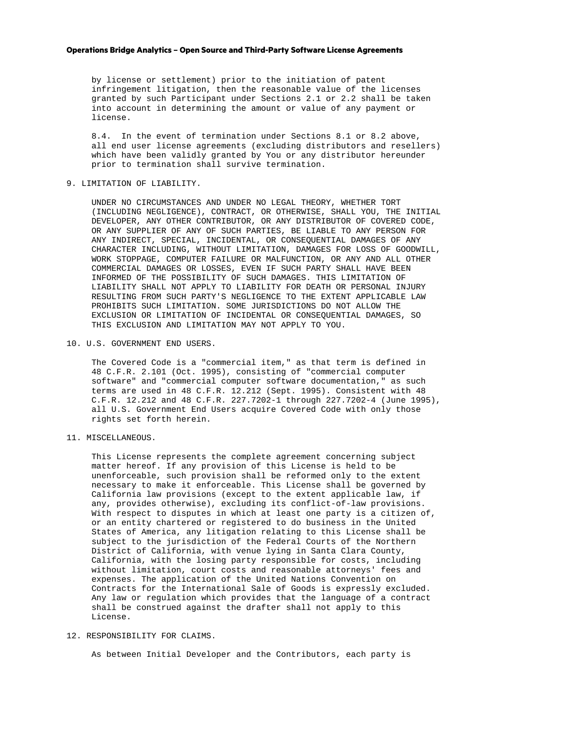by license or settlement) prior to the initiation of patent infringement litigation, then the reasonable value of the licenses granted by such Participant under Sections 2.1 or 2.2 shall be taken into account in determining the amount or value of any payment or license.

8.4. In the event of termination under Sections 8.1 or 8.2 above, all end user license agreements (excluding distributors and resellers) which have been validly granted by You or any distributor hereunder prior to termination shall survive termination.

9. LIMITATION OF LIABILITY.

UNDER NO CIRCUMSTANCES AND UNDER NO LEGAL THEORY, WHETHER TORT (INCLUDING NEGLIGENCE), CONTRACT, OR OTHERWISE, SHALL YOU, THE INITIAL DEVELOPER, ANY OTHER CONTRIBUTOR, OR ANY DISTRIBUTOR OF COVERED CODE, OR ANY SUPPLIER OF ANY OF SUCH PARTIES, BE LIABLE TO ANY PERSON FOR ANY INDIRECT, SPECIAL, INCIDENTAL, OR CONSEQUENTIAL DAMAGES OF ANY CHARACTER INCLUDING, WITHOUT LIMITATION, DAMAGES FOR LOSS OF GOODWILL, WORK STOPPAGE, COMPUTER FAILURE OR MALFUNCTION, OR ANY AND ALL OTHER COMMERCIAL DAMAGES OR LOSSES, EVEN IF SUCH PARTY SHALL HAVE BEEN INFORMED OF THE POSSIBILITY OF SUCH DAMAGES. THIS LIMITATION OF LIABILITY SHALL NOT APPLY TO LIABILITY FOR DEATH OR PERSONAL INJURY RESULTING FROM SUCH PARTY'S NEGLIGENCE TO THE EXTENT APPLICABLE LAW PROHIBITS SUCH LIMITATION. SOME JURISDICTIONS DO NOT ALLOW THE EXCLUSION OR LIMITATION OF INCIDENTAL OR CONSEQUENTIAL DAMAGES, SO THIS EXCLUSION AND LIMITATION MAY NOT APPLY TO YOU.

10. U.S. GOVERNMENT END USERS.

The Covered Code is a "commercial item," as that term is defined in 48 C.F.R. 2.101 (Oct. 1995), consisting of "commercial computer software" and "commercial computer software documentation," as such terms are used in 48 C.F.R. 12.212 (Sept. 1995). Consistent with 48 C.F.R. 12.212 and 48 C.F.R. 227.7202-1 through 227.7202-4 (June 1995), all U.S. Government End Users acquire Covered Code with only those rights set forth herein.

11. MISCELLANEOUS.

This License represents the complete agreement concerning subject matter hereof. If any provision of this License is held to be unenforceable, such provision shall be reformed only to the extent necessary to make it enforceable. This License shall be governed by California law provisions (except to the extent applicable law, if any, provides otherwise), excluding its conflict-of-law provisions. With respect to disputes in which at least one party is a citizen of, or an entity chartered or registered to do business in the United States of America, any litigation relating to this License shall be subject to the jurisdiction of the Federal Courts of the Northern District of California, with venue lying in Santa Clara County, California, with the losing party responsible for costs, including without limitation, court costs and reasonable attorneys' fees and expenses. The application of the United Nations Convention on Contracts for the International Sale of Goods is expressly excluded. Any law or regulation which provides that the language of a contract shall be construed against the drafter shall not apply to this License.

12. RESPONSIBILITY FOR CLAIMS.

As between Initial Developer and the Contributors, each party is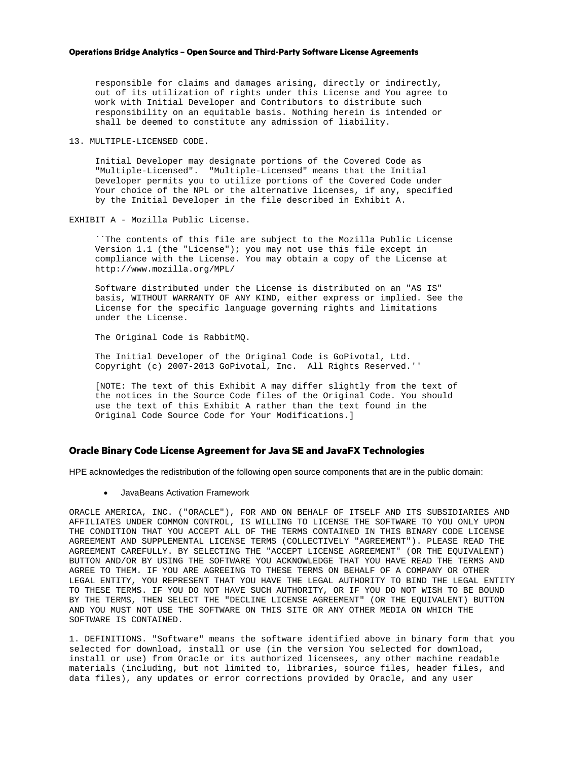responsible for claims and damages arising, directly or indirectly, out of its utilization of rights under this License and You agree to work with Initial Developer and Contributors to distribute such responsibility on an equitable basis. Nothing herein is intended or shall be deemed to constitute any admission of liability.

13. MULTIPLE-LICENSED CODE.

Initial Developer may designate portions of the Covered Code as "Multiple-Licensed". "Multiple-Licensed" means that the Initial Developer permits you to utilize portions of the Covered Code under Your choice of the NPL or the alternative licenses, if any, specified by the Initial Developer in the file described in Exhibit A.

EXHIBIT A - Mozilla Public License.

``The contents of this file are subject to the Mozilla Public License Version 1.1 (the "License"); you may not use this file except in compliance with the License. You may obtain a copy of the License at http://www.mozilla.org/MPL/

Software distributed under the License is distributed on an "AS IS" basis, WITHOUT WARRANTY OF ANY KIND, either express or implied. See the License for the specific language governing rights and limitations under the License.

The Original Code is RabbitMQ.

The Initial Developer of the Original Code is GoPivotal, Ltd. Copyright (c) 2007-2013 GoPivotal, Inc. All Rights Reserved.''

[NOTE: The text of this Exhibit A may differ slightly from the text of the notices in the Source Code files of the Original Code. You should use the text of this Exhibit A rather than the text found in the Original Code Source Code for Your Modifications.]

## Oracle Binary Code License Agreement for Java SE and JavaFX Technologies

HPE acknowledges the redistribution of the following open source components that are in the public domain:

- JavaBeans Activation Framework

ORACLE AMERICA, INC. ("ORACLE"), FOR AND ON BEHALF OF ITSELF AND ITS SUBSIDIARIES AND AFFILIATES UNDER COMMON CONTROL, IS WILLING TO LICENSE THE SOFTWARE TO YOU ONLY UPON THE CONDITION THAT YOU ACCEPT ALL OF THE TERMS CONTAINED IN THIS BINARY CODE LICENSE AGREEMENT AND SUPPLEMENTAL LICENSE TERMS (COLLECTIVELY "AGREEMENT"). PLEASE READ THE AGREEMENT CAREFULLY. BY SELECTING THE "ACCEPT LICENSE AGREEMENT" (OR THE EQUIVALENT) BUTTON AND/OR BY USING THE SOFTWARE YOU ACKNOWLEDGE THAT YOU HAVE READ THE TERMS AND AGREE TO THEM. IF YOU ARE AGREEING TO THESE TERMS ON BEHALF OF A COMPANY OR OTHER LEGAL ENTITY, YOU REPRESENT THAT YOU HAVE THE LEGAL AUTHORITY TO BIND THE LEGAL ENTITY TO THESE TERMS. IF YOU DO NOT HAVE SUCH AUTHORITY, OR IF YOU DO NOT WISH TO BE BOUND BY THE TERMS, THEN SELECT THE "DECLINE LICENSE AGREEMENT" (OR THE EQUIVALENT) BUTTON AND YOU MUST NOT USE THE SOFTWARE ON THIS SITE OR ANY OTHER MEDIA ON WHICH THE SOFTWARE IS CONTAINED.

1. DEFINITIONS. "Software" means the software identified above in binary form that you selected for download, install or use (in the version You selected for download, install or use) from Oracle or its authorized licensees, any other machine readable materials (including, but not limited to, libraries, source files, header files, and data files), any updates or error corrections provided by Oracle, and any user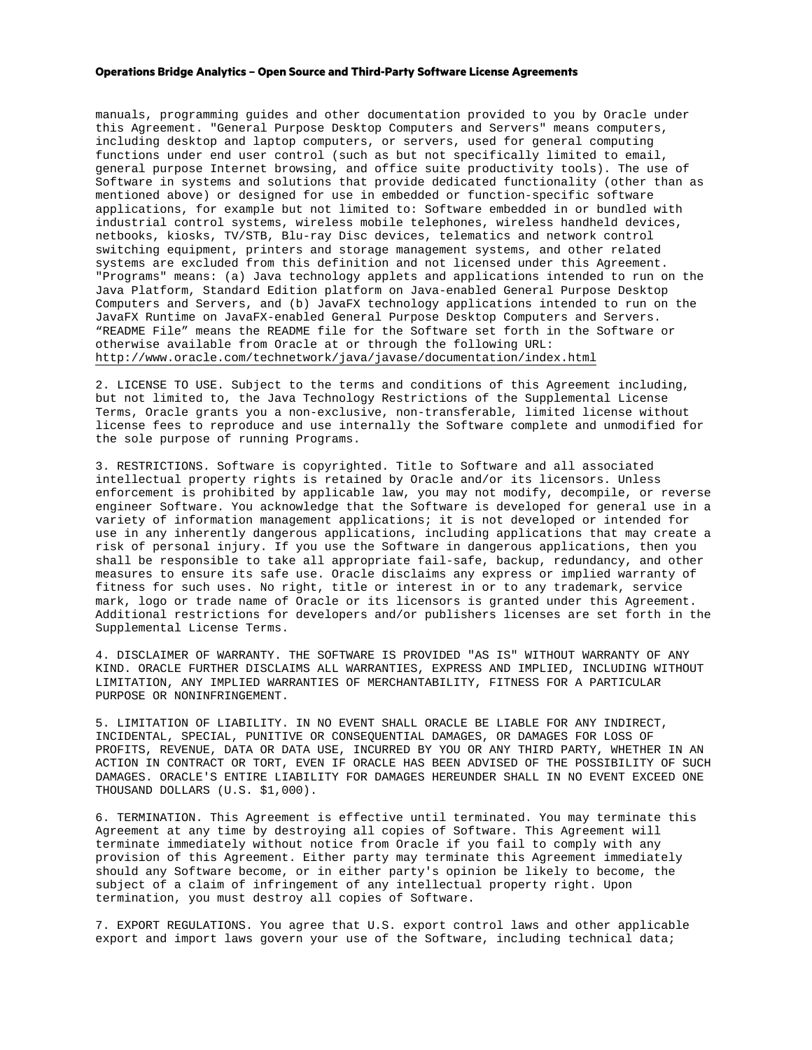manuals, programming guides and other documentation provided to you by Oracle under this Agreement. "General Purpose Desktop Computers and Servers" means computers, including desktop and laptop computers, or servers, used for general computing functions under end user control (such as but not specifically limited to email, general purpose Internet browsing, and office suite productivity tools). The use of Software in systems and solutions that provide dedicated functionality (other than as mentioned above) or designed for use in embedded or function-specific software applications, for example but not limited to: Software embedded in or bundled with industrial control systems, wireless mobile telephones, wireless handheld devices, netbooks, kiosks, TV/STB, Blu-ray Disc devices, telematics and network control switching equipment, printers and storage management systems, and other related systems are excluded from this definition and not licensed under this Agreement. "Programs" means: (a) Java technology applets and applications intended to run on the Java Platform, Standard Edition platform on Java-enabled General Purpose Desktop Computers and Servers, and (b) JavaFX technology applications intended to run on the JavaFX Runtime on JavaFX-enabled General Purpose Desktop Computers and Servers. “README File” means the README file for the Software set forth in the Software or otherwise available from Oracle at or through the following URL: http://www.oracle.com/technetwork/java/javase/documentation/index.html

2. LICENSE TO USE. Subject to the terms and conditions of this Agreement including, but not limited to, the Java Technology Restrictions of the Supplemental License Terms, Oracle grants you a non-exclusive, non-transferable, limited license without license fees to reproduce and use internally the Software complete and unmodified for the sole purpose of running Programs.

3. RESTRICTIONS. Software is copyrighted. Title to Software and all associated intellectual property rights is retained by Oracle and/or its licensors. Unless enforcement is prohibited by applicable law, you may not modify, decompile, or reverse engineer Software. You acknowledge that the Software is developed for general use in a variety of information management applications; it is not developed or intended for use in any inherently dangerous applications, including applications that may create a risk of personal injury. If you use the Software in dangerous applications, then you shall be responsible to take all appropriate fail-safe, backup, redundancy, and other measures to ensure its safe use. Oracle disclaims any express or implied warranty of fitness for such uses. No right, title or interest in or to any trademark, service mark, logo or trade name of Oracle or its licensors is granted under this Agreement. Additional restrictions for developers and/or publishers licenses are set forth in the Supplemental License Terms.

4. DISCLAIMER OF WARRANTY. THE SOFTWARE IS PROVIDED "AS IS" WITHOUT WARRANTY OF ANY KIND. ORACLE FURTHER DISCLAIMS ALL WARRANTIES, EXPRESS AND IMPLIED, INCLUDING WITHOUT LIMITATION, ANY IMPLIED WARRANTIES OF MERCHANTABILITY, FITNESS FOR A PARTICULAR PURPOSE OR NONINFRINGEMENT.

5. LIMITATION OF LIABILITY. IN NO EVENT SHALL ORACLE BE LIABLE FOR ANY INDIRECT, INCIDENTAL, SPECIAL, PUNITIVE OR CONSEQUENTIAL DAMAGES, OR DAMAGES FOR LOSS OF PROFITS, REVENUE, DATA OR DATA USE, INCURRED BY YOU OR ANY THIRD PARTY, WHETHER IN AN ACTION IN CONTRACT OR TORT, EVEN IF ORACLE HAS BEEN ADVISED OF THE POSSIBILITY OF SUCH DAMAGES. ORACLE'S ENTIRE LIABILITY FOR DAMAGES HEREUNDER SHALL IN NO EVENT EXCEED ONE THOUSAND DOLLARS (U.S. $1,000).

6. TERMINATION. This Agreement is effective until terminated. You may terminate this Agreement at any time by destroying all copies of Software. This Agreement will terminate immediately without notice from Oracle if you fail to comply with any provision of this Agreement. Either party may terminate this Agreement immediately should any Software become, or in either party's opinion be likely to become, the subject of a claim of infringement of any intellectual property right. Upon termination, you must destroy all copies of Software.

7. EXPORT REGULATIONS. You agree that U.S. export control laws and other applicable export and import laws govern your use of the Software, including technical data;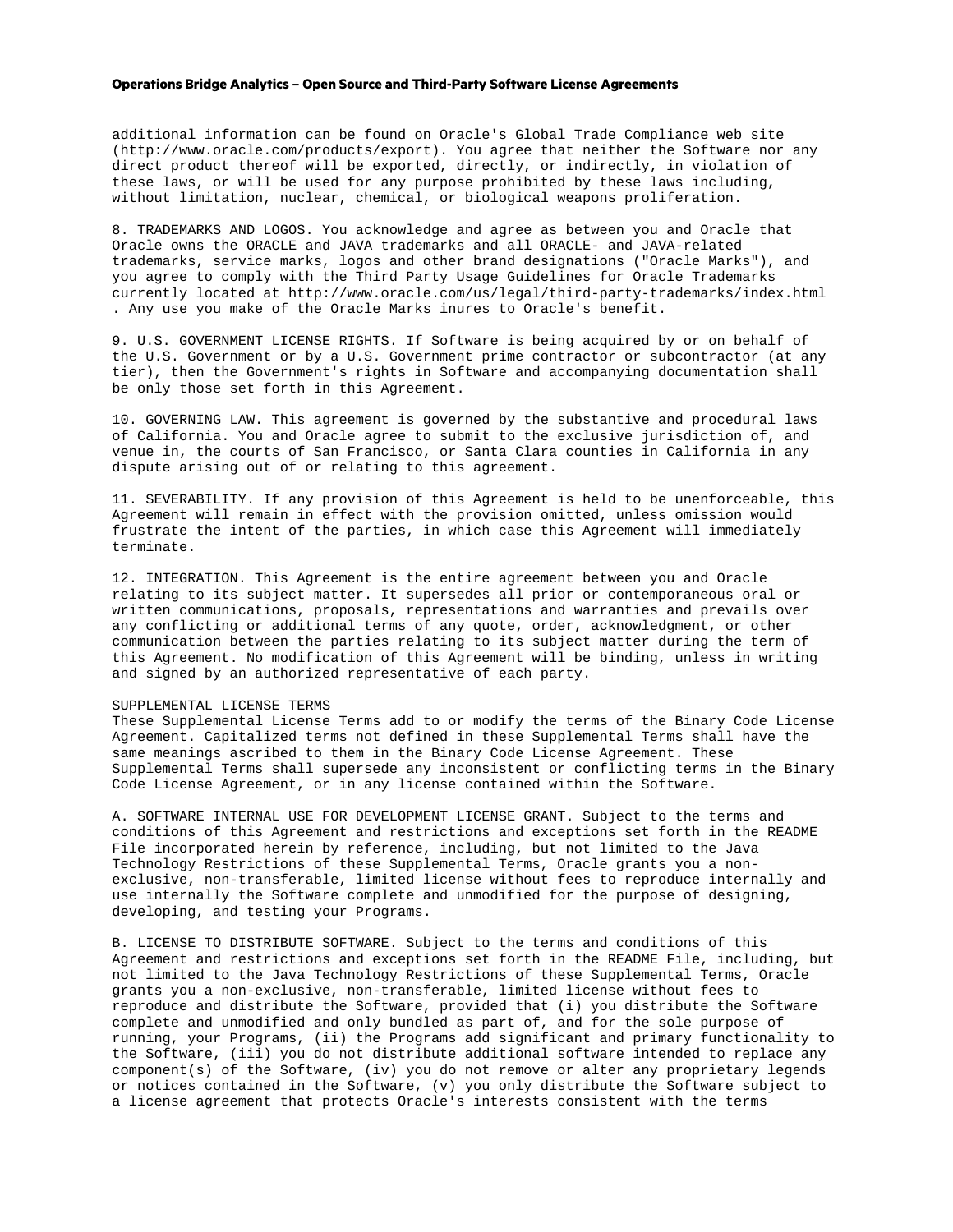additional information can be found on Oracle's Global Trade Compliance web site (http://www.oracle.com/products/export). You agree that neither the Software nor any direct product thereof will be exported, directly, or indirectly, in violation of these laws, or will be used for any purpose prohibited by these laws including, without limitation, nuclear, chemical, or biological weapons proliferation.

8. TRADEMARKS AND LOGOS. You acknowledge and agree as between you and Oracle that Oracle owns the ORACLE and JAVA trademarks and all ORACLE- and JAVA-related trademarks, service marks, logos and other brand designations ("Oracle Marks"), and you agree to comply with the Third Party Usage Guidelines for Oracle Trademarks currently located at http://www.oracle.com/us/legal/third-party-trademarks/index.html . Any use you make of the Oracle Marks inures to Oracle's benefit.

9. U.S. GOVERNMENT LICENSE RIGHTS. If Software is being acquired by or on behalf of the U.S. Government or by a U.S. Government prime contractor or subcontractor (at any tier), then the Government's rights in Software and accompanying documentation shall be only those set forth in this Agreement.

10. GOVERNING LAW. This agreement is governed by the substantive and procedural laws of California. You and Oracle agree to submit to the exclusive jurisdiction of, and venue in, the courts of San Francisco, or Santa Clara counties in California in any dispute arising out of or relating to this agreement.

11. SEVERABILITY. If any provision of this Agreement is held to be unenforceable, this Agreement will remain in effect with the provision omitted, unless omission would frustrate the intent of the parties, in which case this Agreement will immediately terminate.

12. INTEGRATION. This Agreement is the entire agreement between you and Oracle relating to its subject matter. It supersedes all prior or contemporaneous oral or written communications, proposals, representations and warranties and prevails over any conflicting or additional terms of any quote, order, acknowledgment, or other communication between the parties relating to its subject matter during the term of this Agreement. No modification of this Agreement will be binding, unless in writing and signed by an authorized representative of each party.

SUPPLEMENTAL LICENSE TERMS
These Supplemental License Terms add to or modify the terms of the Binary Code License Agreement. Capitalized terms not defined in these Supplemental Terms shall have the same meanings ascribed to them in the Binary Code License Agreement. These Supplemental Terms shall supersede any inconsistent or conflicting terms in the Binary Code License Agreement, or in any license contained within the Software.

A. SOFTWARE INTERNAL USE FOR DEVELOPMENT LICENSE GRANT. Subject to the terms and conditions of this Agreement and restrictions and exceptions set forth in the README File incorporated herein by reference, including, but not limited to the Java Technology Restrictions of these Supplemental Terms, Oracle grants you a non-exclusive, non-transferable, limited license without fees to reproduce internally and use internally the Software complete and unmodified for the purpose of designing, developing, and testing your Programs.

B. LICENSE TO DISTRIBUTE SOFTWARE. Subject to the terms and conditions of this Agreement and restrictions and exceptions set forth in the README File, including, but not limited to the Java Technology Restrictions of these Supplemental Terms, Oracle grants you a non-exclusive, non-transferable, limited license without fees to reproduce and distribute the Software, provided that (i) you distribute the Software complete and unmodified and only bundled as part of, and for the sole purpose of running, your Programs, (ii) the Programs add significant and primary functionality to the Software, (iii) you do not distribute additional software intended to replace any component(s) of the Software, (iv) you do not remove or alter any proprietary legends or notices contained in the Software, (v) you only distribute the Software subject to a license agreement that protects Oracle's interests consistent with the terms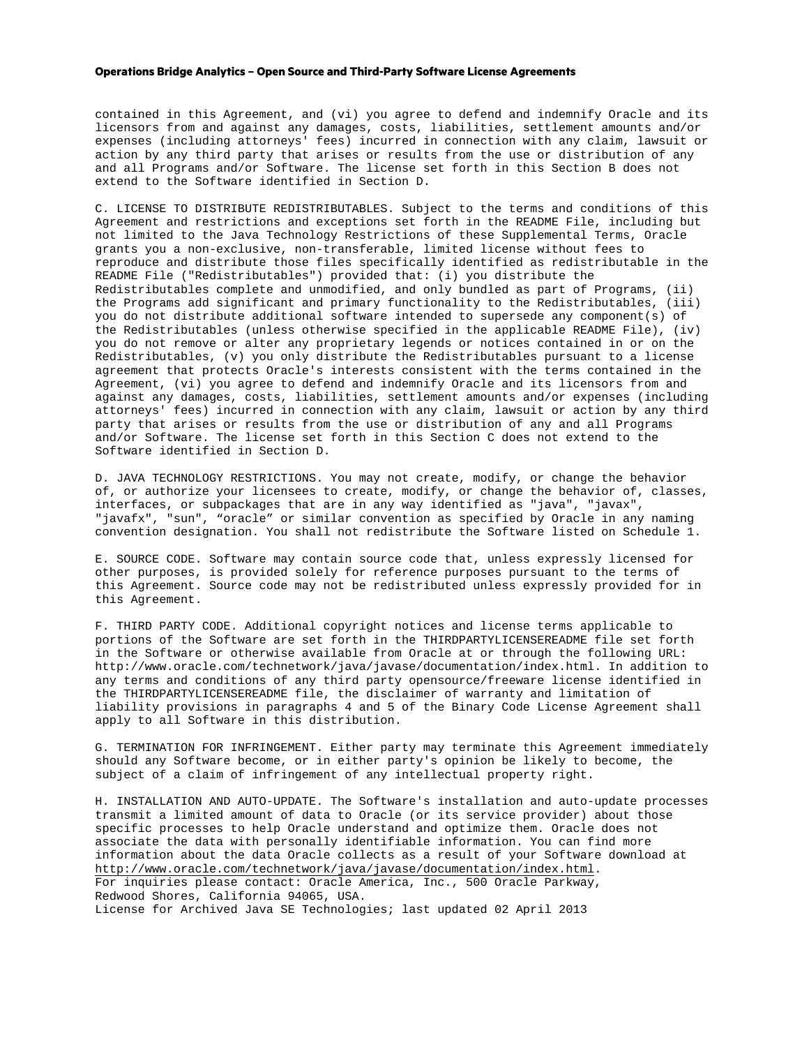contained in this Agreement, and (vi) you agree to defend and indemnify Oracle and its licensors from and against any damages, costs, liabilities, settlement amounts and/or expenses (including attorneys' fees) incurred in connection with any claim, lawsuit or action by any third party that arises or results from the use or distribution of any and all Programs and/or Software. The license set forth in this Section B does not extend to the Software identified in Section D.

C. LICENSE TO DISTRIBUTE REDISTRIBUTABLES. Subject to the terms and conditions of this Agreement and restrictions and exceptions set forth in the README File, including but not limited to the Java Technology Restrictions of these Supplemental Terms, Oracle grants you a non-exclusive, non-transferable, limited license without fees to reproduce and distribute those files specifically identified as redistributable in the README File ("Redistributables") provided that: (i) you distribute the Redistributables complete and unmodified, and only bundled as part of Programs, (ii) the Programs add significant and primary functionality to the Redistributables, (iii) you do not distribute additional software intended to supersede any component(s) of the Redistributables (unless otherwise specified in the applicable README File), (iv) you do not remove or alter any proprietary legends or notices contained in or on the Redistributables, (v) you only distribute the Redistributables pursuant to a license agreement that protects Oracle's interests consistent with the terms contained in the Agreement, (vi) you agree to defend and indemnify Oracle and its licensors from and against any damages, costs, liabilities, settlement amounts and/or expenses (including attorneys' fees) incurred in connection with any claim, lawsuit or action by any third party that arises or results from the use or distribution of any and all Programs and/or Software. The license set forth in this Section C does not extend to the Software identified in Section D.

D. JAVA TECHNOLOGY RESTRICTIONS. You may not create, modify, or change the behavior of, or authorize your licensees to create, modify, or change the behavior of, classes, interfaces, or subpackages that are in any way identified as "java", "javax", "javafx", "sun", "oracle" or similar convention as specified by Oracle in any naming convention designation. You shall not redistribute the Software listed on Schedule 1.

E. SOURCE CODE. Software may contain source code that, unless expressly licensed for other purposes, is provided solely for reference purposes pursuant to the terms of this Agreement. Source code may not be redistributed unless expressly provided for in this Agreement.

F. THIRD PARTY CODE. Additional copyright notices and license terms applicable to portions of the Software are set forth in the THIRDPARTYLICENSEREADME file set forth in the Software or otherwise available from Oracle at or through the following URL: http://www.oracle.com/technetwork/java/javase/documentation/index.html. In addition to any terms and conditions of any third party opensource/freeware license identified in the THIRDPARTYLICENSEREADME file, the disclaimer of warranty and limitation of liability provisions in paragraphs 4 and 5 of the Binary Code License Agreement shall apply to all Software in this distribution.

G. TERMINATION FOR INFRINGEMENT. Either party may terminate this Agreement immediately should any Software become, or in either party's opinion be likely to become, the subject of a claim of infringement of any intellectual property right.

H. INSTALLATION AND AUTO-UPDATE. The Software's installation and auto-update processes transmit a limited amount of data to Oracle (or its service provider) about those specific processes to help Oracle understand and optimize them. Oracle does not associate the data with personally identifiable information. You can find more information about the data Oracle collects as a result of your Software download at http://www.oracle.com/technetwork/java/javase/documentation/index.html.
For inquiries please contact: Oracle America, Inc., 500 Oracle Parkway, Redwood Shores, California 94065, USA.
License for Archived Java SE Technologies; last updated 02 April 2013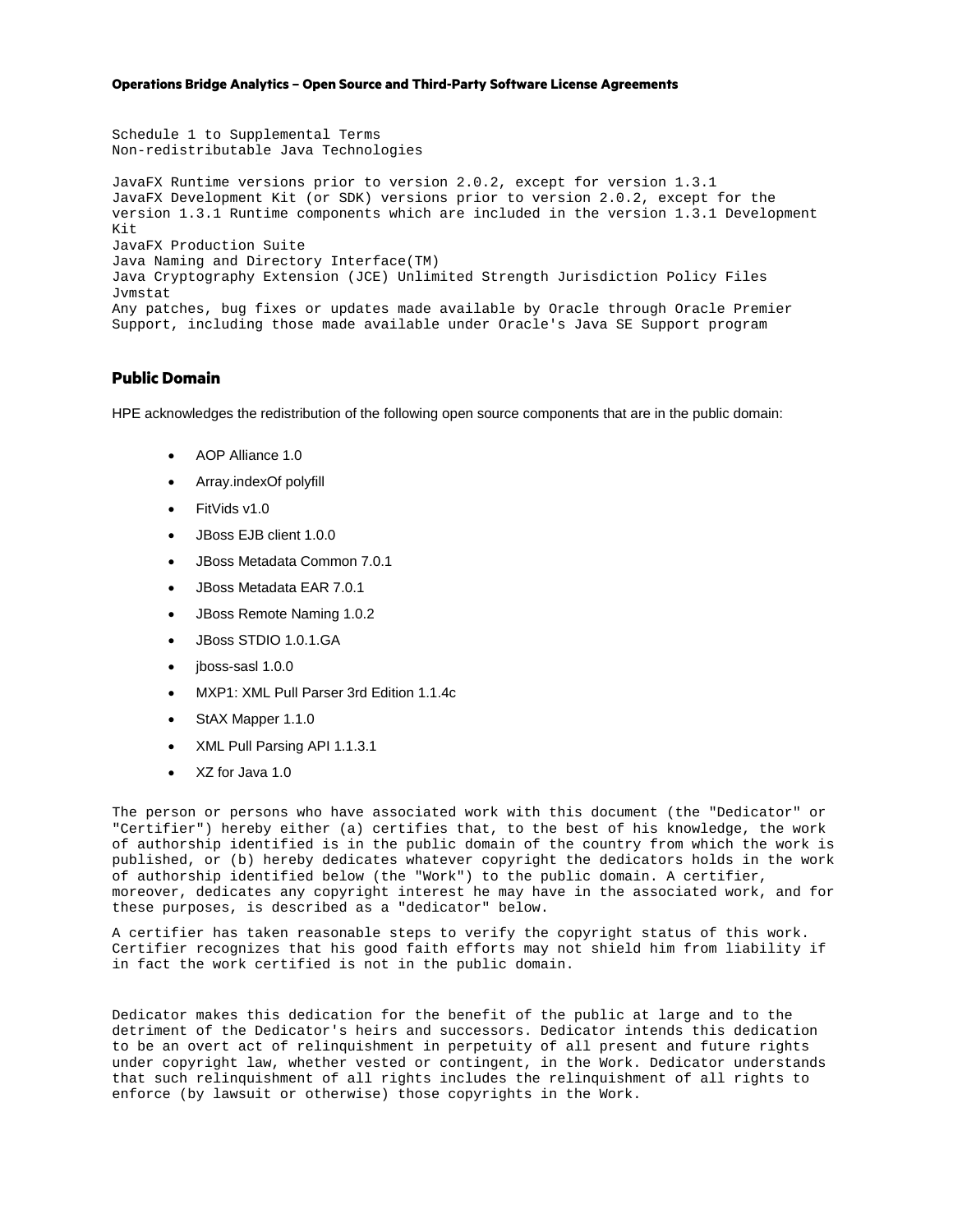Schedule 1 to Supplemental Terms
Non-redistributable Java Technologies

JavaFX Runtime versions prior to version 2.0.2, except for version 1.3.1
JavaFX Development Kit (or SDK) versions prior to version 2.0.2, except for the version 1.3.1 Runtime components which are included in the version 1.3.1 Development Kit
JavaFX Production Suite
Java Naming and Directory Interface(TM)
Java Cryptography Extension (JCE) Unlimited Strength Jurisdiction Policy Files
Jvmstat
Any patches, bug fixes or updates made available by Oracle through Oracle Premier Support, including those made available under Oracle's Java SE Support program

## Public Domain

HPE acknowledges the redistribution of the following open source components that are in the public domain:

- AOP Alliance 1.0
- Array.indexOf polyfill
- FitVids v1.0
- JBoss EJB client 1.0.0
- JBoss Metadata Common 7.0.1
- JBoss Metadata EAR 7.0.1
- JBoss Remote Naming 1.0.2
- JBoss STDIO 1.0.1.GA
- jboss-sasl 1.0.0
- MXP1: XML Pull Parser 3rd Edition 1.1.4c
- StAX Mapper 1.1.0
- XML Pull Parsing API 1.1.3.1
- XZ for Java 1.0

The person or persons who have associated work with this document (the "Dedicator" or "Certifier") hereby either (a) certifies that, to the best of his knowledge, the work of authorship identified is in the public domain of the country from which the work is published, or (b) hereby dedicates whatever copyright the dedicators holds in the work of authorship identified below (the "Work") to the public domain. A certifier, moreover, dedicates any copyright interest he may have in the associated work, and for these purposes, is described as a "dedicator" below.

A certifier has taken reasonable steps to verify the copyright status of this work. Certifier recognizes that his good faith efforts may not shield him from liability if in fact the work certified is not in the public domain.

Dedicator makes this dedication for the benefit of the public at large and to the detriment of the Dedicator's heirs and successors. Dedicator intends this dedication to be an overt act of relinquishment in perpetuity of all present and future rights under copyright law, whether vested or contingent, in the Work. Dedicator understands that such relinquishment of all rights includes the relinquishment of all rights to enforce (by lawsuit or otherwise) those copyrights in the Work.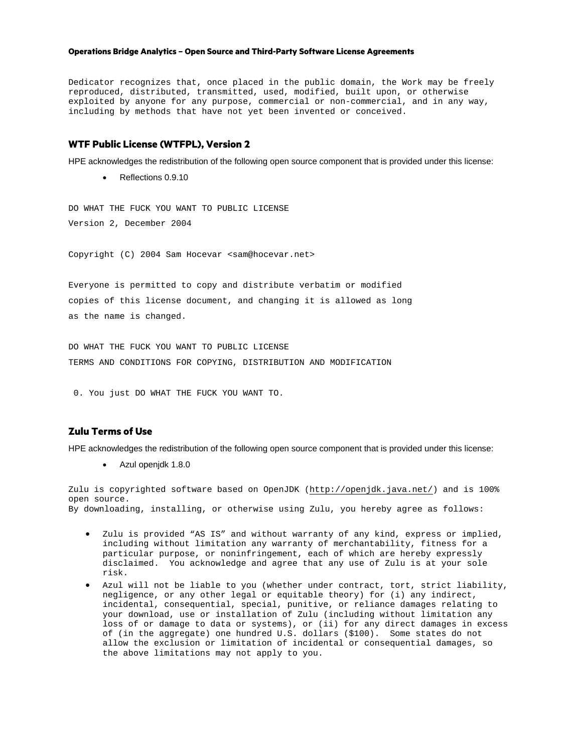Dedicator recognizes that, once placed in the public domain, the Work may be freely reproduced, distributed, transmitted, used, modified, built upon, or otherwise exploited by anyone for any purpose, commercial or non-commercial, and in any way, including by methods that have not yet been invented or conceived.

## WTF Public License (WTFPL), Version 2

HPE acknowledges the redistribution of the following open source component that is provided under this license:

- Reflections 0.9.10

DO WHAT THE FUCK YOU WANT TO PUBLIC LICENSE

Version 2, December 2004

Copyright (C) 2004 Sam Hocevar <sam@hocevar.net>

Everyone is permitted to copy and distribute verbatim or modified copies of this license document, and changing it is allowed as long as the name is changed.

DO WHAT THE FUCK YOU WANT TO PUBLIC LICENSE

TERMS AND CONDITIONS FOR COPYING, DISTRIBUTION AND MODIFICATION

0. You just DO WHAT THE FUCK YOU WANT TO.

## Zulu Terms of Use

HPE acknowledges the redistribution of the following open source component that is provided under this license:

- Azul openjdk 1.8.0

Zulu is copyrighted software based on OpenJDK (http://openjdk.java.net/) and is 100% open source.
By downloading, installing, or otherwise using Zulu, you hereby agree as follows:

- Zulu is provided “AS IS” and without warranty of any kind, express or implied, including without limitation any warranty of merchantability, fitness for a particular purpose, or noninfringement, each of which are hereby expressly disclaimed. You acknowledge and agree that any use of Zulu is at your sole risk.
- Azul will not be liable to you (whether under contract, tort, strict liability, negligence, or any other legal or equitable theory) for (i) any indirect, incidental, consequential, special, punitive, or reliance damages relating to your download, use or installation of Zulu (including without limitation any loss of or damage to data or systems), or (ii) for any direct damages in excess of (in the aggregate) one hundred U.S. dollars ($100). Some states do not allow the exclusion or limitation of incidental or consequential damages, so the above limitations may not apply to you.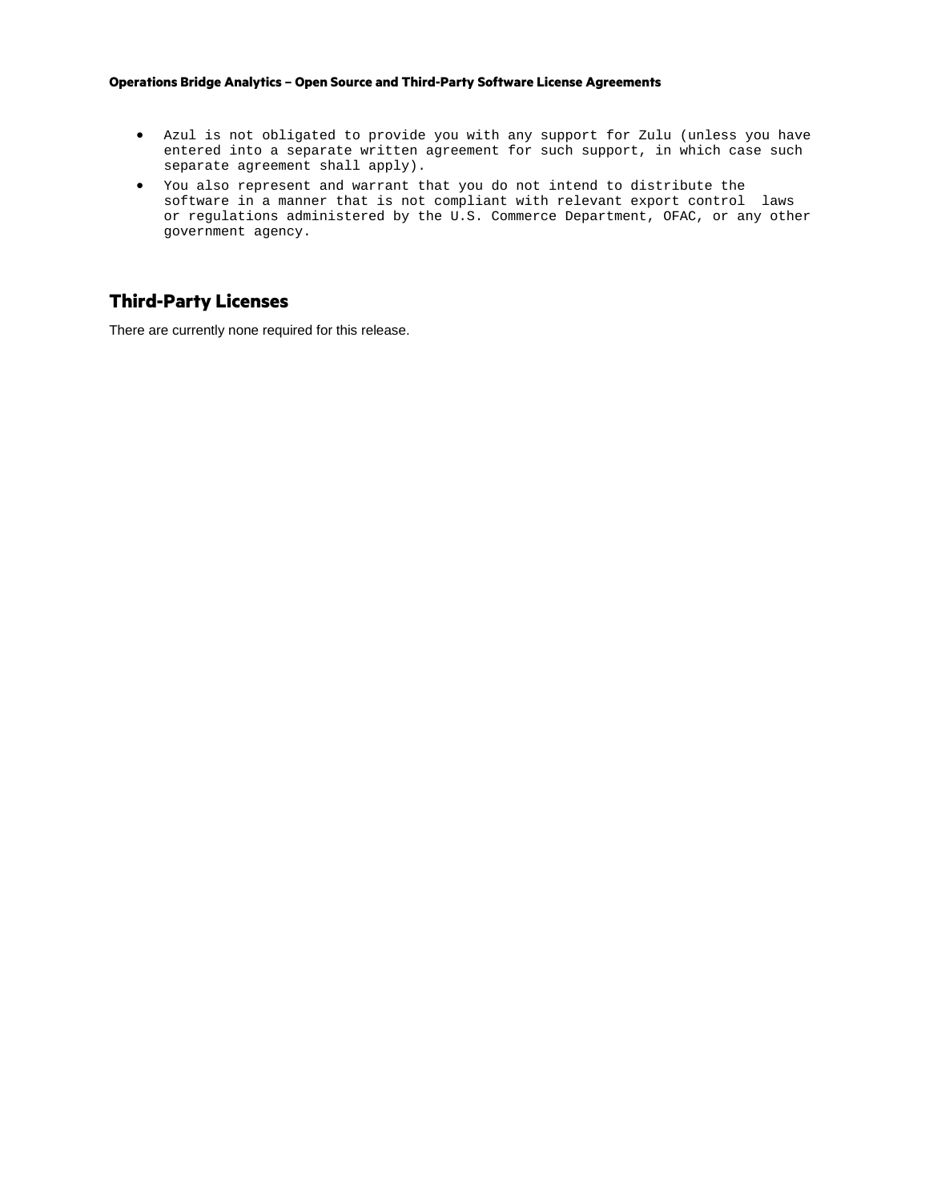- Azul is not obligated to provide you with any support for Zulu (unless you have entered into a separate written agreement for such support, in which case such separate agreement shall apply).
- You also represent and warrant that you do not intend to distribute the software in a manner that is not compliant with relevant export control laws or regulations administered by the U.S. Commerce Department, OFAC, or any other government agency.

## Third-Party Licenses

There are currently none required for this release.